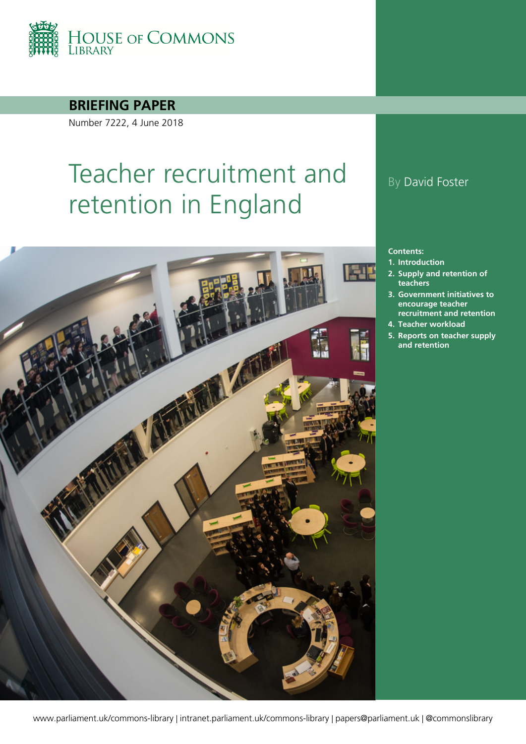HOUSE OF COMMONS LIBRARY

**BRIEFING PAPER**

Number 7222, 4 June 2018

# Teacher recruitment and retention in England

By David Foster

**Contents:**

1. Introduction
2. Supply and retention of teachers
3. Government initiatives to encourage teacher recruitment and retention
4. Teacher workload
5. Reports on teacher supply and retention

www.parliament.uk/commons-library | intranet.parliament.uk/commons-library | papers@parliament.uk | @commonslibrary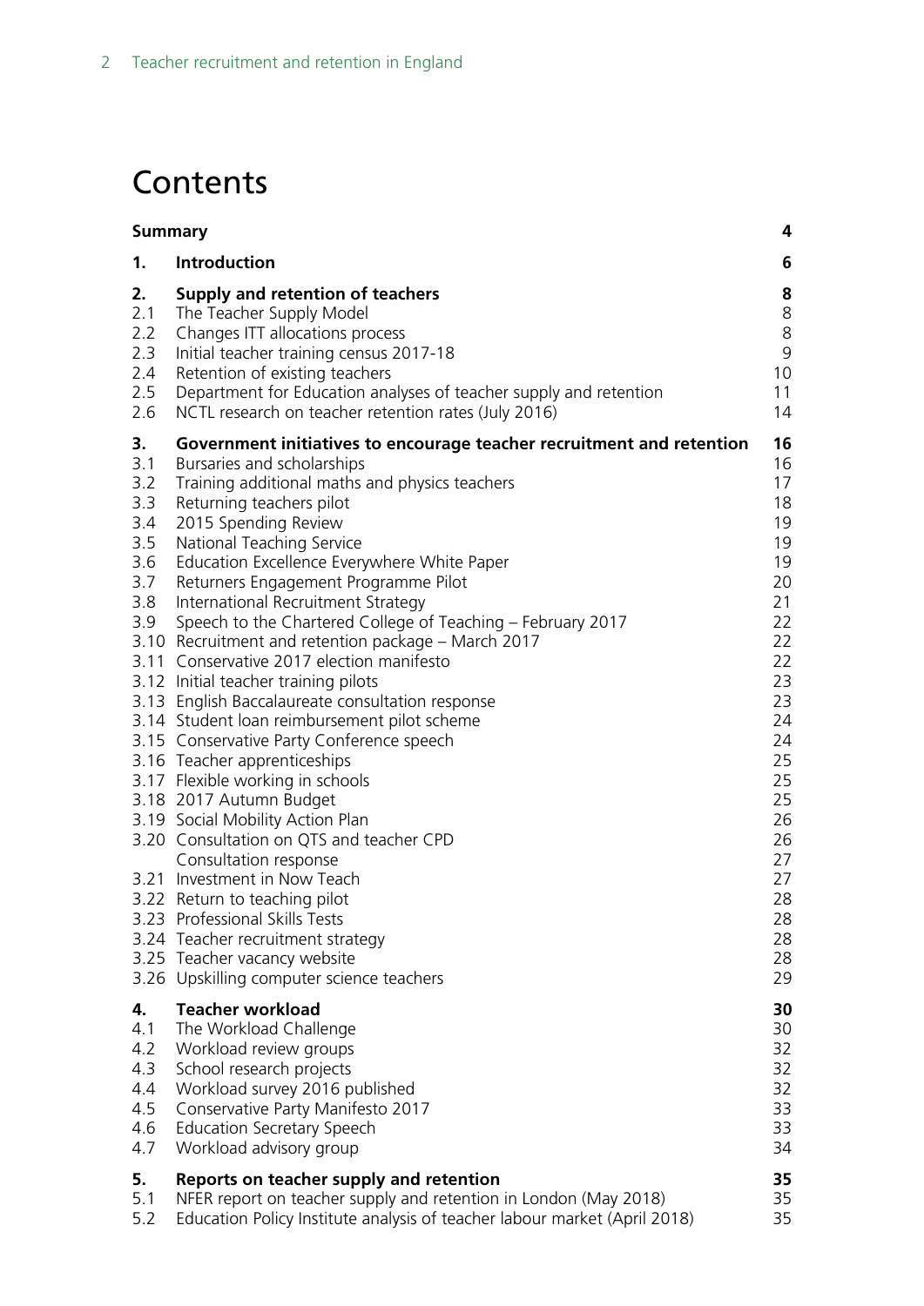# Contents

| | | |
|---|---|---|
| **Summary** | | **4** |
| **1.** | **Introduction** | **6** |
| **2.** | **Supply and retention of teachers** | **8** |
| 2.1 | The Teacher Supply Model | 8 |
| 2.2 | Changes ITT allocations process | 8 |
| 2.3 | Initial teacher training census 2017-18 | 9 |
| 2.4 | Retention of existing teachers | 10 |
| 2.5 | Department for Education analyses of teacher supply and retention | 11 |
| 2.6 | NCTL research on teacher retention rates (July 2016) | 14 |
| **3.** | **Government initiatives to encourage teacher recruitment and retention** | **16** |
| 3.1 | Bursaries and scholarships | 16 |
| 3.2 | Training additional maths and physics teachers | 17 |
| 3.3 | Returning teachers pilot | 18 |
| 3.4 | 2015 Spending Review | 19 |
| 3.5 | National Teaching Service | 19 |
| 3.6 | Education Excellence Everywhere White Paper | 19 |
| 3.7 | Returners Engagement Programme Pilot | 20 |
| 3.8 | International Recruitment Strategy | 21 |
| 3.9 | Speech to the Chartered College of Teaching – February 2017 | 22 |
| 3.10 | Recruitment and retention package – March 2017 | 22 |
| 3.11 | Conservative 2017 election manifesto | 22 |
| 3.12 | Initial teacher training pilots | 23 |
| 3.13 | English Baccalaureate consultation response | 23 |
| 3.14 | Student loan reimbursement pilot scheme | 24 |
| 3.15 | Conservative Party Conference speech | 24 |
| 3.16 | Teacher apprenticeships | 25 |
| 3.17 | Flexible working in schools | 25 |
| 3.18 | 2017 Autumn Budget | 25 |
| 3.19 | Social Mobility Action Plan | 26 |
| 3.20 | Consultation on QTS and teacher CPD | 26 |
| | Consultation response | 27 |
| 3.21 | Investment in Now Teach | 27 |
| 3.22 | Return to teaching pilot | 28 |
| 3.23 | Professional Skills Tests | 28 |
| 3.24 | Teacher recruitment strategy | 28 |
| 3.25 | Teacher vacancy website | 28 |
| 3.26 | Upskilling computer science teachers | 29 |
| **4.** | **Teacher workload** | **30** |
| 4.1 | The Workload Challenge | 30 |
| 4.2 | Workload review groups | 32 |
| 4.3 | School research projects | 32 |
| 4.4 | Workload survey 2016 published | 32 |
| 4.5 | Conservative Party Manifesto 2017 | 33 |
| 4.6 | Education Secretary Speech | 33 |
| 4.7 | Workload advisory group | 34 |
| **5.** | **Reports on teacher supply and retention** | **35** |
| 5.1 | NFER report on teacher supply and retention in London (May 2018) | 35 |
| 5.2 | Education Policy Institute analysis of teacher labour market (April 2018) | 35 |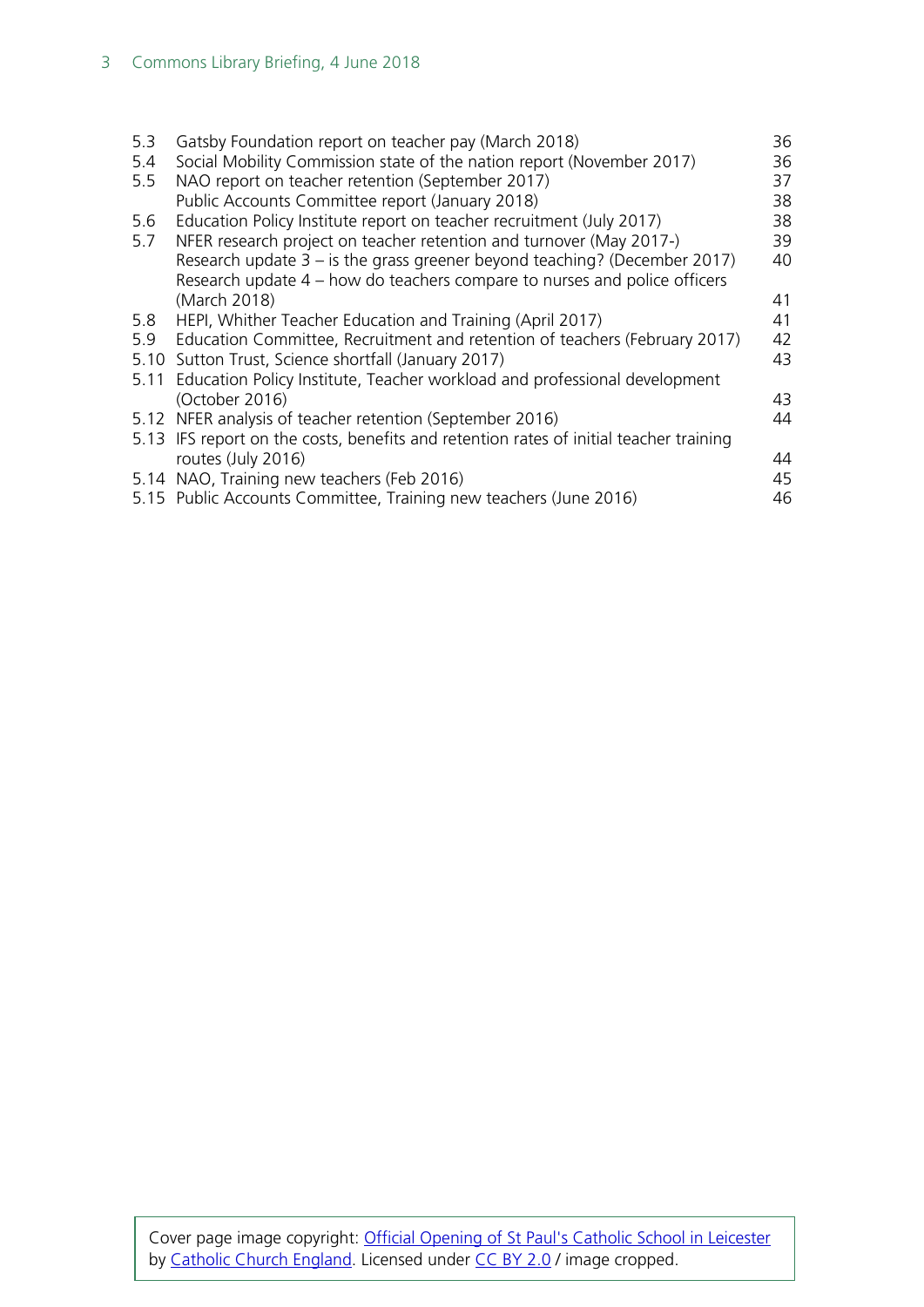5.3 Gatsby Foundation report on teacher pay (March 2018) 36
5.4 Social Mobility Commission state of the nation report (November 2017) 36
5.5 NAO report on teacher retention (September 2017) 37
Public Accounts Committee report (January 2018) 38
5.6 Education Policy Institute report on teacher recruitment (July 2017) 38
5.7 NFER research project on teacher retention and turnover (May 2017-) 39
Research update 3 – is the grass greener beyond teaching? (December 2017) 40
Research update 4 – how do teachers compare to nurses and police officers (March 2018) 41
5.8 HEPI, Whither Teacher Education and Training (April 2017) 41
5.9 Education Committee, Recruitment and retention of teachers (February 2017) 42
5.10 Sutton Trust, Science shortfall (January 2017) 43
5.11 Education Policy Institute, Teacher workload and professional development (October 2016) 43
5.12 NFER analysis of teacher retention (September 2016) 44
5.13 IFS report on the costs, benefits and retention rates of initial teacher training routes (July 2016) 44
5.14 NAO, Training new teachers (Feb 2016) 45
5.15 Public Accounts Committee, Training new teachers (June 2016) 46

Cover page image copyright: Official Opening of St Paul's Catholic School in Leicester by Catholic Church England. Licensed under CC BY 2.0 / image cropped.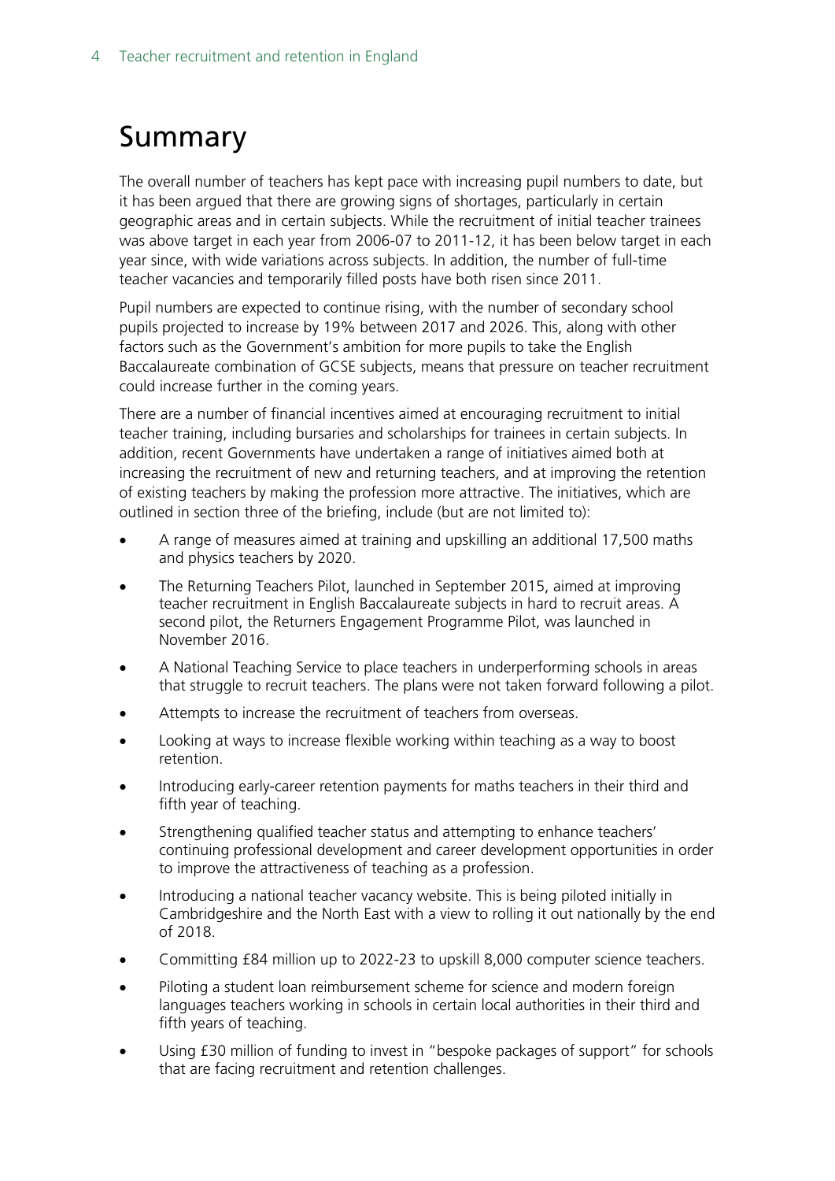# Summary

The overall number of teachers has kept pace with increasing pupil numbers to date, but it has been argued that there are growing signs of shortages, particularly in certain geographic areas and in certain subjects. While the recruitment of initial teacher trainees was above target in each year from 2006-07 to 2011-12, it has been below target in each year since, with wide variations across subjects. In addition, the number of full-time teacher vacancies and temporarily filled posts have both risen since 2011.

Pupil numbers are expected to continue rising, with the number of secondary school pupils projected to increase by 19% between 2017 and 2026. This, along with other factors such as the Government's ambition for more pupils to take the English Baccalaureate combination of GCSE subjects, means that pressure on teacher recruitment could increase further in the coming years.

There are a number of financial incentives aimed at encouraging recruitment to initial teacher training, including bursaries and scholarships for trainees in certain subjects. In addition, recent Governments have undertaken a range of initiatives aimed both at increasing the recruitment of new and returning teachers, and at improving the retention of existing teachers by making the profession more attractive. The initiatives, which are outlined in section three of the briefing, include (but are not limited to):

- A range of measures aimed at training and upskilling an additional 17,500 maths and physics teachers by 2020.
- The Returning Teachers Pilot, launched in September 2015, aimed at improving teacher recruitment in English Baccalaureate subjects in hard to recruit areas. A second pilot, the Returners Engagement Programme Pilot, was launched in November 2016.
- A National Teaching Service to place teachers in underperforming schools in areas that struggle to recruit teachers. The plans were not taken forward following a pilot.
- Attempts to increase the recruitment of teachers from overseas.
- Looking at ways to increase flexible working within teaching as a way to boost retention.
- Introducing early-career retention payments for maths teachers in their third and fifth year of teaching.
- Strengthening qualified teacher status and attempting to enhance teachers' continuing professional development and career development opportunities in order to improve the attractiveness of teaching as a profession.
- Introducing a national teacher vacancy website. This is being piloted initially in Cambridgeshire and the North East with a view to rolling it out nationally by the end of 2018.
- Committing £84 million up to 2022-23 to upskill 8,000 computer science teachers.
- Piloting a student loan reimbursement scheme for science and modern foreign languages teachers working in schools in certain local authorities in their third and fifth years of teaching.
- Using £30 million of funding to invest in "bespoke packages of support" for schools that are facing recruitment and retention challenges.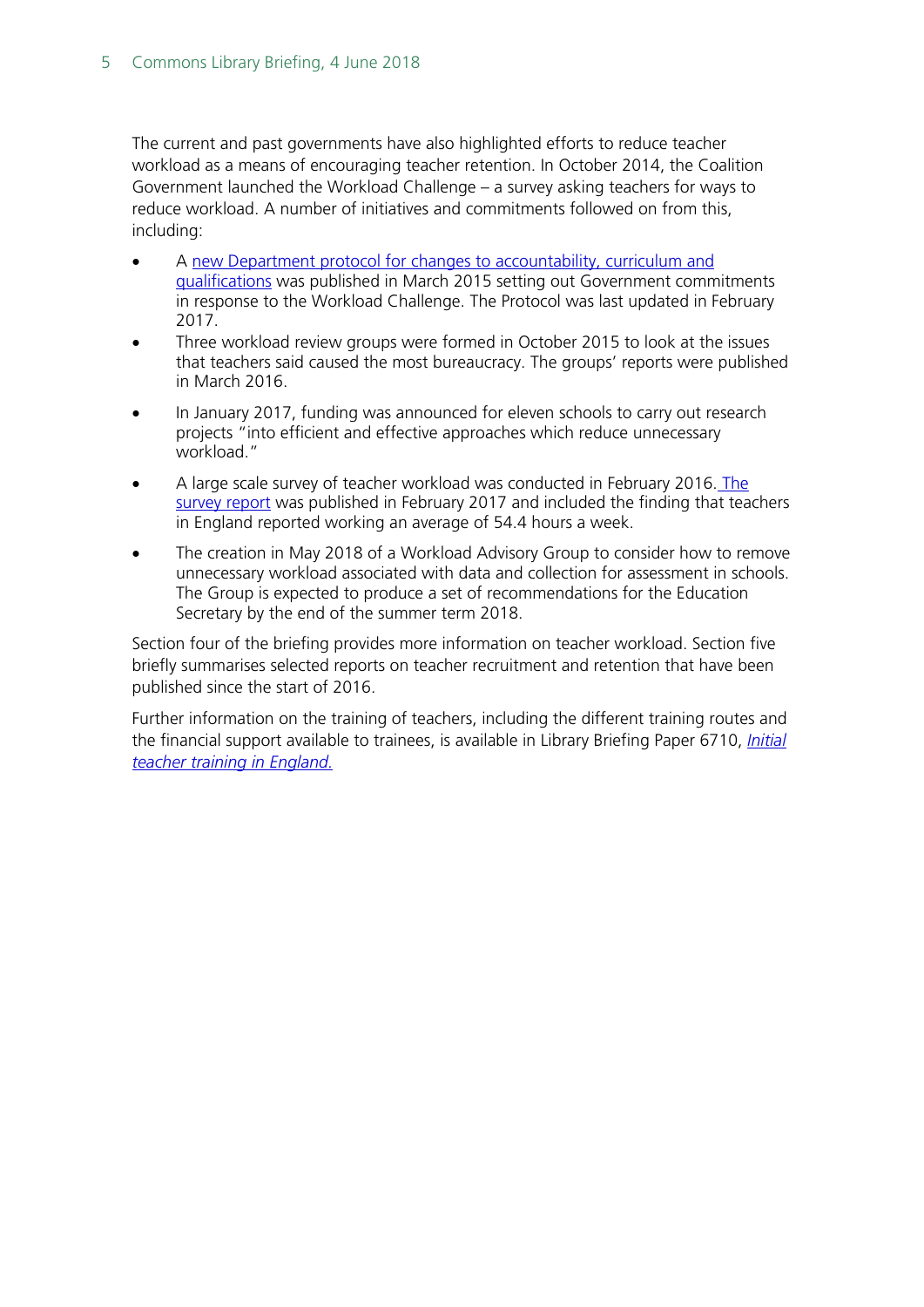The current and past governments have also highlighted efforts to reduce teacher workload as a means of encouraging teacher retention. In October 2014, the Coalition Government launched the Workload Challenge – a survey asking teachers for ways to reduce workload. A number of initiatives and commitments followed on from this, including:

- A new Department protocol for changes to accountability, curriculum and qualifications was published in March 2015 setting out Government commitments in response to the Workload Challenge. The Protocol was last updated in February 2017.
- Three workload review groups were formed in October 2015 to look at the issues that teachers said caused the most bureaucracy. The groups' reports were published in March 2016.
- In January 2017, funding was announced for eleven schools to carry out research projects "into efficient and effective approaches which reduce unnecessary workload."
- A large scale survey of teacher workload was conducted in February 2016. The survey report was published in February 2017 and included the finding that teachers in England reported working an average of 54.4 hours a week.
- The creation in May 2018 of a Workload Advisory Group to consider how to remove unnecessary workload associated with data and collection for assessment in schools. The Group is expected to produce a set of recommendations for the Education Secretary by the end of the summer term 2018.

Section four of the briefing provides more information on teacher workload. Section five briefly summarises selected reports on teacher recruitment and retention that have been published since the start of 2016.

Further information on the training of teachers, including the different training routes and the financial support available to trainees, is available in Library Briefing Paper 6710, *Initial teacher training in England.*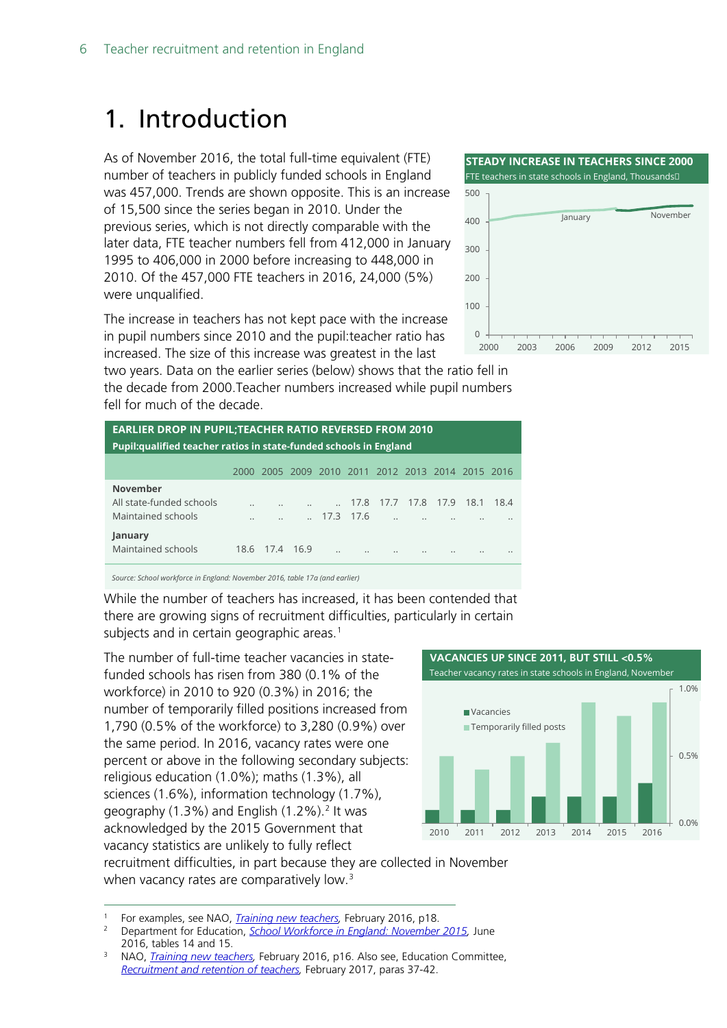# 1. Introduction

As of November 2016, the total full-time equivalent (FTE) number of teachers in publicly funded schools in England was 457,000. Trends are shown opposite. This is an increase of 15,500 since the series began in 2010. Under the previous series, which is not directly comparable with the later data, FTE teacher numbers fell from 412,000 in January 1995 to 406,000 in 2000 before increasing to 448,000 in 2010. Of the 457,000 FTE teachers in 2016, 24,000 (5%) were unqualified.

**STEADY INCREASE IN TEACHERS SINCE 2000**

FTE teachers in state schools in England, Thousands

The increase in teachers has not kept pace with the increase in pupil numbers since 2010 and the pupil:teacher ratio has increased. The size of this increase was greatest in the last two years. Data on the earlier series (below) shows that the ratio fell in the decade from 2000.Teacher numbers increased while pupil numbers fell for much of the decade.

**EARLIER DROP IN PUPIL;TEACHER RATIO REVERSED FROM 2010**

**Pupil:qualified teacher ratios in state-funded schools in England**

| | 2000 | 2005 | 2009 | 2010 | 2011 | 2012 | 2013 | 2014 | 2015 | 2016 |
|---|---|---|---|---|---|---|---|---|---|---|
| **November** | | | | | | | | | | |
| All state-funded schools | .. | .. | .. | .. | 17.8 | 17.7 | 17.8 | 17.9 | 18.1 | 18.4 |
| Maintained schools | .. | .. | .. | 17.3 | 17.6 | .. | .. | .. | .. | .. |
| **January** | | | | | | | | | | |
| Maintained schools | 18.6 | 17.4 | 16.9 | .. | .. | .. | .. | .. | .. | .. |

*Source: School workforce in England: November 2016, table 17a (and earlier)*

While the number of teachers has increased, it has been contended that there are growing signs of recruitment difficulties, particularly in certain subjects and in certain geographic areas.[1]

The number of full-time teacher vacancies in state-funded schools has risen from 380 (0.1% of the workforce) in 2010 to 920 (0.3%) in 2016; the number of temporarily filled positions increased from 1,790 (0.5% of the workforce) to 3,280 (0.9%) over the same period. In 2016, vacancy rates were one percent or above in the following secondary subjects: religious education (1.0%); maths (1.3%), all sciences (1.6%), information technology (1.7%), geography (1.3%) and English (1.2%).[2] It was acknowledged by the 2015 Government that vacancy statistics are unlikely to fully reflect recruitment difficulties, in part because they are collected in November when vacancy rates are comparatively low.[3]

**VACANCIES UP SINCE 2011, BUT STILL <0.5%**

Teacher vacancy rates in state schools in England, November

---

1 For examples, see NAO, *Training new teachers*, February 2016, p18.

2 Department for Education, *School Workforce in England: November 2015*, June 2016, tables 14 and 15.

3 NAO, *Training new teachers*, February 2016, p16. Also see, Education Committee, *Recruitment and retention of teachers*, February 2017, paras 37-42.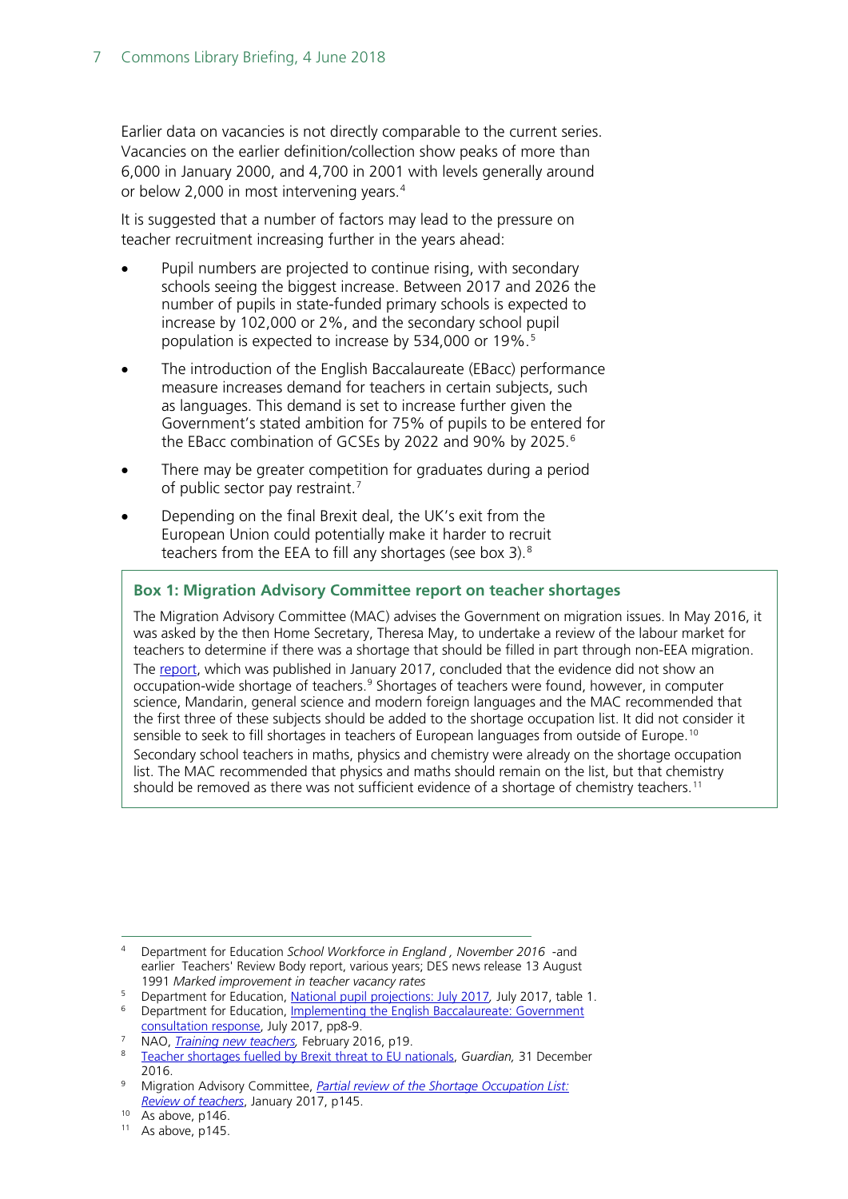Earlier data on vacancies is not directly comparable to the current series. Vacancies on the earlier definition/collection show peaks of more than 6,000 in January 2000, and 4,700 in 2001 with levels generally around or below 2,000 in most intervening years.[4]

It is suggested that a number of factors may lead to the pressure on teacher recruitment increasing further in the years ahead:

- Pupil numbers are projected to continue rising, with secondary schools seeing the biggest increase. Between 2017 and 2026 the number of pupils in state-funded primary schools is expected to increase by 102,000 or 2%, and the secondary school pupil population is expected to increase by 534,000 or 19%.[5]
- The introduction of the English Baccalaureate (EBacc) performance measure increases demand for teachers in certain subjects, such as languages. This demand is set to increase further given the Government's stated ambition for 75% of pupils to be entered for the EBacc combination of GCSEs by 2022 and 90% by 2025.[6]
- There may be greater competition for graduates during a period of public sector pay restraint.[7]
- Depending on the final Brexit deal, the UK's exit from the European Union could potentially make it harder to recruit teachers from the EEA to fill any shortages (see box 3).[8]

> **Box 1: Migration Advisory Committee report on teacher shortages**
>
> The Migration Advisory Committee (MAC) advises the Government on migration issues. In May 2016, it was asked by the then Home Secretary, Theresa May, to undertake a review of the labour market for teachers to determine if there was a shortage that should be filled in part through non-EEA migration.
>
> The report, which was published in January 2017, concluded that the evidence did not show an occupation-wide shortage of teachers.[9] Shortages of teachers were found, however, in computer science, Mandarin, general science and modern foreign languages and the MAC recommended that the first three of these subjects should be added to the shortage occupation list. It did not consider it sensible to seek to fill shortages in teachers of European languages from outside of Europe.[10]
>
> Secondary school teachers in maths, physics and chemistry were already on the shortage occupation list. The MAC recommended that physics and maths should remain on the list, but that chemistry should be removed as there was not sufficient evidence of a shortage of chemistry teachers.[11]

---

[4] Department for Education *School Workforce in England , November 2016* -and earlier Teachers' Review Body report, various years; DES news release 13 August 1991 *Marked improvement in teacher vacancy rates*

[5] Department for Education, National pupil projections: July 2017, July 2017, table 1.

[6] Department for Education, Implementing the English Baccalaureate: Government consultation response, July 2017, pp8-9.

[7] NAO, *Training new teachers*, February 2016, p19.

[8] Teacher shortages fuelled by Brexit threat to EU nationals, *Guardian*, 31 December 2016.

[9] Migration Advisory Committee, *Partial review of the Shortage Occupation List: Review of teachers*, January 2017, p145.

[10] As above, p146.

[11] As above, p145.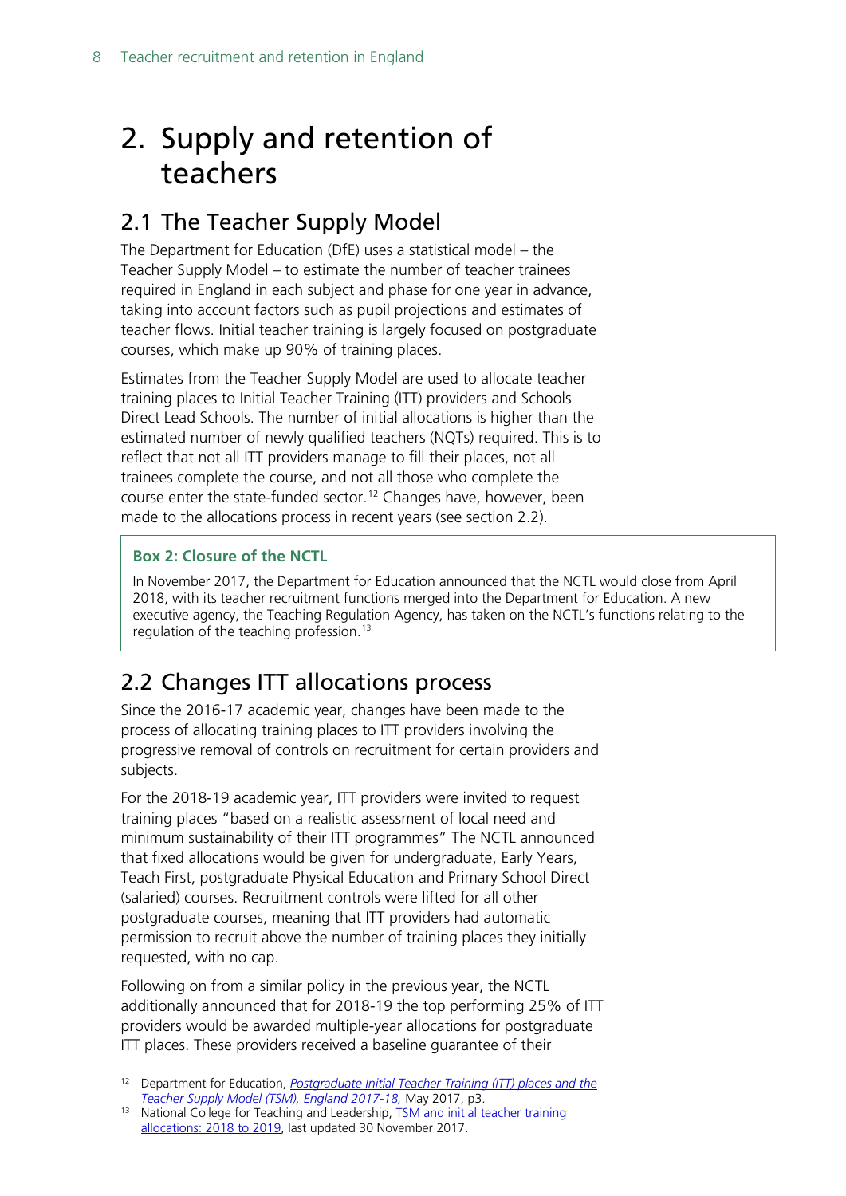# 2. Supply and retention of teachers

## 2.1 The Teacher Supply Model

The Department for Education (DfE) uses a statistical model – the Teacher Supply Model – to estimate the number of teacher trainees required in England in each subject and phase for one year in advance, taking into account factors such as pupil projections and estimates of teacher flows. Initial teacher training is largely focused on postgraduate courses, which make up 90% of training places.

Estimates from the Teacher Supply Model are used to allocate teacher training places to Initial Teacher Training (ITT) providers and Schools Direct Lead Schools. The number of initial allocations is higher than the estimated number of newly qualified teachers (NQTs) required. This is to reflect that not all ITT providers manage to fill their places, not all trainees complete the course, and not all those who complete the course enter the state-funded sector.[12] Changes have, however, been made to the allocations process in recent years (see section 2.2).

> **Box 2: Closure of the NCTL**
>
> In November 2017, the Department for Education announced that the NCTL would close from April 2018, with its teacher recruitment functions merged into the Department for Education. A new executive agency, the Teaching Regulation Agency, has taken on the NCTL's functions relating to the regulation of the teaching profession.[13]

## 2.2 Changes ITT allocations process

Since the 2016-17 academic year, changes have been made to the process of allocating training places to ITT providers involving the progressive removal of controls on recruitment for certain providers and subjects.

For the 2018-19 academic year, ITT providers were invited to request training places "based on a realistic assessment of local need and minimum sustainability of their ITT programmes" The NCTL announced that fixed allocations would be given for undergraduate, Early Years, Teach First, postgraduate Physical Education and Primary School Direct (salaried) courses. Recruitment controls were lifted for all other postgraduate courses, meaning that ITT providers had automatic permission to recruit above the number of training places they initially requested, with no cap.

Following on from a similar policy in the previous year, the NCTL additionally announced that for 2018-19 the top performing 25% of ITT providers would be awarded multiple-year allocations for postgraduate ITT places. These providers received a baseline guarantee of their

---

[12] Department for Education, *Postgraduate Initial Teacher Training (ITT) places and the Teacher Supply Model (TSM), England 2017-18*, May 2017, p3.

[13] National College for Teaching and Leadership, TSM and initial teacher training allocations: 2018 to 2019, last updated 30 November 2017.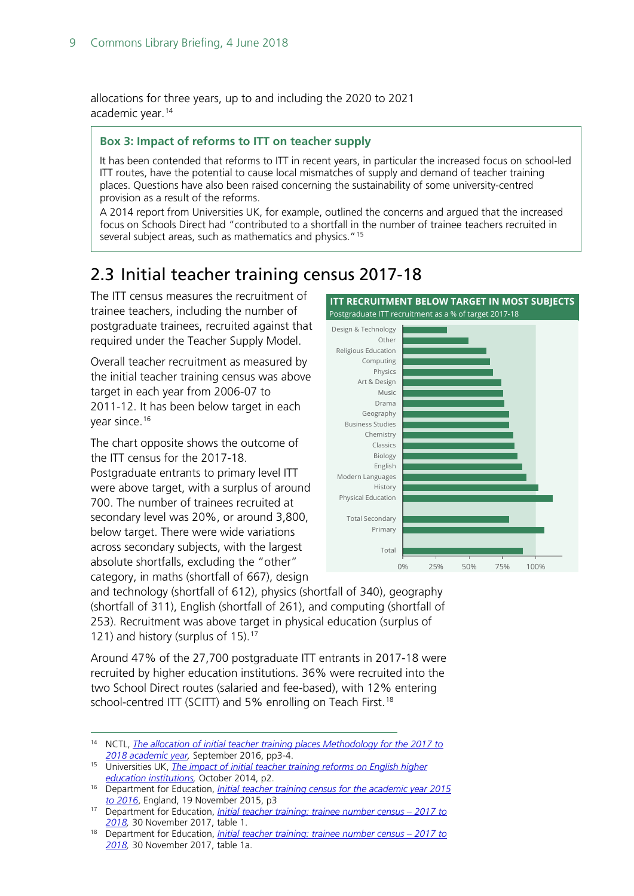allocations for three years, up to and including the 2020 to 2021 academic year.[14]

**Box 3: Impact of reforms to ITT on teacher supply**

It has been contended that reforms to ITT in recent years, in particular the increased focus on school-led ITT routes, have the potential to cause local mismatches of supply and demand of teacher training places. Questions have also been raised concerning the sustainability of some university-centred provision as a result of the reforms.

A 2014 report from Universities UK, for example, outlined the concerns and argued that the increased focus on Schools Direct had "contributed to a shortfall in the number of trainee teachers recruited in several subject areas, such as mathematics and physics."[15]

## 2.3 Initial teacher training census 2017-18

The ITT census measures the recruitment of trainee teachers, including the number of postgraduate trainees, recruited against that required under the Teacher Supply Model.

Overall teacher recruitment as measured by the initial teacher training census was above target in each year from 2006-07 to 2011-12. It has been below target in each year since.[16]

The chart opposite shows the outcome of the ITT census for the 2017-18. Postgraduate entrants to primary level ITT were above target, with a surplus of around 700. The number of trainees recruited at secondary level was 20%, or around 3,800, below target. There were wide variations across secondary subjects, with the largest absolute shortfalls, excluding the "other" category, in maths (shortfall of 667), design and technology (shortfall of 612), physics (shortfall of 340), geography (shortfall of 311), English (shortfall of 261), and computing (shortfall of 253). Recruitment was above target in physical education (surplus of 121) and history (surplus of 15).[17]

**ITT RECRUITMENT BELOW TARGET IN MOST SUBJECTS**

Postgraduate ITT recruitment as a % of target 2017-18

Design & Technology, Other, Religious Education, Computing, Physics, Art & Design, Music, Drama, Geography, Business Studies, Chemistry, Classics, Biology, English, Modern Languages, History, Physical Education, Total Secondary, Primary, Total

0%, 25%, 50%, 75%, 100%

Around 47% of the 27,700 postgraduate ITT entrants in 2017-18 were recruited by higher education institutions. 36% were recruited into the two School Direct routes (salaried and fee-based), with 12% entering school-centred ITT (SCITT) and 5% enrolling on Teach First.[18]

---

[14] NCTL, *The allocation of initial teacher training places Methodology for the 2017 to 2018 academic year*, September 2016, pp3-4.

[15] Universities UK, *The impact of initial teacher training reforms on English higher education institutions*, October 2014, p2.

[16] Department for Education, *Initial teacher training census for the academic year 2015 to 2016*, England, 19 November 2015, p3

[17] Department for Education, *Initial teacher training: trainee number census – 2017 to 2018*, 30 November 2017, table 1.

[18] Department for Education, *Initial teacher training: trainee number census – 2017 to 2018*, 30 November 2017, table 1a.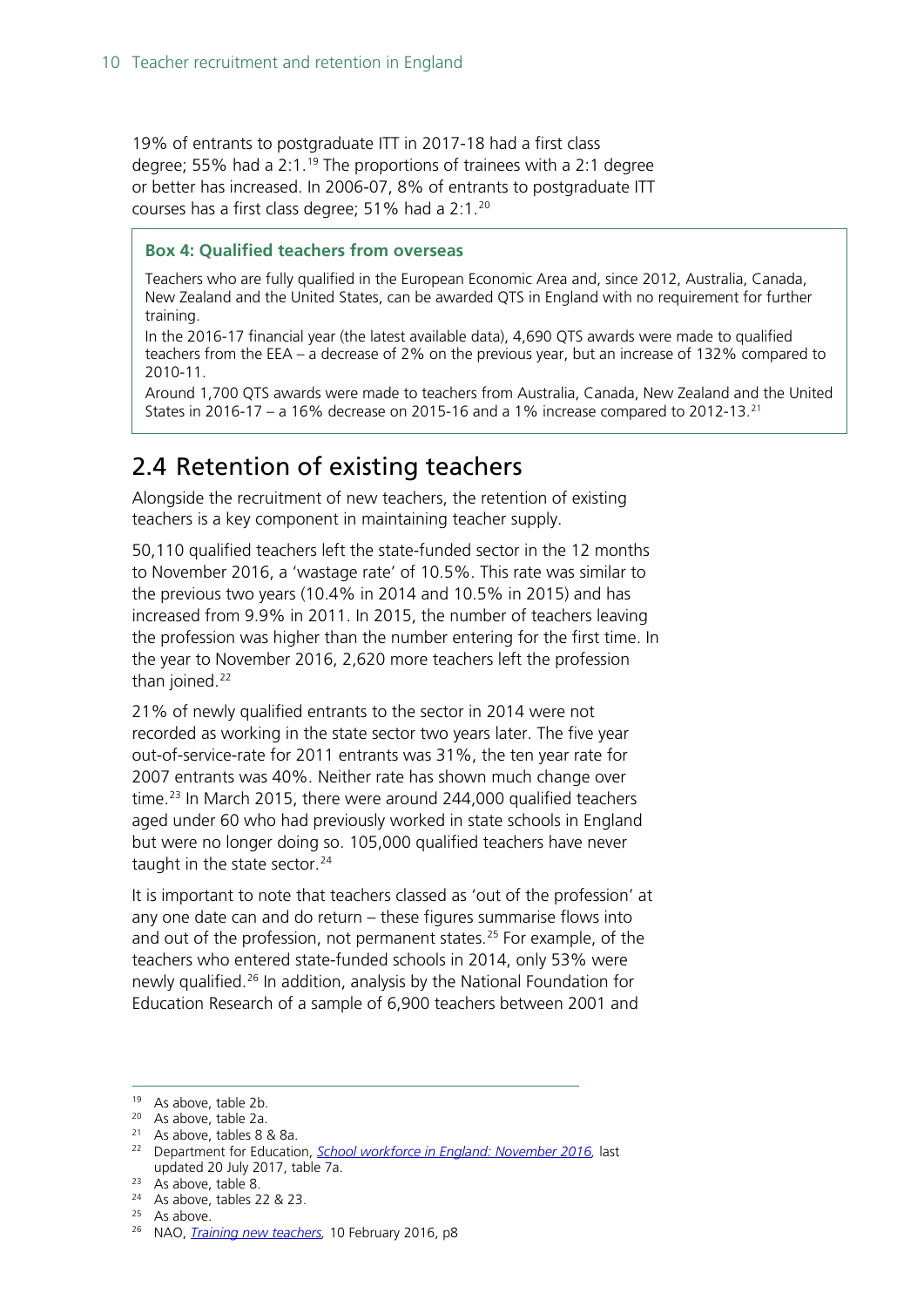19% of entrants to postgraduate ITT in 2017-18 had a first class degree; 55% had a 2:1.[19] The proportions of trainees with a 2:1 degree or better has increased. In 2006-07, 8% of entrants to postgraduate ITT courses has a first class degree; 51% had a 2:1.[20]

> **Box 4: Qualified teachers from overseas**
>
> Teachers who are fully qualified in the European Economic Area and, since 2012, Australia, Canada, New Zealand and the United States, can be awarded QTS in England with no requirement for further training.
>
> In the 2016-17 financial year (the latest available data), 4,690 QTS awards were made to qualified teachers from the EEA – a decrease of 2% on the previous year, but an increase of 132% compared to 2010-11.
>
> Around 1,700 QTS awards were made to teachers from Australia, Canada, New Zealand and the United States in 2016-17 – a 16% decrease on 2015-16 and a 1% increase compared to 2012-13.[21]

## 2.4 Retention of existing teachers

Alongside the recruitment of new teachers, the retention of existing teachers is a key component in maintaining teacher supply.

50,110 qualified teachers left the state-funded sector in the 12 months to November 2016, a 'wastage rate' of 10.5%. This rate was similar to the previous two years (10.4% in 2014 and 10.5% in 2015) and has increased from 9.9% in 2011. In 2015, the number of teachers leaving the profession was higher than the number entering for the first time. In the year to November 2016, 2,620 more teachers left the profession than joined.[22]

21% of newly qualified entrants to the sector in 2014 were not recorded as working in the state sector two years later. The five year out-of-service-rate for 2011 entrants was 31%, the ten year rate for 2007 entrants was 40%. Neither rate has shown much change over time.[23] In March 2015, there were around 244,000 qualified teachers aged under 60 who had previously worked in state schools in England but were no longer doing so. 105,000 qualified teachers have never taught in the state sector.[24]

It is important to note that teachers classed as 'out of the profession' at any one date can and do return – these figures summarise flows into and out of the profession, not permanent states.[25] For example, of the teachers who entered state-funded schools in 2014, only 53% were newly qualified.[26] In addition, analysis by the National Foundation for Education Research of a sample of 6,900 teachers between 2001 and

---

[19] As above, table 2b.

[20] As above, table 2a.

[21] As above, tables 8 & 8a.

[22] Department for Education, *School workforce in England: November 2016*, last updated 20 July 2017, table 7a.

[23] As above, table 8.

[24] As above, tables 22 & 23.

[25] As above.

[26] NAO, *Training new teachers*, 10 February 2016, p8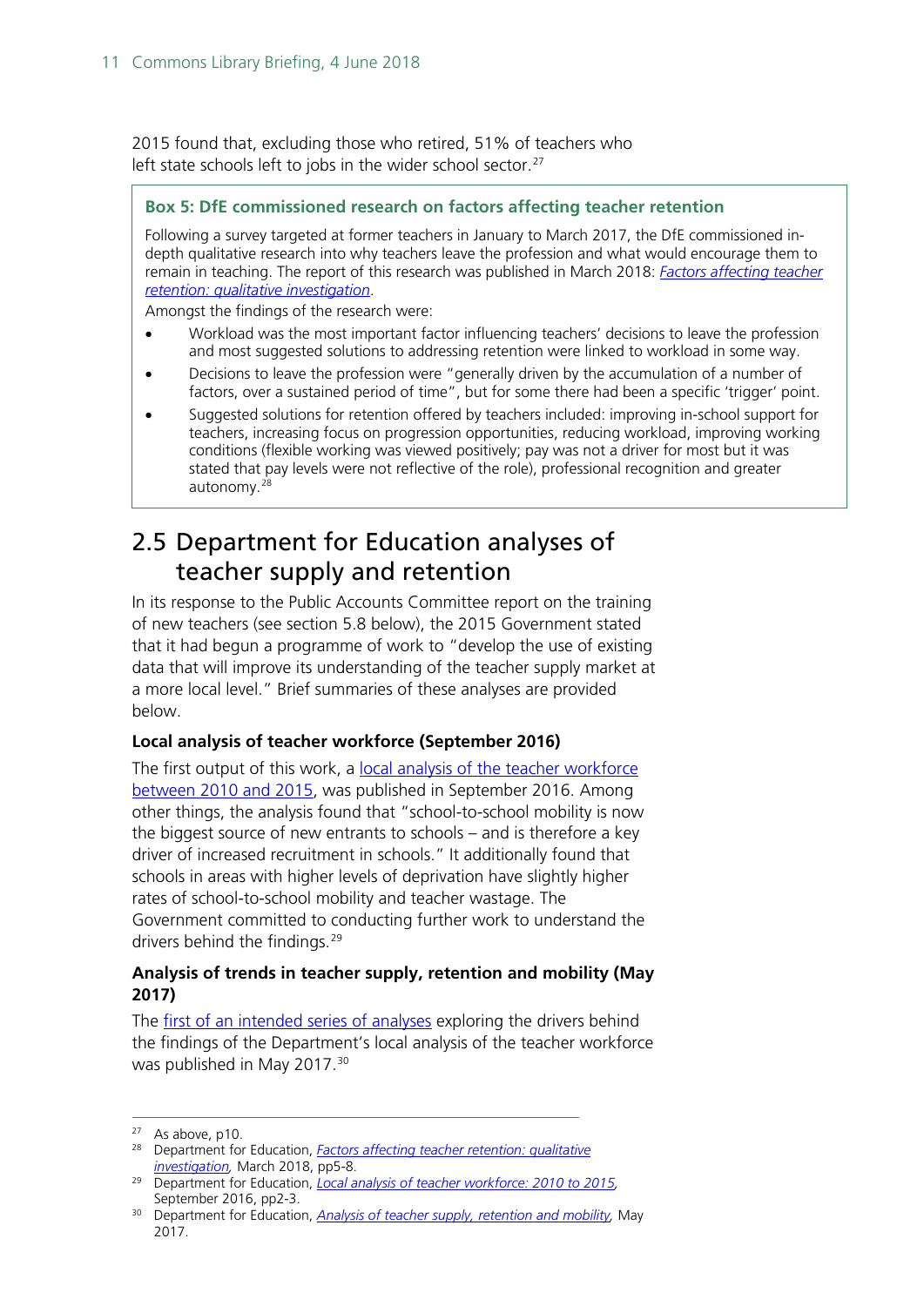2015 found that, excluding those who retired, 51% of teachers who left state schools left to jobs in the wider school sector.[27]

> **Box 5: DfE commissioned research on factors affecting teacher retention**
>
> Following a survey targeted at former teachers in January to March 2017, the DfE commissioned in-depth qualitative research into why teachers leave the profession and what would encourage them to remain in teaching. The report of this research was published in March 2018: *Factors affecting teacher retention: qualitative investigation*.
>
> Amongst the findings of the research were:
>
> - Workload was the most important factor influencing teachers' decisions to leave the profession and most suggested solutions to addressing retention were linked to workload in some way.
> - Decisions to leave the profession were "generally driven by the accumulation of a number of factors, over a sustained period of time", but for some there had been a specific 'trigger' point.
> - Suggested solutions for retention offered by teachers included: improving in-school support for teachers, increasing focus on progression opportunities, reducing workload, improving working conditions (flexible working was viewed positively; pay was not a driver for most but it was stated that pay levels were not reflective of the role), professional recognition and greater autonomy.[28]

## 2.5 Department for Education analyses of teacher supply and retention

In its response to the Public Accounts Committee report on the training of new teachers (see section 5.8 below), the 2015 Government stated that it had begun a programme of work to "develop the use of existing data that will improve its understanding of the teacher supply market at a more local level." Brief summaries of these analyses are provided below.

### Local analysis of teacher workforce (September 2016)

The first output of this work, a local analysis of the teacher workforce between 2010 and 2015, was published in September 2016. Among other things, the analysis found that "school-to-school mobility is now the biggest source of new entrants to schools – and is therefore a key driver of increased recruitment in schools." It additionally found that schools in areas with higher levels of deprivation have slightly higher rates of school-to-school mobility and teacher wastage. The Government committed to conducting further work to understand the drivers behind the findings.[29]

### Analysis of trends in teacher supply, retention and mobility (May 2017)

The first of an intended series of analyses exploring the drivers behind the findings of the Department's local analysis of the teacher workforce was published in May 2017.[30]

---

[27] As above, p10.

[28] Department for Education, *Factors affecting teacher retention: qualitative investigation*, March 2018, pp5-8.

[29] Department for Education, *Local analysis of teacher workforce: 2010 to 2015*, September 2016, pp2-3.

[30] Department for Education, *Analysis of teacher supply, retention and mobility*, May 2017.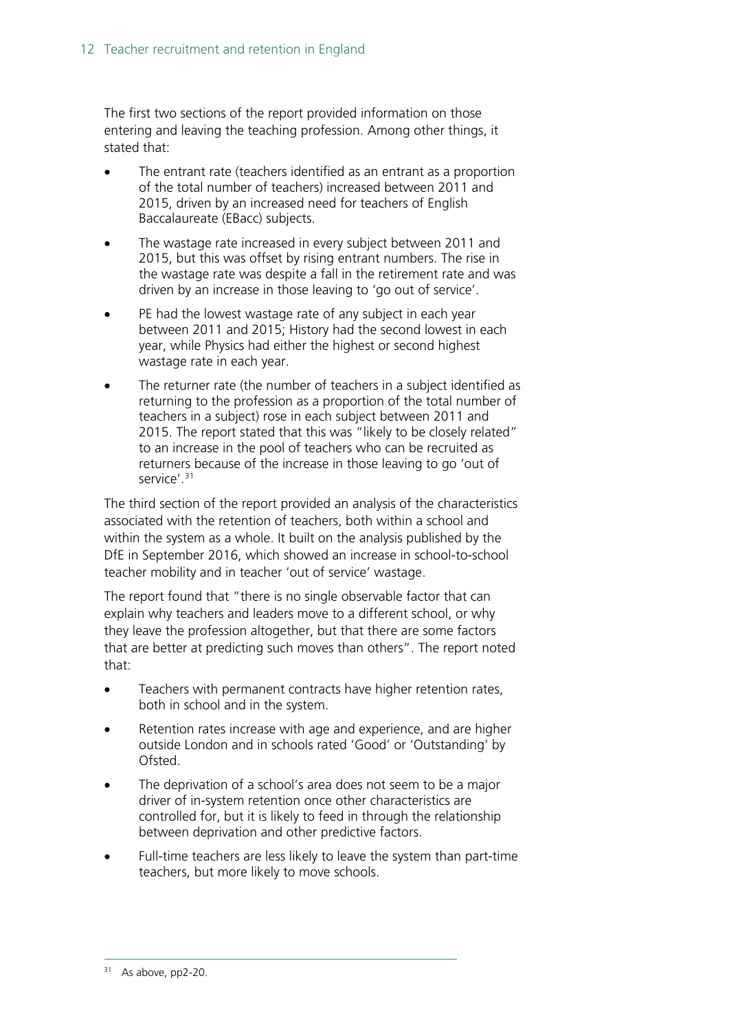The first two sections of the report provided information on those entering and leaving the teaching profession. Among other things, it stated that:

- The entrant rate (teachers identified as an entrant as a proportion of the total number of teachers) increased between 2011 and 2015, driven by an increased need for teachers of English Baccalaureate (EBacc) subjects.
- The wastage rate increased in every subject between 2011 and 2015, but this was offset by rising entrant numbers. The rise in the wastage rate was despite a fall in the retirement rate and was driven by an increase in those leaving to 'go out of service'.
- PE had the lowest wastage rate of any subject in each year between 2011 and 2015; History had the second lowest in each year, while Physics had either the highest or second highest wastage rate in each year.
- The returner rate (the number of teachers in a subject identified as returning to the profession as a proportion of the total number of teachers in a subject) rose in each subject between 2011 and 2015. The report stated that this was "likely to be closely related" to an increase in the pool of teachers who can be recruited as returners because of the increase in those leaving to go 'out of service'.[31]

The third section of the report provided an analysis of the characteristics associated with the retention of teachers, both within a school and within the system as a whole. It built on the analysis published by the DfE in September 2016, which showed an increase in school-to-school teacher mobility and in teacher 'out of service' wastage.

The report found that "there is no single observable factor that can explain why teachers and leaders move to a different school, or why they leave the profession altogether, but that there are some factors that are better at predicting such moves than others". The report noted that:

- Teachers with permanent contracts have higher retention rates, both in school and in the system.
- Retention rates increase with age and experience, and are higher outside London and in schools rated 'Good' or 'Outstanding' by Ofsted.
- The deprivation of a school's area does not seem to be a major driver of in-system retention once other characteristics are controlled for, but it is likely to feed in through the relationship between deprivation and other predictive factors.
- Full-time teachers are less likely to leave the system than part-time teachers, but more likely to move schools.

[31] As above, pp2-20.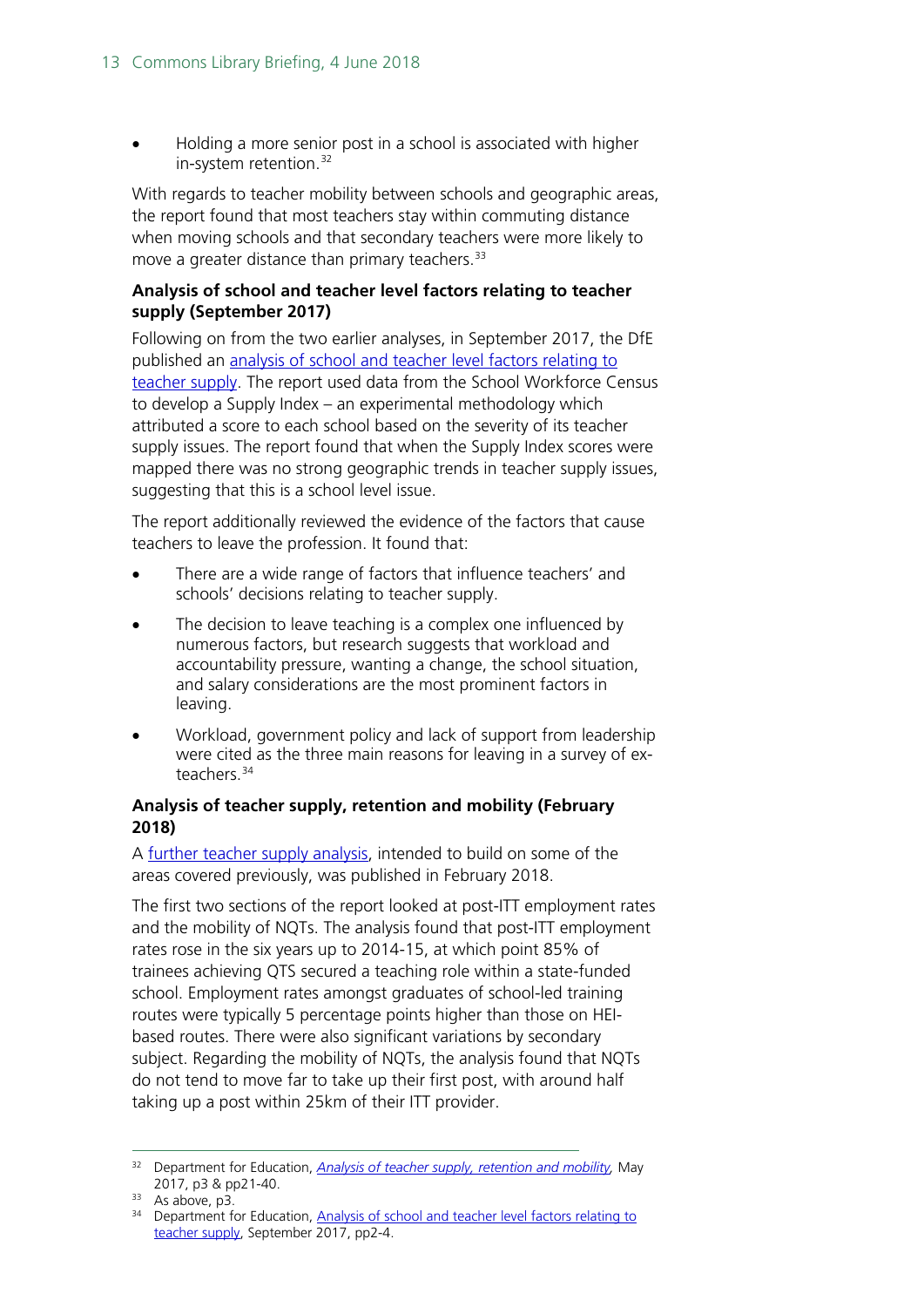- Holding a more senior post in a school is associated with higher in-system retention.[32]

With regards to teacher mobility between schools and geographic areas, the report found that most teachers stay within commuting distance when moving schools and that secondary teachers were more likely to move a greater distance than primary teachers.[33]

**Analysis of school and teacher level factors relating to teacher supply (September 2017)**

Following on from the two earlier analyses, in September 2017, the DfE published an analysis of school and teacher level factors relating to teacher supply. The report used data from the School Workforce Census to develop a Supply Index – an experimental methodology which attributed a score to each school based on the severity of its teacher supply issues. The report found that when the Supply Index scores were mapped there was no strong geographic trends in teacher supply issues, suggesting that this is a school level issue.

The report additionally reviewed the evidence of the factors that cause teachers to leave the profession. It found that:

- There are a wide range of factors that influence teachers' and schools' decisions relating to teacher supply.
- The decision to leave teaching is a complex one influenced by numerous factors, but research suggests that workload and accountability pressure, wanting a change, the school situation, and salary considerations are the most prominent factors in leaving.
- Workload, government policy and lack of support from leadership were cited as the three main reasons for leaving in a survey of ex-teachers.[34]

**Analysis of teacher supply, retention and mobility (February 2018)**

A further teacher supply analysis, intended to build on some of the areas covered previously, was published in February 2018.

The first two sections of the report looked at post-ITT employment rates and the mobility of NQTs. The analysis found that post-ITT employment rates rose in the six years up to 2014-15, at which point 85% of trainees achieving QTS secured a teaching role within a state-funded school. Employment rates amongst graduates of school-led training routes were typically 5 percentage points higher than those on HEI-based routes. There were also significant variations by secondary subject. Regarding the mobility of NQTs, the analysis found that NQTs do not tend to move far to take up their first post, with around half taking up a post within 25km of their ITT provider.

---

[32] Department for Education, *Analysis of teacher supply, retention and mobility*, May 2017, p3 & pp21-40.

[33] As above, p3.

[34] Department for Education, Analysis of school and teacher level factors relating to teacher supply, September 2017, pp2-4.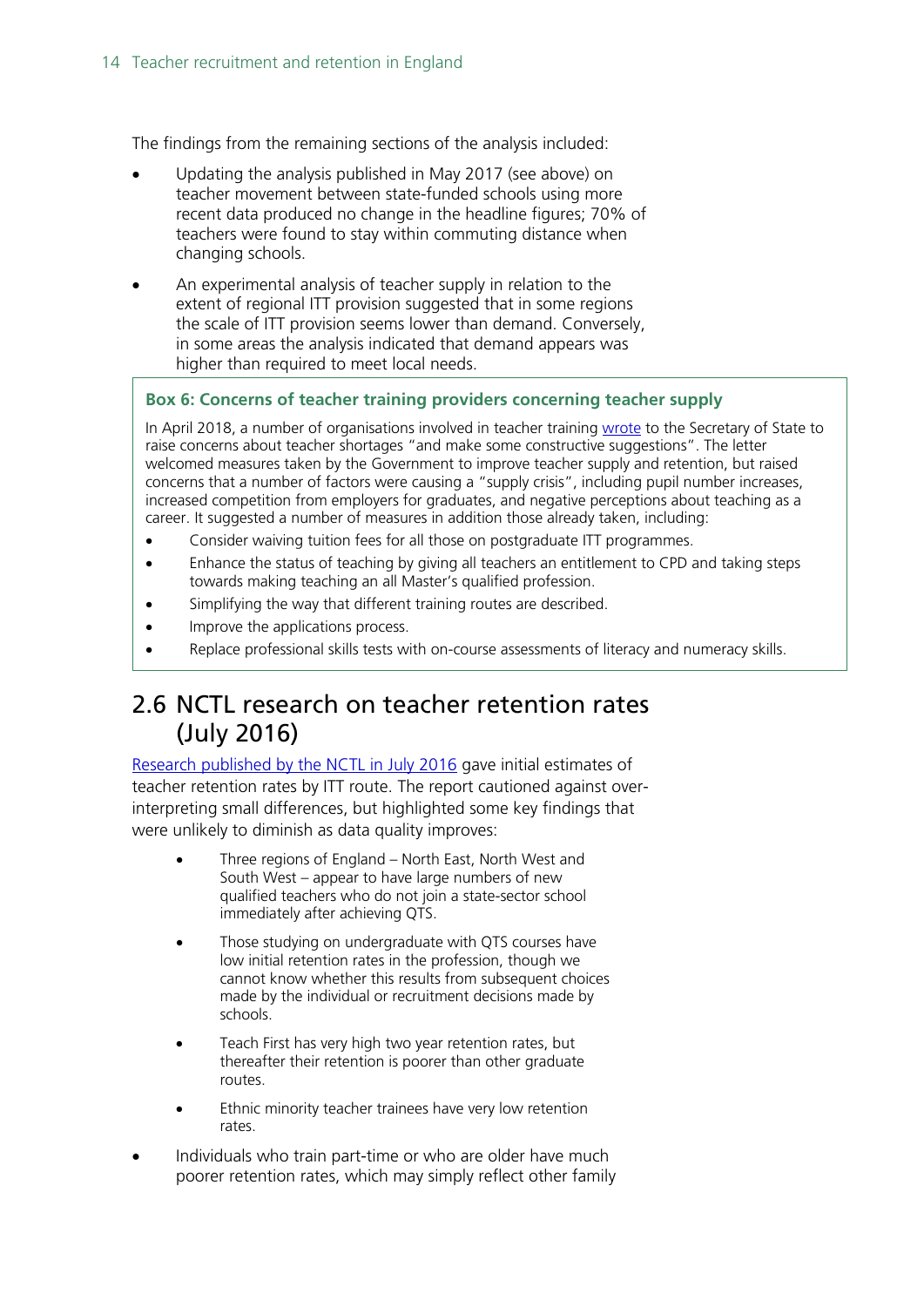The findings from the remaining sections of the analysis included:

- Updating the analysis published in May 2017 (see above) on teacher movement between state-funded schools using more recent data produced no change in the headline figures; 70% of teachers were found to stay within commuting distance when changing schools.
- An experimental analysis of teacher supply in relation to the extent of regional ITT provision suggested that in some regions the scale of ITT provision seems lower than demand. Conversely, in some areas the analysis indicated that demand appears was higher than required to meet local needs.

> **Box 6: Concerns of teacher training providers concerning teacher supply**
>
> In April 2018, a number of organisations involved in teacher training wrote to the Secretary of State to raise concerns about teacher shortages "and make some constructive suggestions". The letter welcomed measures taken by the Government to improve teacher supply and retention, but raised concerns that a number of factors were causing a "supply crisis", including pupil number increases, increased competition from employers for graduates, and negative perceptions about teaching as a career. It suggested a number of measures in addition those already taken, including:
>
> - Consider waiving tuition fees for all those on postgraduate ITT programmes.
> - Enhance the status of teaching by giving all teachers an entitlement to CPD and taking steps towards making teaching an all Master's qualified profession.
> - Simplifying the way that different training routes are described.
> - Improve the applications process.
> - Replace professional skills tests with on-course assessments of literacy and numeracy skills.

## 2.6 NCTL research on teacher retention rates (July 2016)

Research published by the NCTL in July 2016 gave initial estimates of teacher retention rates by ITT route. The report cautioned against over-interpreting small differences, but highlighted some key findings that were unlikely to diminish as data quality improves:

- Three regions of England – North East, North West and South West – appear to have large numbers of new qualified teachers who do not join a state-sector school immediately after achieving QTS.
- Those studying on undergraduate with QTS courses have low initial retention rates in the profession, though we cannot know whether this results from subsequent choices made by the individual or recruitment decisions made by schools.
- Teach First has very high two year retention rates, but thereafter their retention is poorer than other graduate routes.
- Ethnic minority teacher trainees have very low retention rates.
- Individuals who train part-time or who are older have much poorer retention rates, which may simply reflect other family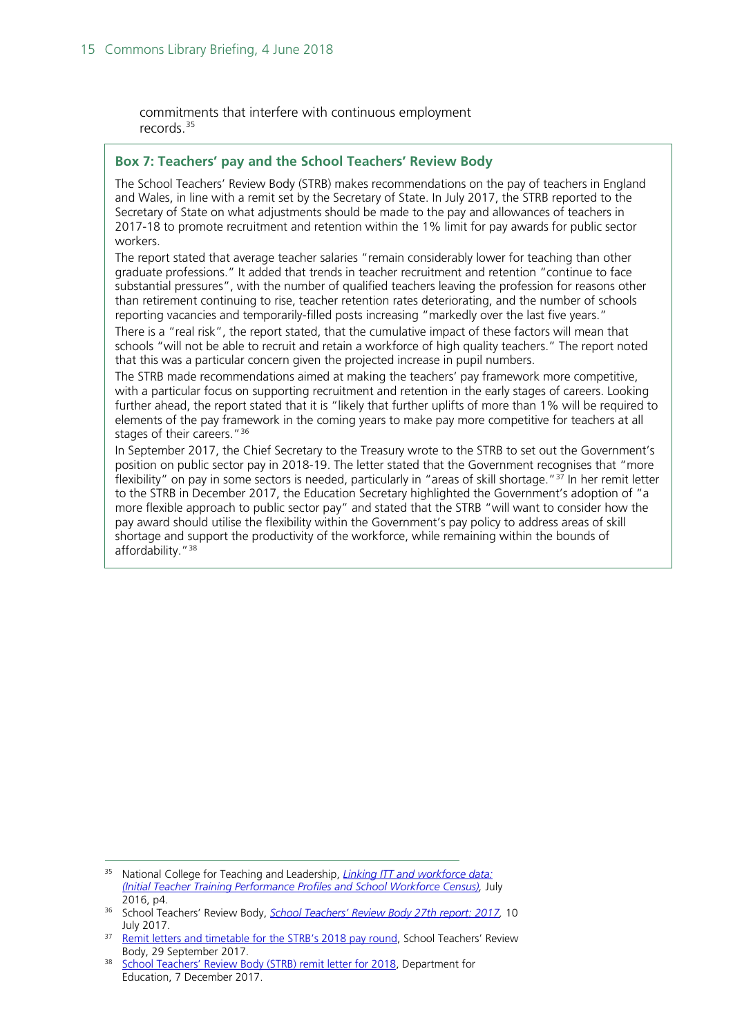commitments that interfere with continuous employment records.[35]

**Box 7: Teachers' pay and the School Teachers' Review Body**

The School Teachers' Review Body (STRB) makes recommendations on the pay of teachers in England and Wales, in line with a remit set by the Secretary of State. In July 2017, the STRB reported to the Secretary of State on what adjustments should be made to the pay and allowances of teachers in 2017-18 to promote recruitment and retention within the 1% limit for pay awards for public sector workers.

The report stated that average teacher salaries "remain considerably lower for teaching than other graduate professions." It added that trends in teacher recruitment and retention "continue to face substantial pressures", with the number of qualified teachers leaving the profession for reasons other than retirement continuing to rise, teacher retention rates deteriorating, and the number of schools reporting vacancies and temporarily-filled posts increasing "markedly over the last five years."

There is a "real risk", the report stated, that the cumulative impact of these factors will mean that schools "will not be able to recruit and retain a workforce of high quality teachers." The report noted that this was a particular concern given the projected increase in pupil numbers.

The STRB made recommendations aimed at making the teachers' pay framework more competitive, with a particular focus on supporting recruitment and retention in the early stages of careers. Looking further ahead, the report stated that it is "likely that further uplifts of more than 1% will be required to elements of the pay framework in the coming years to make pay more competitive for teachers at all stages of their careers."[36]

In September 2017, the Chief Secretary to the Treasury wrote to the STRB to set out the Government's position on public sector pay in 2018-19. The letter stated that the Government recognises that "more flexibility" on pay in some sectors is needed, particularly in "areas of skill shortage."[37] In her remit letter to the STRB in December 2017, the Education Secretary highlighted the Government's adoption of "a more flexible approach to public sector pay" and stated that the STRB "will want to consider how the pay award should utilise the flexibility within the Government's pay policy to address areas of skill shortage and support the productivity of the workforce, while remaining within the bounds of affordability."[38]

---

[35] National College for Teaching and Leadership, *Linking ITT and workforce data: (Initial Teacher Training Performance Profiles and School Workforce Census)*, July 2016, p4.

[36] School Teachers' Review Body, *School Teachers' Review Body 27th report: 2017*, 10 July 2017.

[37] Remit letters and timetable for the STRB's 2018 pay round, School Teachers' Review Body, 29 September 2017.

[38] School Teachers' Review Body (STRB) remit letter for 2018, Department for Education, 7 December 2017.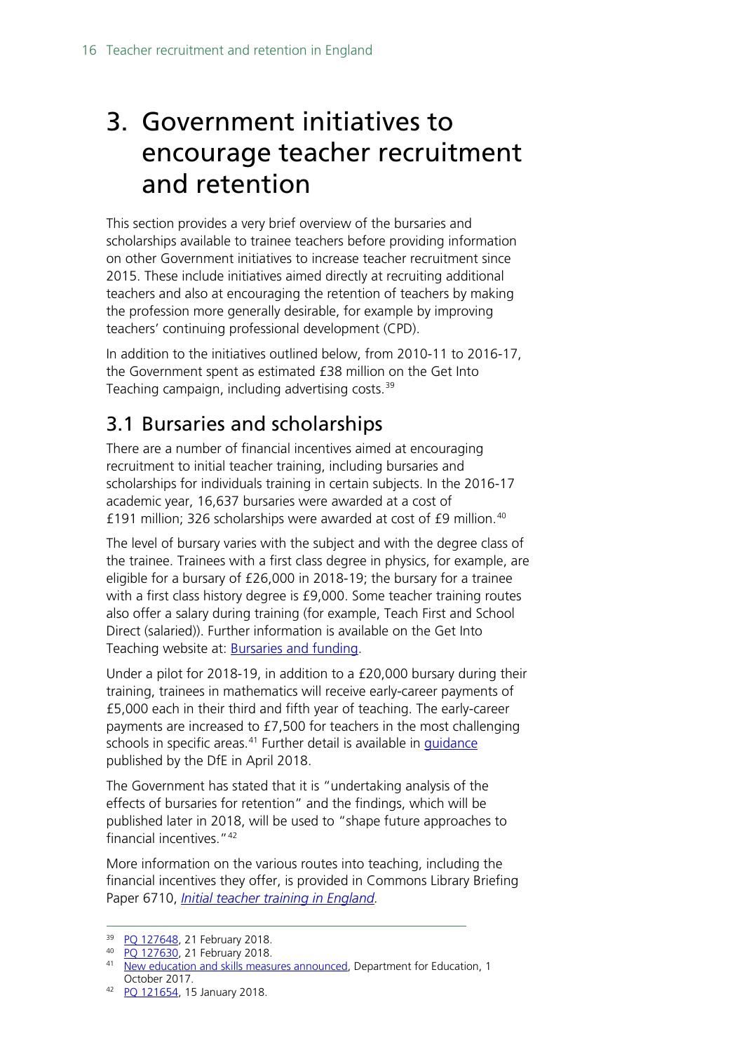# 3. Government initiatives to encourage teacher recruitment and retention

This section provides a very brief overview of the bursaries and scholarships available to trainee teachers before providing information on other Government initiatives to increase teacher recruitment since 2015. These include initiatives aimed directly at recruiting additional teachers and also at encouraging the retention of teachers by making the profession more generally desirable, for example by improving teachers' continuing professional development (CPD).

In addition to the initiatives outlined below, from 2010-11 to 2016-17, the Government spent as estimated £38 million on the Get Into Teaching campaign, including advertising costs.[39]

## 3.1 Bursaries and scholarships

There are a number of financial incentives aimed at encouraging recruitment to initial teacher training, including bursaries and scholarships for individuals training in certain subjects. In the 2016-17 academic year, 16,637 bursaries were awarded at a cost of £191 million; 326 scholarships were awarded at cost of £9 million.[40]

The level of bursary varies with the subject and with the degree class of the trainee. Trainees with a first class degree in physics, for example, are eligible for a bursary of £26,000 in 2018-19; the bursary for a trainee with a first class history degree is £9,000. Some teacher training routes also offer a salary during training (for example, Teach First and School Direct (salaried)). Further information is available on the Get Into Teaching website at: Bursaries and funding.

Under a pilot for 2018-19, in addition to a £20,000 bursary during their training, trainees in mathematics will receive early-career payments of £5,000 each in their third and fifth year of teaching. The early-career payments are increased to £7,500 for teachers in the most challenging schools in specific areas.[41] Further detail is available in guidance published by the DfE in April 2018.

The Government has stated that it is "undertaking analysis of the effects of bursaries for retention" and the findings, which will be published later in 2018, will be used to "shape future approaches to financial incentives."[42]

More information on the various routes into teaching, including the financial incentives they offer, is provided in Commons Library Briefing Paper 6710, *Initial teacher training in England*.

---

[39] PQ 127648, 21 February 2018.

[40] PQ 127630, 21 February 2018.

[41] New education and skills measures announced, Department for Education, 1 October 2017.

[42] PQ 121654, 15 January 2018.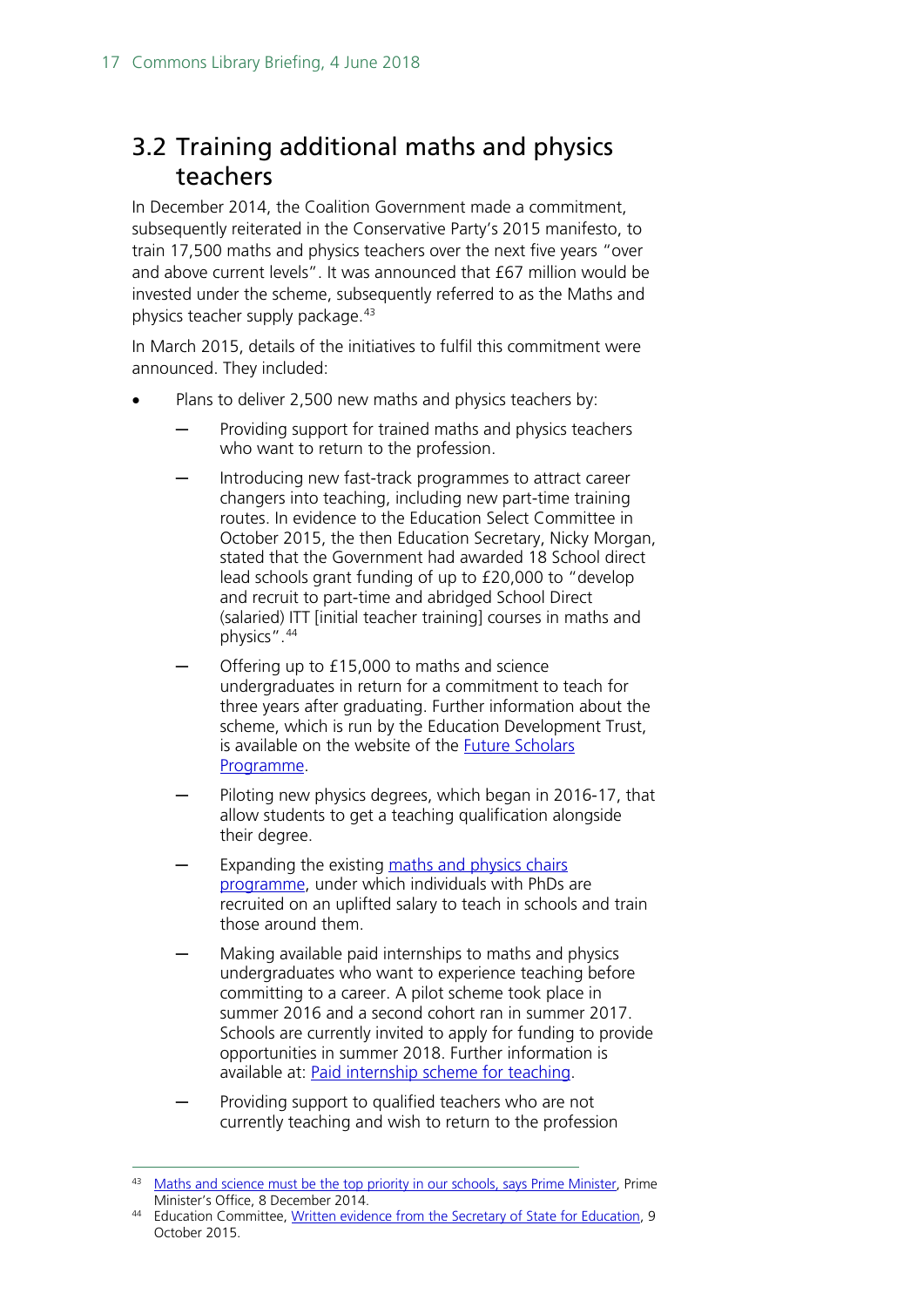## 3.2 Training additional maths and physics teachers

In December 2014, the Coalition Government made a commitment, subsequently reiterated in the Conservative Party's 2015 manifesto, to train 17,500 maths and physics teachers over the next five years "over and above current levels". It was announced that £67 million would be invested under the scheme, subsequently referred to as the Maths and physics teacher supply package.[43]

In March 2015, details of the initiatives to fulfil this commitment were announced. They included:

- Plans to deliver 2,500 new maths and physics teachers by:
  - Providing support for trained maths and physics teachers who want to return to the profession.
  - Introducing new fast-track programmes to attract career changers into teaching, including new part-time training routes. In evidence to the Education Select Committee in October 2015, the then Education Secretary, Nicky Morgan, stated that the Government had awarded 18 School direct lead schools grant funding of up to £20,000 to "develop and recruit to part-time and abridged School Direct (salaried) ITT [initial teacher training] courses in maths and physics".[44]
  - Offering up to £15,000 to maths and science undergraduates in return for a commitment to teach for three years after graduating. Further information about the scheme, which is run by the Education Development Trust, is available on the website of the [Future Scholars Programme](#).
  - Piloting new physics degrees, which began in 2016-17, that allow students to get a teaching qualification alongside their degree.
  - Expanding the existing [maths and physics chairs programme](#), under which individuals with PhDs are recruited on an uplifted salary to teach in schools and train those around them.
  - Making available paid internships to maths and physics undergraduates who want to experience teaching before committing to a career. A pilot scheme took place in summer 2016 and a second cohort ran in summer 2017. Schools are currently invited to apply for funding to provide opportunities in summer 2018. Further information is available at: [Paid internship scheme for teaching](#).
  - Providing support to qualified teachers who are not currently teaching and wish to return to the profession

---

[43] [Maths and science must be the top priority in our schools, says Prime Minister](#), Prime Minister's Office, 8 December 2014.

[44] Education Committee, [Written evidence from the Secretary of State for Education](#), 9 October 2015.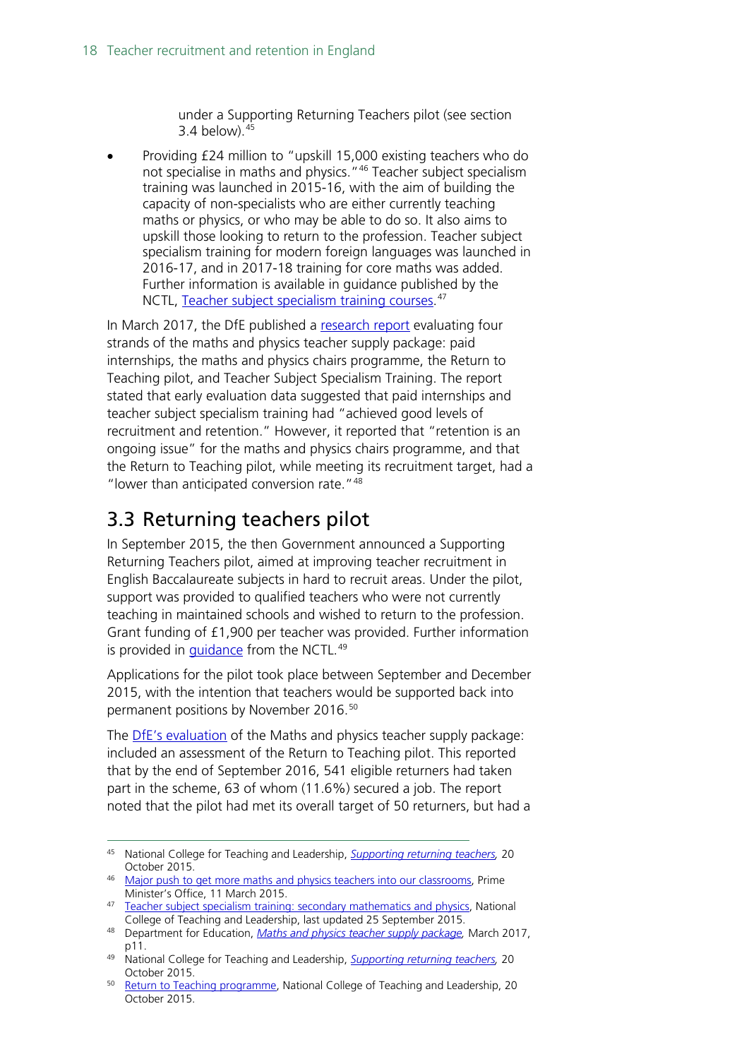under a Supporting Returning Teachers pilot (see section 3.4 below).[45]

- Providing £24 million to "upskill 15,000 existing teachers who do not specialise in maths and physics."[46] Teacher subject specialism training was launched in 2015-16, with the aim of building the capacity of non-specialists who are either currently teaching maths or physics, or who may be able to do so. It also aims to upskill those looking to return to the profession. Teacher subject specialism training for modern foreign languages was launched in 2016-17, and in 2017-18 training for core maths was added. Further information is available in guidance published by the NCTL, Teacher subject specialism training courses.[47]

In March 2017, the DfE published a research report evaluating four strands of the maths and physics teacher supply package: paid internships, the maths and physics chairs programme, the Return to Teaching pilot, and Teacher Subject Specialism Training. The report stated that early evaluation data suggested that paid internships and teacher subject specialism training had "achieved good levels of recruitment and retention." However, it reported that "retention is an ongoing issue" for the maths and physics chairs programme, and that the Return to Teaching pilot, while meeting its recruitment target, had a "lower than anticipated conversion rate."[48]

## 3.3 Returning teachers pilot

In September 2015, the then Government announced a Supporting Returning Teachers pilot, aimed at improving teacher recruitment in English Baccalaureate subjects in hard to recruit areas. Under the pilot, support was provided to qualified teachers who were not currently teaching in maintained schools and wished to return to the profession. Grant funding of £1,900 per teacher was provided. Further information is provided in guidance from the NCTL.[49]

Applications for the pilot took place between September and December 2015, with the intention that teachers would be supported back into permanent positions by November 2016.[50]

The DfE's evaluation of the Maths and physics teacher supply package: included an assessment of the Return to Teaching pilot. This reported that by the end of September 2016, 541 eligible returners had taken part in the scheme, 63 of whom (11.6%) secured a job. The report noted that the pilot had met its overall target of 50 returners, but had a

---

[45] National College for Teaching and Leadership, *Supporting returning teachers*, 20 October 2015.

[46] Major push to get more maths and physics teachers into our classrooms, Prime Minister's Office, 11 March 2015.

[47] Teacher subject specialism training: secondary mathematics and physics, National College of Teaching and Leadership, last updated 25 September 2015.

[48] Department for Education, *Maths and physics teacher supply package*, March 2017, p11.

[49] National College for Teaching and Leadership, *Supporting returning teachers*, 20 October 2015.

[50] Return to Teaching programme, National College of Teaching and Leadership, 20 October 2015.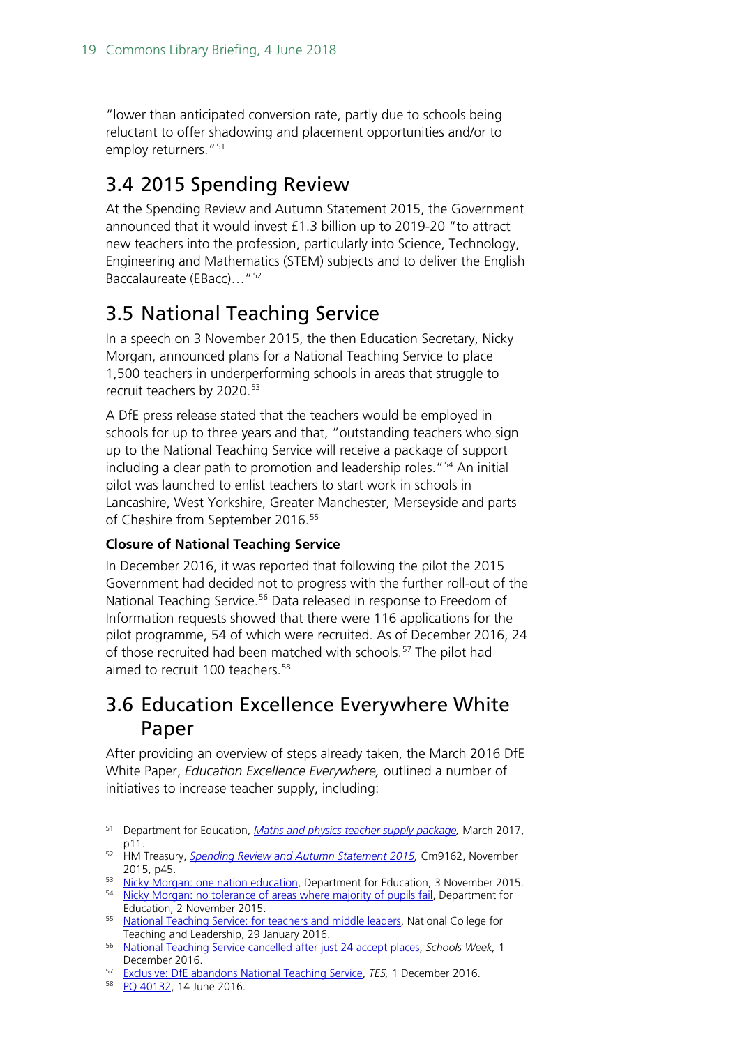"lower than anticipated conversion rate, partly due to schools being reluctant to offer shadowing and placement opportunities and/or to employ returners."[51]

## 3.4 2015 Spending Review

At the Spending Review and Autumn Statement 2015, the Government announced that it would invest £1.3 billion up to 2019-20 "to attract new teachers into the profession, particularly into Science, Technology, Engineering and Mathematics (STEM) subjects and to deliver the English Baccalaureate (EBacc)…"[52]

## 3.5 National Teaching Service

In a speech on 3 November 2015, the then Education Secretary, Nicky Morgan, announced plans for a National Teaching Service to place 1,500 teachers in underperforming schools in areas that struggle to recruit teachers by 2020.[53]

A DfE press release stated that the teachers would be employed in schools for up to three years and that, "outstanding teachers who sign up to the National Teaching Service will receive a package of support including a clear path to promotion and leadership roles."[54] An initial pilot was launched to enlist teachers to start work in schools in Lancashire, West Yorkshire, Greater Manchester, Merseyside and parts of Cheshire from September 2016.[55]

**Closure of National Teaching Service**

In December 2016, it was reported that following the pilot the 2015 Government had decided not to progress with the further roll-out of the National Teaching Service.[56] Data released in response to Freedom of Information requests showed that there were 116 applications for the pilot programme, 54 of which were recruited. As of December 2016, 24 of those recruited had been matched with schools.[57] The pilot had aimed to recruit 100 teachers.[58]

## 3.6 Education Excellence Everywhere White Paper

After providing an overview of steps already taken, the March 2016 DfE White Paper, *Education Excellence Everywhere,* outlined a number of initiatives to increase teacher supply, including:

---

[51] Department for Education, *Maths and physics teacher supply package,* March 2017, p11.

[52] HM Treasury, *Spending Review and Autumn Statement 2015,* Cm9162, November 2015, p45.

[53] Nicky Morgan: one nation education, Department for Education, 3 November 2015.

[54] Nicky Morgan: no tolerance of areas where majority of pupils fail, Department for Education, 2 November 2015.

[55] National Teaching Service: for teachers and middle leaders, National College for Teaching and Leadership, 29 January 2016.

[56] National Teaching Service cancelled after just 24 accept places, *Schools Week,* 1 December 2016.

[57] Exclusive: DfE abandons National Teaching Service, *TES,* 1 December 2016.

[58] PQ 40132, 14 June 2016.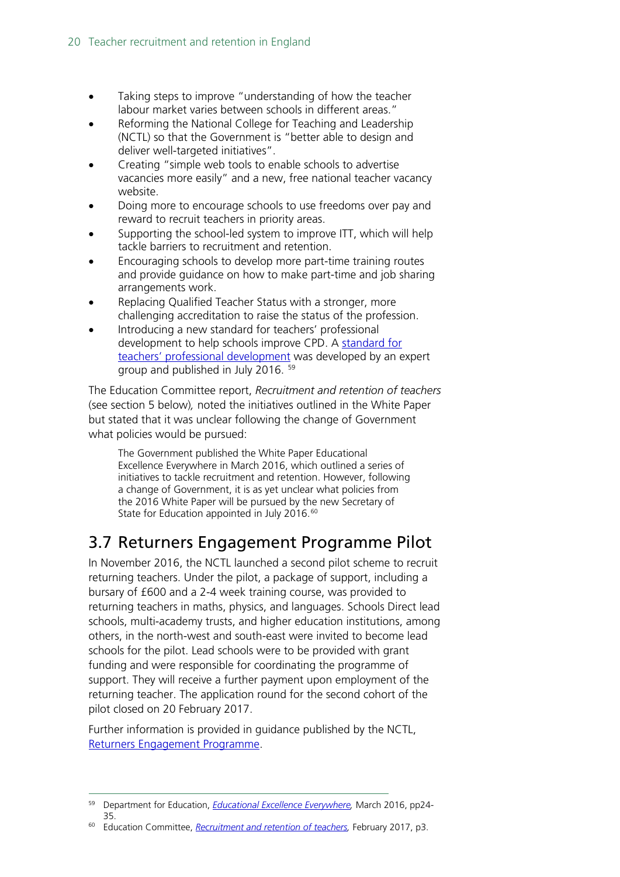- Taking steps to improve "understanding of how the teacher labour market varies between schools in different areas."
- Reforming the National College for Teaching and Leadership (NCTL) so that the Government is "better able to design and deliver well-targeted initiatives".
- Creating "simple web tools to enable schools to advertise vacancies more easily" and a new, free national teacher vacancy website.
- Doing more to encourage schools to use freedoms over pay and reward to recruit teachers in priority areas.
- Supporting the school-led system to improve ITT, which will help tackle barriers to recruitment and retention.
- Encouraging schools to develop more part-time training routes and provide guidance on how to make part-time and job sharing arrangements work.
- Replacing Qualified Teacher Status with a stronger, more challenging accreditation to raise the status of the profession.
- Introducing a new standard for teachers' professional development to help schools improve CPD. A standard for teachers' professional development was developed by an expert group and published in July 2016. [59]

The Education Committee report, *Recruitment and retention of teachers* (see section 5 below), noted the initiatives outlined in the White Paper but stated that it was unclear following the change of Government what policies would be pursued:

> The Government published the White Paper Educational Excellence Everywhere in March 2016, which outlined a series of initiatives to tackle recruitment and retention. However, following a change of Government, it is as yet unclear what policies from the 2016 White Paper will be pursued by the new Secretary of State for Education appointed in July 2016. [60]

## 3.7 Returners Engagement Programme Pilot

In November 2016, the NCTL launched a second pilot scheme to recruit returning teachers. Under the pilot, a package of support, including a bursary of £600 and a 2-4 week training course, was provided to returning teachers in maths, physics, and languages. Schools Direct lead schools, multi-academy trusts, and higher education institutions, among others, in the north-west and south-east were invited to become lead schools for the pilot. Lead schools were to be provided with grant funding and were responsible for coordinating the programme of support. They will receive a further payment upon employment of the returning teacher. The application round for the second cohort of the pilot closed on 20 February 2017.

Further information is provided in guidance published by the NCTL, Returners Engagement Programme.

[59] Department for Education, *Educational Excellence Everywhere*, March 2016, pp24-35.

[60] Education Committee, *Recruitment and retention of teachers*, February 2017, p3.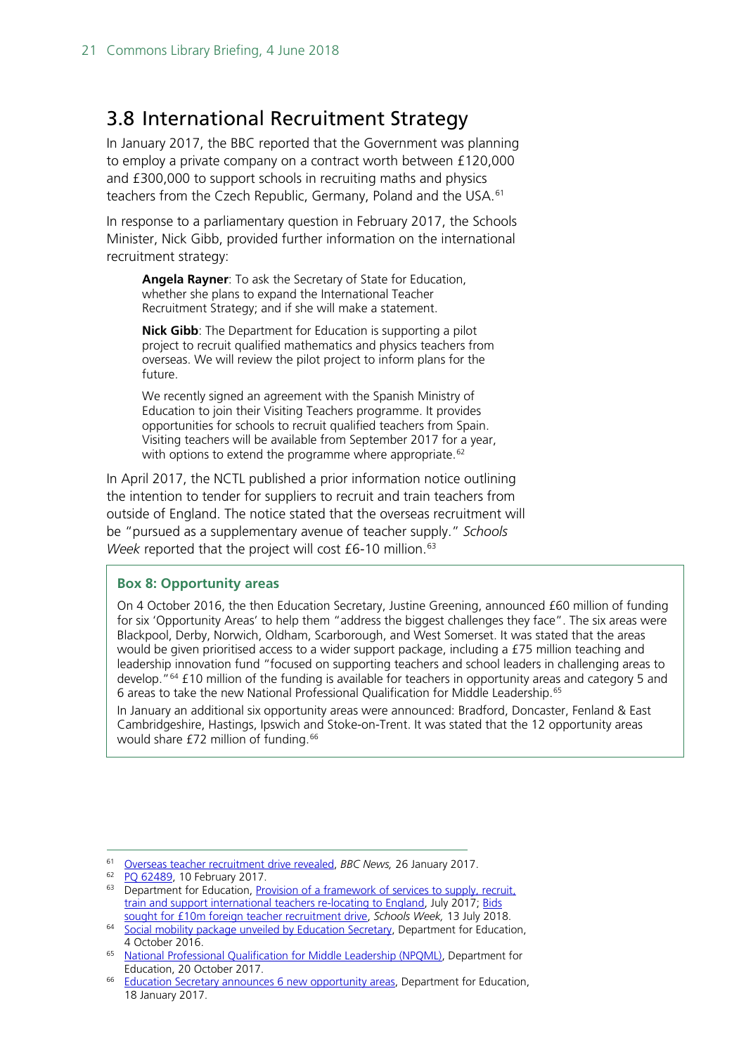## 3.8 International Recruitment Strategy

In January 2017, the BBC reported that the Government was planning to employ a private company on a contract worth between £120,000 and £300,000 to support schools in recruiting maths and physics teachers from the Czech Republic, Germany, Poland and the USA.[61]

In response to a parliamentary question in February 2017, the Schools Minister, Nick Gibb, provided further information on the international recruitment strategy:

> **Angela Rayner**: To ask the Secretary of State for Education, whether she plans to expand the International Teacher Recruitment Strategy; and if she will make a statement.
>
> **Nick Gibb**: The Department for Education is supporting a pilot project to recruit qualified mathematics and physics teachers from overseas. We will review the pilot project to inform plans for the future.
>
> We recently signed an agreement with the Spanish Ministry of Education to join their Visiting Teachers programme. It provides opportunities for schools to recruit qualified teachers from Spain. Visiting teachers will be available from September 2017 for a year, with options to extend the programme where appropriate.[62]

In April 2017, the NCTL published a prior information notice outlining the intention to tender for suppliers to recruit and train teachers from outside of England. The notice stated that the overseas recruitment will be "pursued as a supplementary avenue of teacher supply." *Schools Week* reported that the project will cost £6-10 million.[63]

**Box 8: Opportunity areas**

On 4 October 2016, the then Education Secretary, Justine Greening, announced £60 million of funding for six 'Opportunity Areas' to help them "address the biggest challenges they face". The six areas were Blackpool, Derby, Norwich, Oldham, Scarborough, and West Somerset. It was stated that the areas would be given prioritised access to a wider support package, including a £75 million teaching and leadership innovation fund "focused on supporting teachers and school leaders in challenging areas to develop."[64] £10 million of the funding is available for teachers in opportunity areas and category 5 and 6 areas to take the new National Professional Qualification for Middle Leadership.[65]

In January an additional six opportunity areas were announced: Bradford, Doncaster, Fenland & East Cambridgeshire, Hastings, Ipswich and Stoke-on-Trent. It was stated that the 12 opportunity areas would share £72 million of funding.[66]

---

[61] Overseas teacher recruitment drive revealed, *BBC News,* 26 January 2017.

[62] PQ 62489, 10 February 2017.

[63] Department for Education, Provision of a framework of services to supply, recruit, train and support international teachers re-locating to England, July 2017; Bids sought for £10m foreign teacher recruitment drive, *Schools Week,* 13 July 2018.

[64] Social mobility package unveiled by Education Secretary, Department for Education, 4 October 2016.

[65] National Professional Qualification for Middle Leadership (NPQML), Department for Education, 20 October 2017.

[66] Education Secretary announces 6 new opportunity areas, Department for Education, 18 January 2017.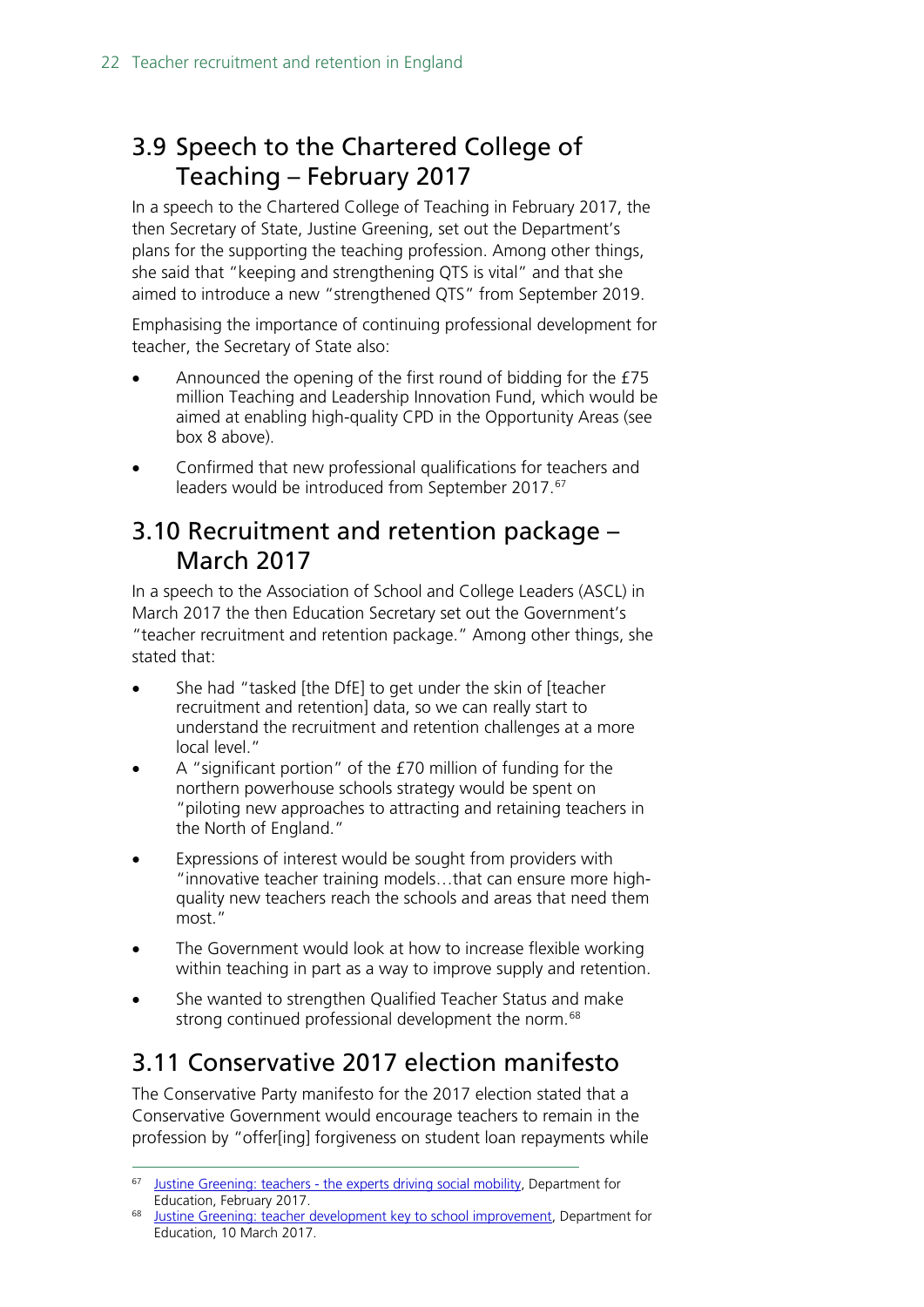## 3.9 Speech to the Chartered College of Teaching – February 2017

In a speech to the Chartered College of Teaching in February 2017, the then Secretary of State, Justine Greening, set out the Department's plans for the supporting the teaching profession. Among other things, she said that "keeping and strengthening QTS is vital" and that she aimed to introduce a new "strengthened QTS" from September 2019.

Emphasising the importance of continuing professional development for teacher, the Secretary of State also:

- Announced the opening of the first round of bidding for the £75 million Teaching and Leadership Innovation Fund, which would be aimed at enabling high-quality CPD in the Opportunity Areas (see box 8 above).
- Confirmed that new professional qualifications for teachers and leaders would be introduced from September 2017.[67]

## 3.10 Recruitment and retention package – March 2017

In a speech to the Association of School and College Leaders (ASCL) in March 2017 the then Education Secretary set out the Government's "teacher recruitment and retention package." Among other things, she stated that:

- She had "tasked [the DfE] to get under the skin of [teacher recruitment and retention] data, so we can really start to understand the recruitment and retention challenges at a more local level."
- A "significant portion" of the £70 million of funding for the northern powerhouse schools strategy would be spent on "piloting new approaches to attracting and retaining teachers in the North of England."
- Expressions of interest would be sought from providers with "innovative teacher training models…that can ensure more high-quality new teachers reach the schools and areas that need them most."
- The Government would look at how to increase flexible working within teaching in part as a way to improve supply and retention.
- She wanted to strengthen Qualified Teacher Status and make strong continued professional development the norm.[68]

## 3.11 Conservative 2017 election manifesto

The Conservative Party manifesto for the 2017 election stated that a Conservative Government would encourage teachers to remain in the profession by "offer[ing] forgiveness on student loan repayments while

[67] Justine Greening: teachers - the experts driving social mobility, Department for Education, February 2017.

[68] Justine Greening: teacher development key to school improvement, Department for Education, 10 March 2017.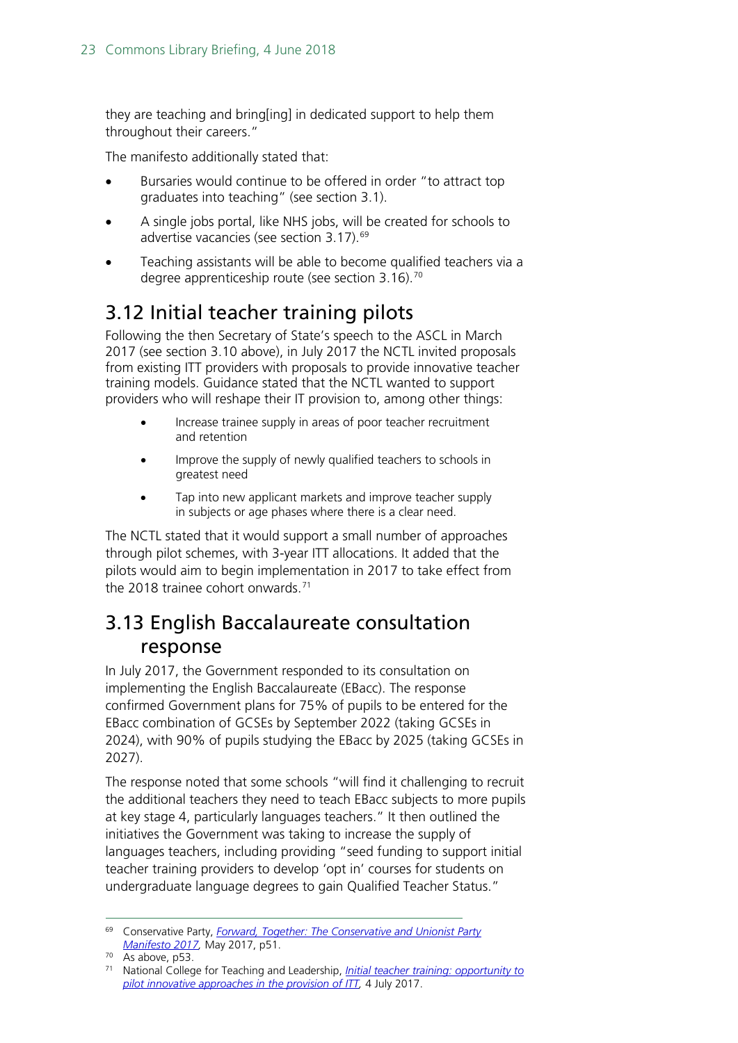they are teaching and bring[ing] in dedicated support to help them throughout their careers."

The manifesto additionally stated that:

- Bursaries would continue to be offered in order "to attract top graduates into teaching" (see section 3.1).
- A single jobs portal, like NHS jobs, will be created for schools to advertise vacancies (see section 3.17).[69]
- Teaching assistants will be able to become qualified teachers via a degree apprenticeship route (see section 3.16).[70]

## 3.12 Initial teacher training pilots

Following the then Secretary of State's speech to the ASCL in March 2017 (see section 3.10 above), in July 2017 the NCTL invited proposals from existing ITT providers with proposals to provide innovative teacher training models. Guidance stated that the NCTL wanted to support providers who will reshape their IT provision to, among other things:

- Increase trainee supply in areas of poor teacher recruitment and retention
- Improve the supply of newly qualified teachers to schools in greatest need
- Tap into new applicant markets and improve teacher supply in subjects or age phases where there is a clear need.

The NCTL stated that it would support a small number of approaches through pilot schemes, with 3-year ITT allocations. It added that the pilots would aim to begin implementation in 2017 to take effect from the 2018 trainee cohort onwards.[71]

## 3.13 English Baccalaureate consultation response

In July 2017, the Government responded to its consultation on implementing the English Baccalaureate (EBacc). The response confirmed Government plans for 75% of pupils to be entered for the EBacc combination of GCSEs by September 2022 (taking GCSEs in 2024), with 90% of pupils studying the EBacc by 2025 (taking GCSEs in 2027).

The response noted that some schools "will find it challenging to recruit the additional teachers they need to teach EBacc subjects to more pupils at key stage 4, particularly languages teachers." It then outlined the initiatives the Government was taking to increase the supply of languages teachers, including providing "seed funding to support initial teacher training providers to develop 'opt in' courses for students on undergraduate language degrees to gain Qualified Teacher Status."

---

[69] Conservative Party, *Forward, Together: The Conservative and Unionist Party Manifesto 2017*, May 2017, p51.

[70] As above, p53.

[71] National College for Teaching and Leadership, *Initial teacher training: opportunity to pilot innovative approaches in the provision of ITT*, 4 July 2017.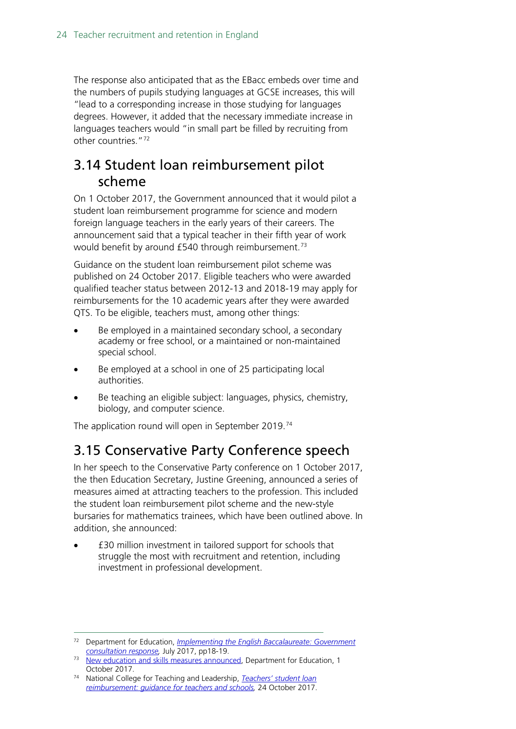The response also anticipated that as the EBacc embeds over time and the numbers of pupils studying languages at GCSE increases, this will "lead to a corresponding increase in those studying for languages degrees. However, it added that the necessary immediate increase in languages teachers would "in small part be filled by recruiting from other countries."[72]

## 3.14 Student loan reimbursement pilot scheme

On 1 October 2017, the Government announced that it would pilot a student loan reimbursement programme for science and modern foreign language teachers in the early years of their careers. The announcement said that a typical teacher in their fifth year of work would benefit by around £540 through reimbursement.[73]

Guidance on the student loan reimbursement pilot scheme was published on 24 October 2017. Eligible teachers who were awarded qualified teacher status between 2012-13 and 2018-19 may apply for reimbursements for the 10 academic years after they were awarded QTS. To be eligible, teachers must, among other things:

- Be employed in a maintained secondary school, a secondary academy or free school, or a maintained or non-maintained special school.
- Be employed at a school in one of 25 participating local authorities.
- Be teaching an eligible subject: languages, physics, chemistry, biology, and computer science.

The application round will open in September 2019.[74]

## 3.15 Conservative Party Conference speech

In her speech to the Conservative Party conference on 1 October 2017, the then Education Secretary, Justine Greening, announced a series of measures aimed at attracting teachers to the profession. This included the student loan reimbursement pilot scheme and the new-style bursaries for mathematics trainees, which have been outlined above. In addition, she announced:

- £30 million investment in tailored support for schools that struggle the most with recruitment and retention, including investment in professional development.

---

[72] Department for Education, *Implementing the English Baccalaureate: Government consultation response*, July 2017, pp18-19.

[73] New education and skills measures announced, Department for Education, 1 October 2017.

[74] National College for Teaching and Leadership, *Teachers' student loan reimbursement: guidance for teachers and schools*, 24 October 2017.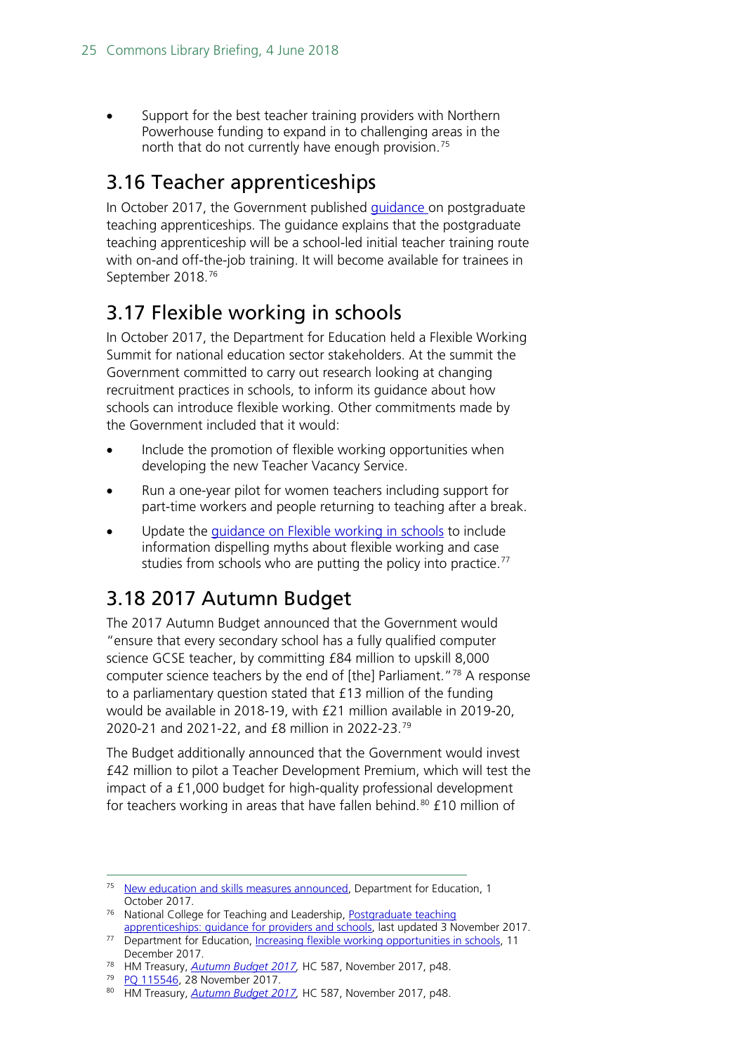- Support for the best teacher training providers with Northern Powerhouse funding to expand in to challenging areas in the north that do not currently have enough provision.[75]

## 3.16 Teacher apprenticeships

In October 2017, the Government published guidance on postgraduate teaching apprenticeships. The guidance explains that the postgraduate teaching apprenticeship will be a school-led initial teacher training route with on-and off-the-job training. It will become available for trainees in September 2018.[76]

## 3.17 Flexible working in schools

In October 2017, the Department for Education held a Flexible Working Summit for national education sector stakeholders. At the summit the Government committed to carry out research looking at changing recruitment practices in schools, to inform its guidance about how schools can introduce flexible working. Other commitments made by the Government included that it would:

- Include the promotion of flexible working opportunities when developing the new Teacher Vacancy Service.
- Run a one-year pilot for women teachers including support for part-time workers and people returning to teaching after a break.
- Update the guidance on Flexible working in schools to include information dispelling myths about flexible working and case studies from schools who are putting the policy into practice.[77]

## 3.18 2017 Autumn Budget

The 2017 Autumn Budget announced that the Government would "ensure that every secondary school has a fully qualified computer science GCSE teacher, by committing £84 million to upskill 8,000 computer science teachers by the end of [the] Parliament."[78] A response to a parliamentary question stated that £13 million of the funding would be available in 2018-19, with £21 million available in 2019-20, 2020-21 and 2021-22, and £8 million in 2022-23.[79]

The Budget additionally announced that the Government would invest £42 million to pilot a Teacher Development Premium, which will test the impact of a £1,000 budget for high-quality professional development for teachers working in areas that have fallen behind.[80] £10 million of

---

[75] New education and skills measures announced, Department for Education, 1 October 2017.

[76] National College for Teaching and Leadership, Postgraduate teaching apprenticeships: guidance for providers and schools, last updated 3 November 2017.

[77] Department for Education, Increasing flexible working opportunities in schools, 11 December 2017.

[78] HM Treasury, *Autumn Budget 2017,* HC 587, November 2017, p48.

[79] PQ 115546, 28 November 2017.

[80] HM Treasury, *Autumn Budget 2017,* HC 587, November 2017, p48.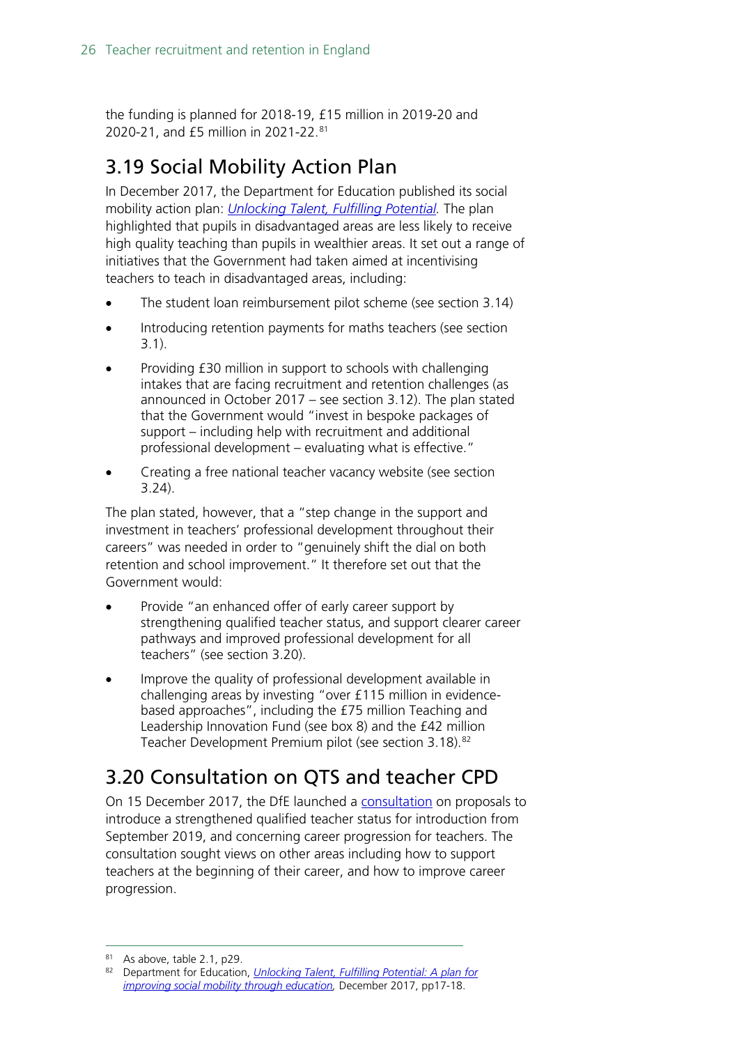the funding is planned for 2018-19, £15 million in 2019-20 and 2020-21, and £5 million in 2021-22.[81]

## 3.19 Social Mobility Action Plan

In December 2017, the Department for Education published its social mobility action plan: *Unlocking Talent, Fulfilling Potential*. The plan highlighted that pupils in disadvantaged areas are less likely to receive high quality teaching than pupils in wealthier areas. It set out a range of initiatives that the Government had taken aimed at incentivising teachers to teach in disadvantaged areas, including:

- The student loan reimbursement pilot scheme (see section 3.14)
- Introducing retention payments for maths teachers (see section 3.1).
- Providing £30 million in support to schools with challenging intakes that are facing recruitment and retention challenges (as announced in October 2017 – see section 3.12). The plan stated that the Government would "invest in bespoke packages of support – including help with recruitment and additional professional development – evaluating what is effective."
- Creating a free national teacher vacancy website (see section 3.24).

The plan stated, however, that a "step change in the support and investment in teachers' professional development throughout their careers" was needed in order to "genuinely shift the dial on both retention and school improvement." It therefore set out that the Government would:

- Provide "an enhanced offer of early career support by strengthening qualified teacher status, and support clearer career pathways and improved professional development for all teachers" (see section 3.20).
- Improve the quality of professional development available in challenging areas by investing "over £115 million in evidence-based approaches", including the £75 million Teaching and Leadership Innovation Fund (see box 8) and the £42 million Teacher Development Premium pilot (see section 3.18).[82]

## 3.20 Consultation on QTS and teacher CPD

On 15 December 2017, the DfE launched a consultation on proposals to introduce a strengthened qualified teacher status for introduction from September 2019, and concerning career progression for teachers. The consultation sought views on other areas including how to support teachers at the beginning of their career, and how to improve career progression.

---

[81] As above, table 2.1, p29.

[82] Department for Education, *Unlocking Talent, Fulfilling Potential: A plan for improving social mobility through education*, December 2017, pp17-18.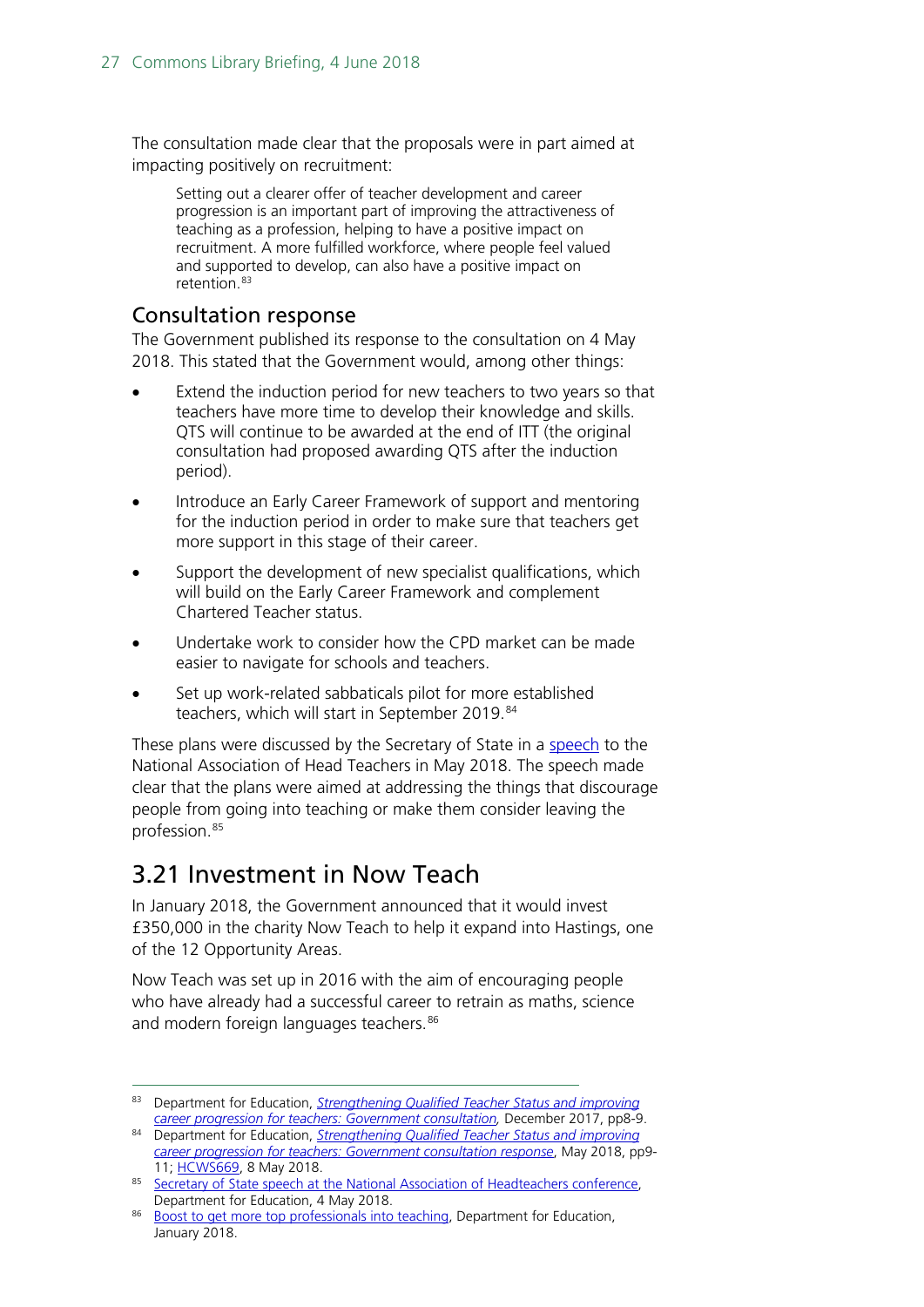The consultation made clear that the proposals were in part aimed at impacting positively on recruitment:

> Setting out a clearer offer of teacher development and career progression is an important part of improving the attractiveness of teaching as a profession, helping to have a positive impact on recruitment. A more fulfilled workforce, where people feel valued and supported to develop, can also have a positive impact on retention.[83]

### Consultation response

The Government published its response to the consultation on 4 May 2018. This stated that the Government would, among other things:

- Extend the induction period for new teachers to two years so that teachers have more time to develop their knowledge and skills. QTS will continue to be awarded at the end of ITT (the original consultation had proposed awarding QTS after the induction period).
- Introduce an Early Career Framework of support and mentoring for the induction period in order to make sure that teachers get more support in this stage of their career.
- Support the development of new specialist qualifications, which will build on the Early Career Framework and complement Chartered Teacher status.
- Undertake work to consider how the CPD market can be made easier to navigate for schools and teachers.
- Set up work-related sabbaticals pilot for more established teachers, which will start in September 2019.[84]

These plans were discussed by the Secretary of State in a speech to the National Association of Head Teachers in May 2018. The speech made clear that the plans were aimed at addressing the things that discourage people from going into teaching or make them consider leaving the profession.[85]

## 3.21 Investment in Now Teach

In January 2018, the Government announced that it would invest £350,000 in the charity Now Teach to help it expand into Hastings, one of the 12 Opportunity Areas.

Now Teach was set up in 2016 with the aim of encouraging people who have already had a successful career to retrain as maths, science and modern foreign languages teachers.[86]

---

[83] Department for Education, *Strengthening Qualified Teacher Status and improving career progression for teachers: Government consultation*, December 2017, pp8-9.

[84] Department for Education, *Strengthening Qualified Teacher Status and improving career progression for teachers: Government consultation response*, May 2018, pp9-11; HCWS669, 8 May 2018.

[85] Secretary of State speech at the National Association of Headteachers conference, Department for Education, 4 May 2018.

[86] Boost to get more top professionals into teaching, Department for Education, January 2018.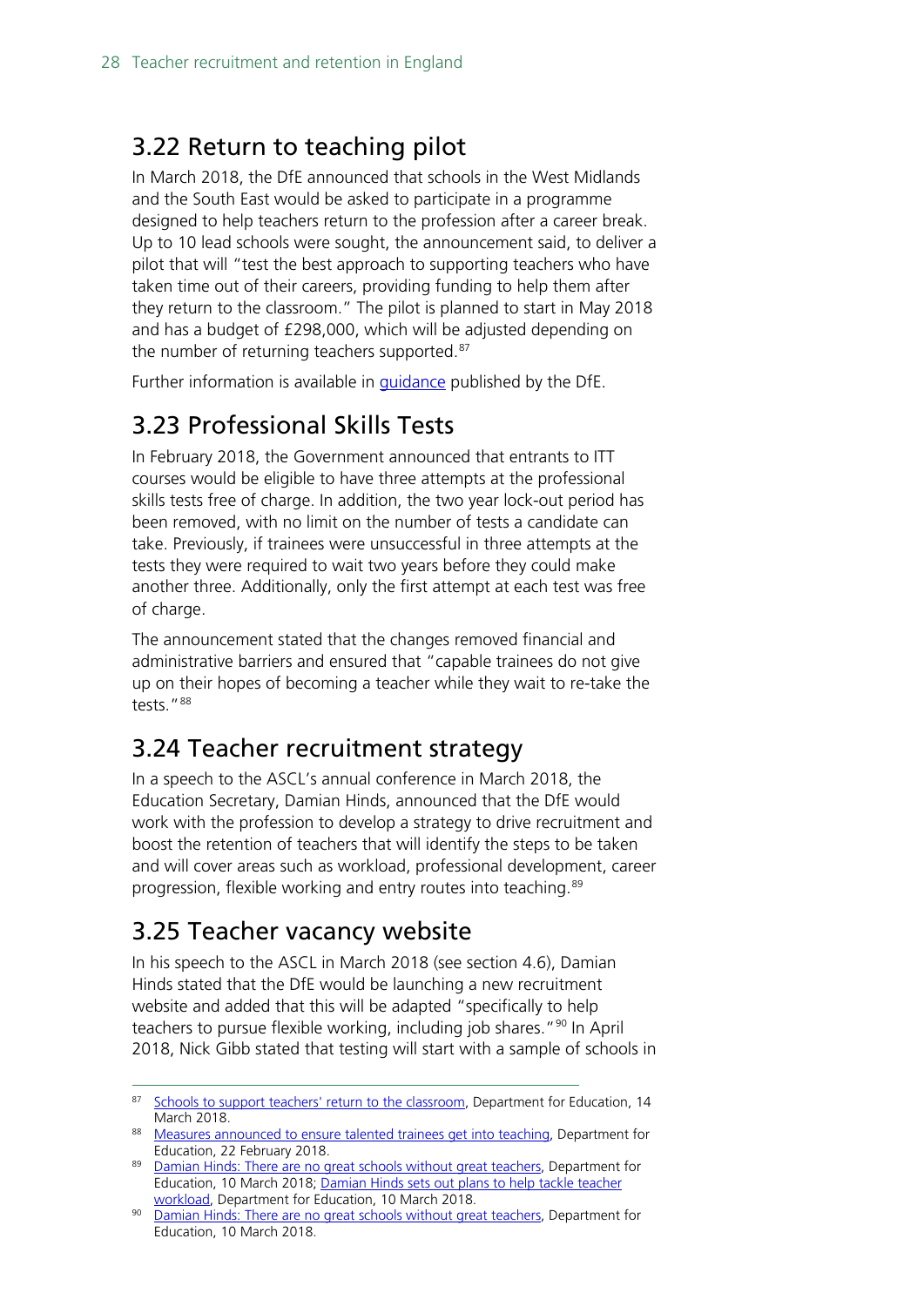## 3.22 Return to teaching pilot

In March 2018, the DfE announced that schools in the West Midlands and the South East would be asked to participate in a programme designed to help teachers return to the profession after a career break. Up to 10 lead schools were sought, the announcement said, to deliver a pilot that will "test the best approach to supporting teachers who have taken time out of their careers, providing funding to help them after they return to the classroom." The pilot is planned to start in May 2018 and has a budget of £298,000, which will be adjusted depending on the number of returning teachers supported.[87]

Further information is available in guidance published by the DfE.

## 3.23 Professional Skills Tests

In February 2018, the Government announced that entrants to ITT courses would be eligible to have three attempts at the professional skills tests free of charge. In addition, the two year lock-out period has been removed, with no limit on the number of tests a candidate can take. Previously, if trainees were unsuccessful in three attempts at the tests they were required to wait two years before they could make another three. Additionally, only the first attempt at each test was free of charge.

The announcement stated that the changes removed financial and administrative barriers and ensured that "capable trainees do not give up on their hopes of becoming a teacher while they wait to re-take the tests."[88]

## 3.24 Teacher recruitment strategy

In a speech to the ASCL's annual conference in March 2018, the Education Secretary, Damian Hinds, announced that the DfE would work with the profession to develop a strategy to drive recruitment and boost the retention of teachers that will identify the steps to be taken and will cover areas such as workload, professional development, career progression, flexible working and entry routes into teaching.[89]

## 3.25 Teacher vacancy website

In his speech to the ASCL in March 2018 (see section 4.6), Damian Hinds stated that the DfE would be launching a new recruitment website and added that this will be adapted "specifically to help teachers to pursue flexible working, including job shares."[90] In April 2018, Nick Gibb stated that testing will start with a sample of schools in

---

[87] Schools to support teachers' return to the classroom, Department for Education, 14 March 2018.

[88] Measures announced to ensure talented trainees get into teaching, Department for Education, 22 February 2018.

[89] Damian Hinds: There are no great schools without great teachers, Department for Education, 10 March 2018; Damian Hinds sets out plans to help tackle teacher workload, Department for Education, 10 March 2018.

[90] Damian Hinds: There are no great schools without great teachers, Department for Education, 10 March 2018.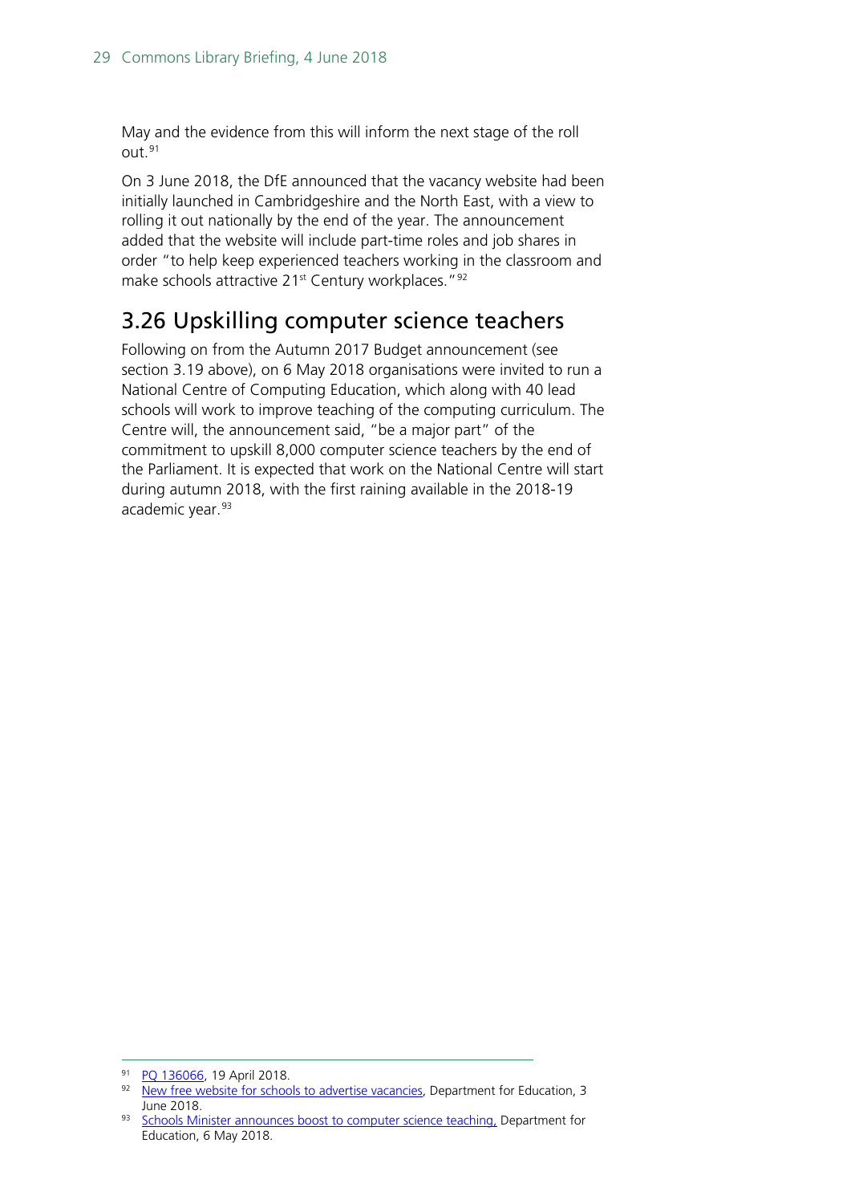May and the evidence from this will inform the next stage of the roll out.[91]

On 3 June 2018, the DfE announced that the vacancy website had been initially launched in Cambridgeshire and the North East, with a view to rolling it out nationally by the end of the year. The announcement added that the website will include part-time roles and job shares in order "to help keep experienced teachers working in the classroom and make schools attractive 21st Century workplaces."[92]

## 3.26 Upskilling computer science teachers

Following on from the Autumn 2017 Budget announcement (see section 3.19 above), on 6 May 2018 organisations were invited to run a National Centre of Computing Education, which along with 40 lead schools will work to improve teaching of the computing curriculum. The Centre will, the announcement said, "be a major part" of the commitment to upskill 8,000 computer science teachers by the end of the Parliament. It is expected that work on the National Centre will start during autumn 2018, with the first raining available in the 2018-19 academic year.[93]

---

[91] PQ 136066, 19 April 2018.

[92] New free website for schools to advertise vacancies, Department for Education, 3 June 2018.

[93] Schools Minister announces boost to computer science teaching, Department for Education, 6 May 2018.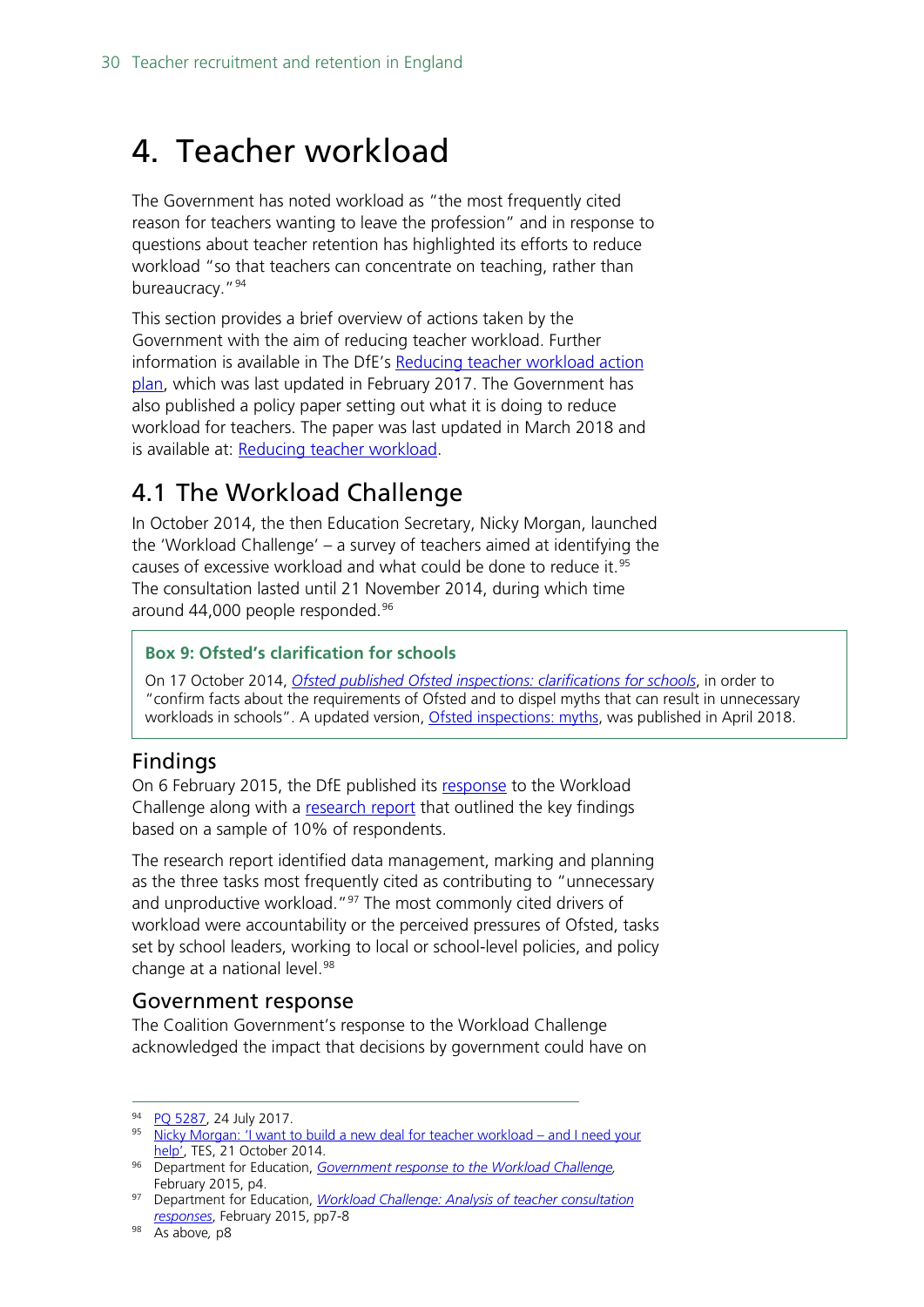# 4. Teacher workload

The Government has noted workload as "the most frequently cited reason for teachers wanting to leave the profession" and in response to questions about teacher retention has highlighted its efforts to reduce workload "so that teachers can concentrate on teaching, rather than bureaucracy."[94]

This section provides a brief overview of actions taken by the Government with the aim of reducing teacher workload. Further information is available in The DfE's Reducing teacher workload action plan, which was last updated in February 2017. The Government has also published a policy paper setting out what it is doing to reduce workload for teachers. The paper was last updated in March 2018 and is available at: Reducing teacher workload.

## 4.1 The Workload Challenge

In October 2014, the then Education Secretary, Nicky Morgan, launched the 'Workload Challenge' – a survey of teachers aimed at identifying the causes of excessive workload and what could be done to reduce it.[95] The consultation lasted until 21 November 2014, during which time around 44,000 people responded.[96]

> **Box 9: Ofsted's clarification for schools**
>
> On 17 October 2014, *Ofsted published Ofsted inspections: clarifications for schools*, in order to "confirm facts about the requirements of Ofsted and to dispel myths that can result in unnecessary workloads in schools". An updated version, Ofsted inspections: myths, was published in April 2018.

### Findings

On 6 February 2015, the DfE published its response to the Workload Challenge along with a research report that outlined the key findings based on a sample of 10% of respondents.

The research report identified data management, marking and planning as the three tasks most frequently cited as contributing to "unnecessary and unproductive workload."[97] The most commonly cited drivers of workload were accountability or the perceived pressures of Ofsted, tasks set by school leaders, working to local or school-level policies, and policy change at a national level.[98]

### Government response

The Coalition Government's response to the Workload Challenge acknowledged the impact that decisions by government could have on

---

[94] PQ 5287, 24 July 2017.

[95] Nicky Morgan: 'I want to build a new deal for teacher workload – and I need your help', TES, 21 October 2014.

[96] Department for Education, *Government response to the Workload Challenge*, February 2015, p4.

[97] Department for Education, *Workload Challenge: Analysis of teacher consultation responses*, February 2015, pp7-8

[98] As above, p8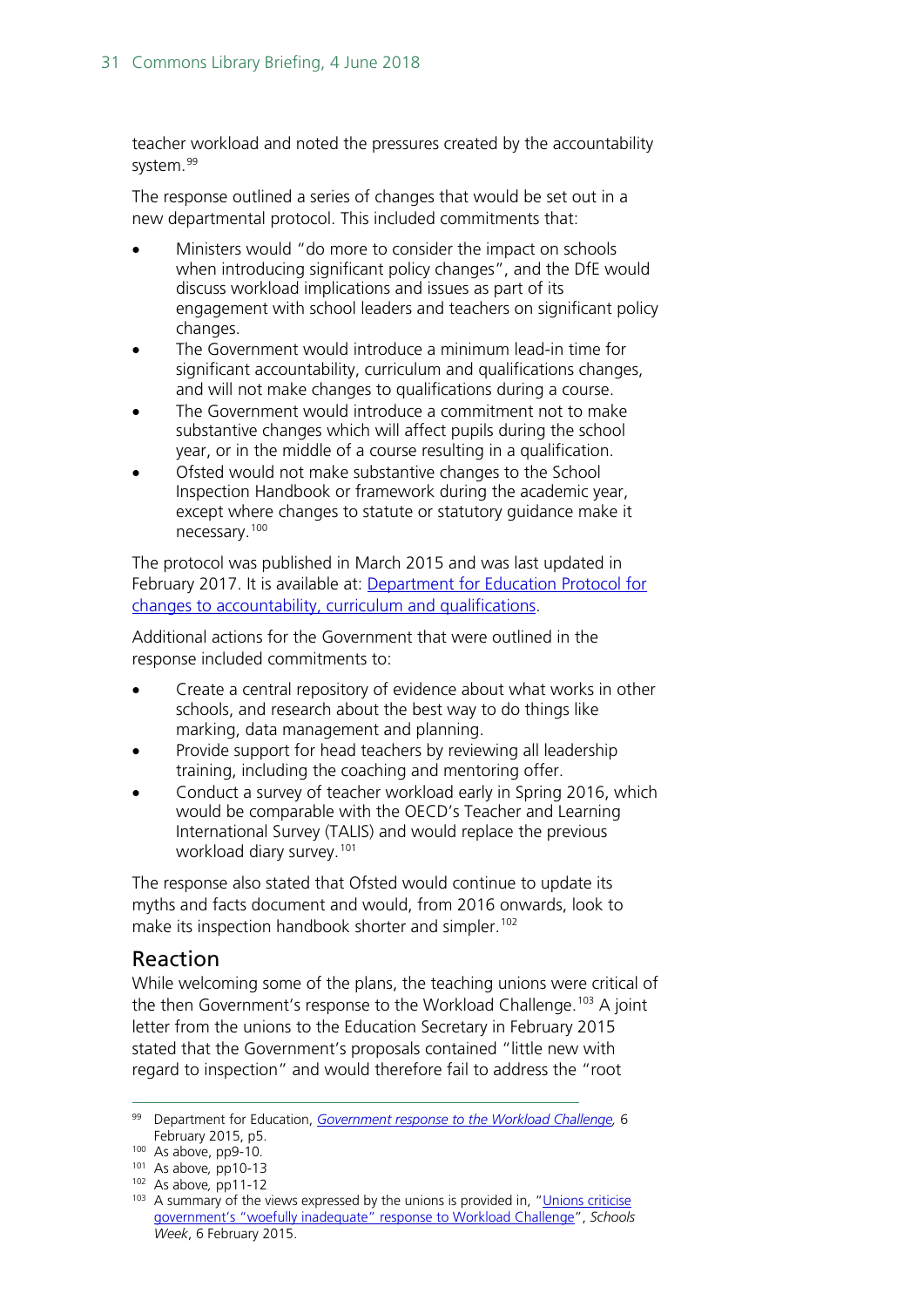teacher workload and noted the pressures created by the accountability system.[99]

The response outlined a series of changes that would be set out in a new departmental protocol. This included commitments that:

- Ministers would "do more to consider the impact on schools when introducing significant policy changes", and the DfE would discuss workload implications and issues as part of its engagement with school leaders and teachers on significant policy changes.
- The Government would introduce a minimum lead-in time for significant accountability, curriculum and qualifications changes, and will not make changes to qualifications during a course.
- The Government would introduce a commitment not to make substantive changes which will affect pupils during the school year, or in the middle of a course resulting in a qualification.
- Ofsted would not make substantive changes to the School Inspection Handbook or framework during the academic year, except where changes to statute or statutory guidance make it necessary.[100]

The protocol was published in March 2015 and was last updated in February 2017. It is available at: [Department for Education Protocol for changes to accountability, curriculum and qualifications](https://www.gov.uk/government/publications/protocol-for-changes-to-accountability-curriculum-and-qualifications).

Additional actions for the Government that were outlined in the response included commitments to:

- Create a central repository of evidence about what works in other schools, and research about the best way to do things like marking, data management and planning.
- Provide support for head teachers by reviewing all leadership training, including the coaching and mentoring offer.
- Conduct a survey of teacher workload early in Spring 2016, which would be comparable with the OECD's Teacher and Learning International Survey (TALIS) and would replace the previous workload diary survey.[101]

The response also stated that Ofsted would continue to update its myths and facts document and would, from 2016 onwards, look to make its inspection handbook shorter and simpler.[102]

## Reaction

While welcoming some of the plans, the teaching unions were critical of the then Government's response to the Workload Challenge.[103] A joint letter from the unions to the Education Secretary in February 2015 stated that the Government's proposals contained "little new with regard to inspection" and would therefore fail to address the "root

---

[99] Department for Education, *Government response to the Workload Challenge*, 6 February 2015, p5.

[100] As above, pp9-10.

[101] As above, pp10-13

[102] As above, pp11-12

[103] A summary of the views expressed by the unions is provided in, "Unions criticise government's "woefully inadequate" response to Workload Challenge", *Schools Week*, 6 February 2015.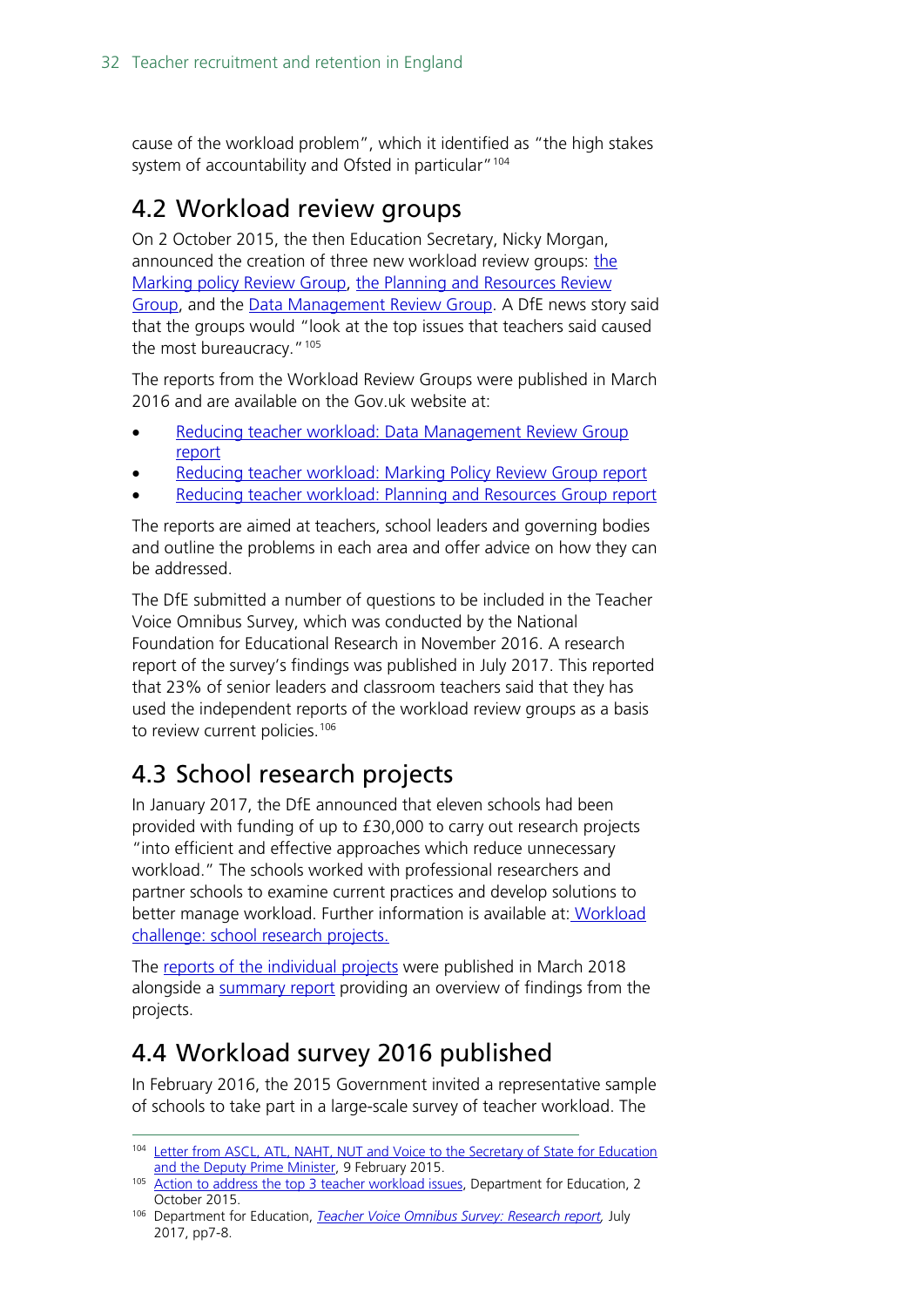cause of the workload problem", which it identified as "the high stakes system of accountability and Ofsted in particular"[104]

## 4.2 Workload review groups

On 2 October 2015, the then Education Secretary, Nicky Morgan, announced the creation of three new workload review groups: the Marking policy Review Group, the Planning and Resources Review Group, and the Data Management Review Group. A DfE news story said that the groups would "look at the top issues that teachers said caused the most bureaucracy."[105]

The reports from the Workload Review Groups were published in March 2016 and are available on the Gov.uk website at:

- Reducing teacher workload: Data Management Review Group report
- Reducing teacher workload: Marking Policy Review Group report
- Reducing teacher workload: Planning and Resources Group report

The reports are aimed at teachers, school leaders and governing bodies and outline the problems in each area and offer advice on how they can be addressed.

The DfE submitted a number of questions to be included in the Teacher Voice Omnibus Survey, which was conducted by the National Foundation for Educational Research in November 2016. A research report of the survey's findings was published in July 2017. This reported that 23% of senior leaders and classroom teachers said that they has used the independent reports of the workload review groups as a basis to review current policies.[106]

## 4.3 School research projects

In January 2017, the DfE announced that eleven schools had been provided with funding of up to £30,000 to carry out research projects "into efficient and effective approaches which reduce unnecessary workload." The schools worked with professional researchers and partner schools to examine current practices and develop solutions to better manage workload. Further information is available at: Workload challenge: school research projects.

The reports of the individual projects were published in March 2018 alongside a summary report providing an overview of findings from the projects.

## 4.4 Workload survey 2016 published

In February 2016, the 2015 Government invited a representative sample of schools to take part in a large-scale survey of teacher workload. The

---

[104] Letter from ASCL, ATL, NAHT, NUT and Voice to the Secretary of State for Education and the Deputy Prime Minister, 9 February 2015.

[105] Action to address the top 3 teacher workload issues, Department for Education, 2 October 2015.

[106] Department for Education, *Teacher Voice Omnibus Survey: Research report*, July 2017, pp7-8.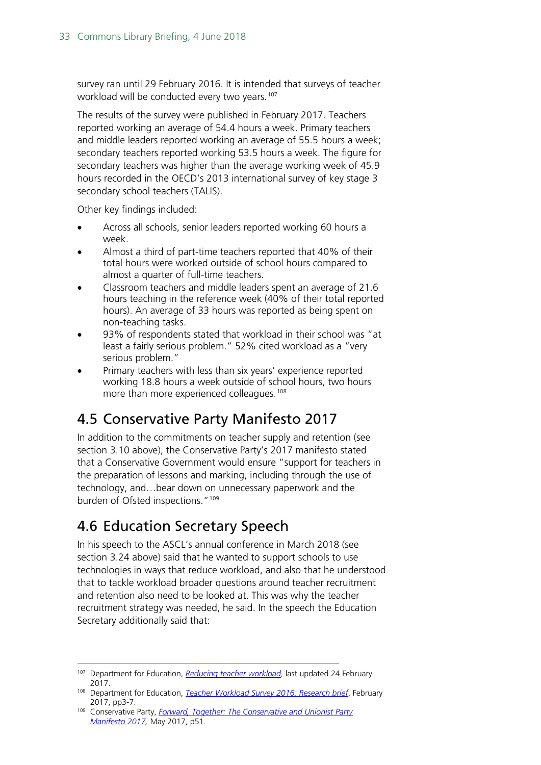survey ran until 29 February 2016. It is intended that surveys of teacher workload will be conducted every two years.[107]

The results of the survey were published in February 2017. Teachers reported working an average of 54.4 hours a week. Primary teachers and middle leaders reported working an average of 55.5 hours a week; secondary teachers reported working 53.5 hours a week. The figure for secondary teachers was higher than the average working week of 45.9 hours recorded in the OECD's 2013 international survey of key stage 3 secondary school teachers (TALIS).

Other key findings included:

- Across all schools, senior leaders reported working 60 hours a week.
- Almost a third of part-time teachers reported that 40% of their total hours were worked outside of school hours compared to almost a quarter of full-time teachers.
- Classroom teachers and middle leaders spent an average of 21.6 hours teaching in the reference week (40% of their total reported hours). An average of 33 hours was reported as being spent on non-teaching tasks.
- 93% of respondents stated that workload in their school was "at least a fairly serious problem." 52% cited workload as a "very serious problem."
- Primary teachers with less than six years' experience reported working 18.8 hours a week outside of school hours, two hours more than more experienced colleagues.[108]

## 4.5 Conservative Party Manifesto 2017

In addition to the commitments on teacher supply and retention (see section 3.10 above), the Conservative Party's 2017 manifesto stated that a Conservative Government would ensure "support for teachers in the preparation of lessons and marking, including through the use of technology, and…bear down on unnecessary paperwork and the burden of Ofsted inspections."[109]

## 4.6 Education Secretary Speech

In his speech to the ASCL's annual conference in March 2018 (see section 3.24 above) said that he wanted to support schools to use technologies in ways that reduce workload, and also that he understood that to tackle workload broader questions around teacher recruitment and retention also need to be looked at. This was why the teacher recruitment strategy was needed, he said. In the speech the Education Secretary additionally said that:

---

[107] Department for Education, *Reducing teacher workload*, last updated 24 February 2017.

[108] Department for Education, *Teacher Workload Survey 2016: Research brief*, February 2017, pp3-7.

[109] Conservative Party, *Forward, Together: The Conservative and Unionist Party Manifesto 2017*, May 2017, p51.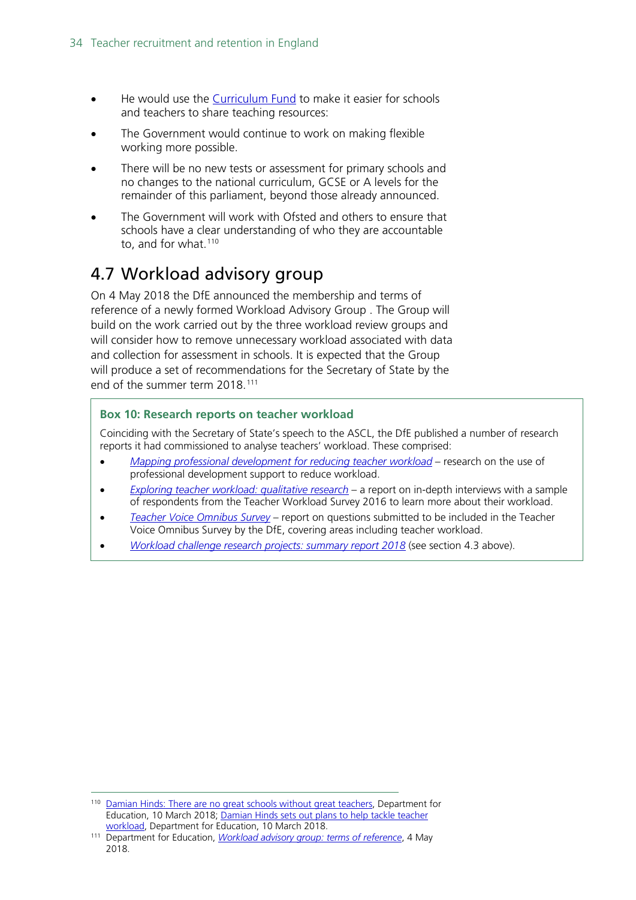- He would use the Curriculum Fund to make it easier for schools and teachers to share teaching resources:
- The Government would continue to work on making flexible working more possible.
- There will be no new tests or assessment for primary schools and no changes to the national curriculum, GCSE or A levels for the remainder of this parliament, beyond those already announced.
- The Government will work with Ofsted and others to ensure that schools have a clear understanding of who they are accountable to, and for what.[110]

## 4.7 Workload advisory group

On 4 May 2018 the DfE announced the membership and terms of reference of a newly formed Workload Advisory Group . The Group will build on the work carried out by the three workload review groups and will consider how to remove unnecessary workload associated with data and collection for assessment in schools. It is expected that the Group will produce a set of recommendations for the Secretary of State by the end of the summer term 2018.[111]

> **Box 10: Research reports on teacher workload**
>
> Coinciding with the Secretary of State's speech to the ASCL, the DfE published a number of research reports it had commissioned to analyse teachers' workload. These comprised:
>
> - *Mapping professional development for reducing teacher workload* – research on the use of professional development support to reduce workload.
> - *Exploring teacher workload: qualitative research* – a report on in-depth interviews with a sample of respondents from the Teacher Workload Survey 2016 to learn more about their workload.
> - *Teacher Voice Omnibus Survey* – report on questions submitted to be included in the Teacher Voice Omnibus Survey by the DfE, covering areas including teacher workload.
> - *Workload challenge research projects: summary report 2018* (see section 4.3 above).

---

[110] Damian Hinds: There are no great schools without great teachers, Department for Education, 10 March 2018; Damian Hinds sets out plans to help tackle teacher workload, Department for Education, 10 March 2018.

[111] Department for Education, *Workload advisory group: terms of reference*, 4 May 2018.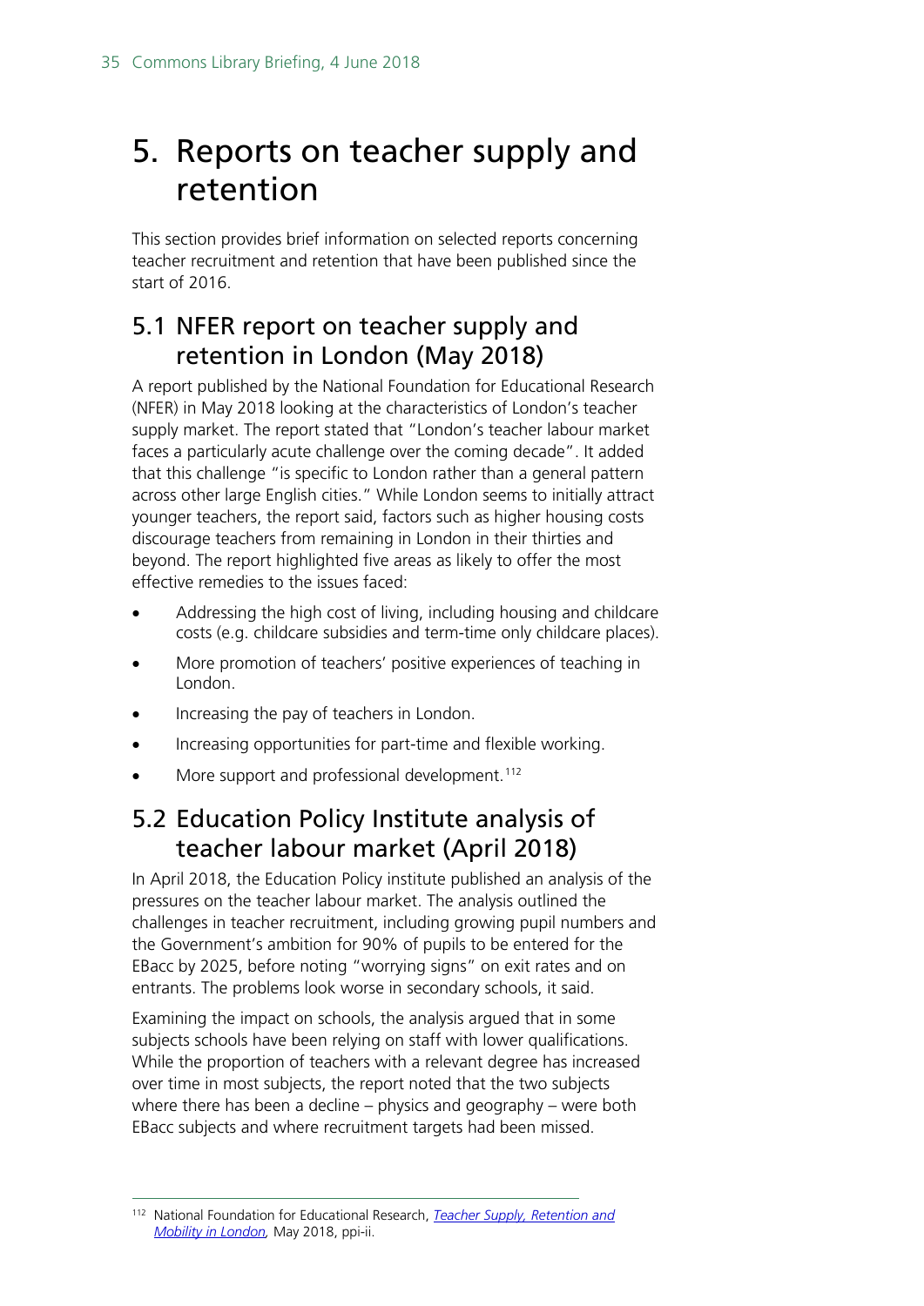# 5. Reports on teacher supply and retention

This section provides brief information on selected reports concerning teacher recruitment and retention that have been published since the start of 2016.

## 5.1 NFER report on teacher supply and retention in London (May 2018)

A report published by the National Foundation for Educational Research (NFER) in May 2018 looking at the characteristics of London's teacher supply market. The report stated that "London's teacher labour market faces a particularly acute challenge over the coming decade". It added that this challenge "is specific to London rather than a general pattern across other large English cities." While London seems to initially attract younger teachers, the report said, factors such as higher housing costs discourage teachers from remaining in London in their thirties and beyond. The report highlighted five areas as likely to offer the most effective remedies to the issues faced:

- Addressing the high cost of living, including housing and childcare costs (e.g. childcare subsidies and term-time only childcare places).
- More promotion of teachers' positive experiences of teaching in London.
- Increasing the pay of teachers in London.
- Increasing opportunities for part-time and flexible working.
- More support and professional development.[112]

## 5.2 Education Policy Institute analysis of teacher labour market (April 2018)

In April 2018, the Education Policy institute published an analysis of the pressures on the teacher labour market. The analysis outlined the challenges in teacher recruitment, including growing pupil numbers and the Government's ambition for 90% of pupils to be entered for the EBacc by 2025, before noting "worrying signs" on exit rates and on entrants. The problems look worse in secondary schools, it said.

Examining the impact on schools, the analysis argued that in some subjects schools have been relying on staff with lower qualifications. While the proportion of teachers with a relevant degree has increased over time in most subjects, the report noted that the two subjects where there has been a decline – physics and geography – were both EBacc subjects and where recruitment targets had been missed.

---

[112] National Foundation for Educational Research, *Teacher Supply, Retention and Mobility in London,* May 2018, ppi-ii.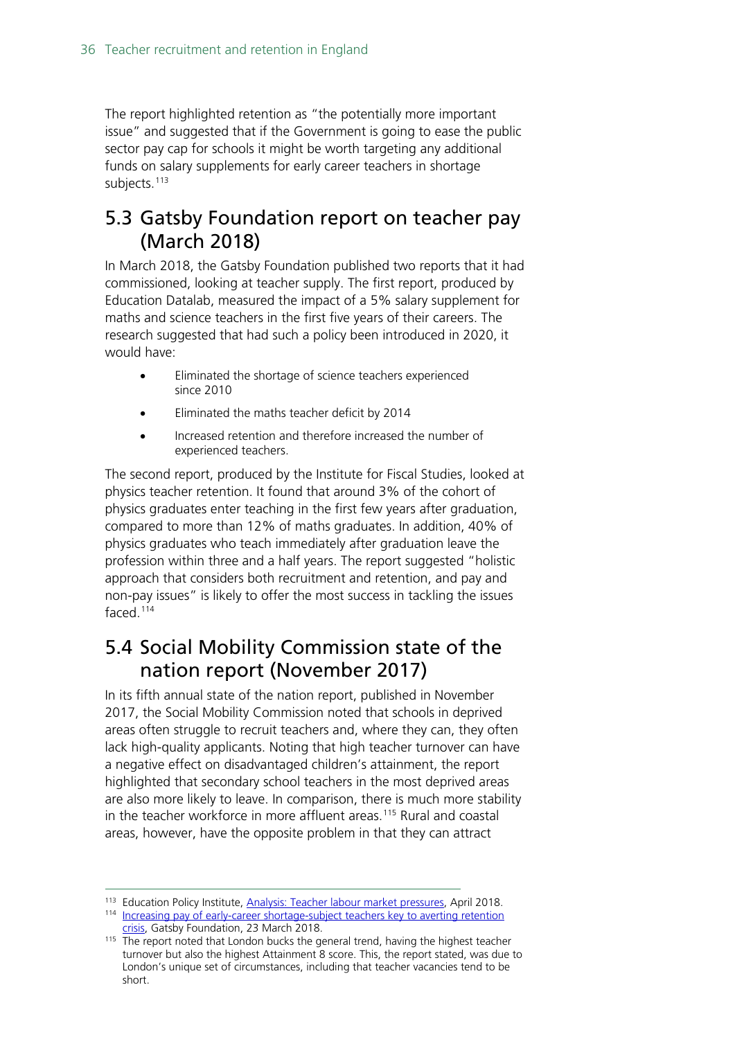The report highlighted retention as "the potentially more important issue" and suggested that if the Government is going to ease the public sector pay cap for schools it might be worth targeting any additional funds on salary supplements for early career teachers in shortage subjects.[113]

## 5.3 Gatsby Foundation report on teacher pay (March 2018)

In March 2018, the Gatsby Foundation published two reports that it had commissioned, looking at teacher supply. The first report, produced by Education Datalab, measured the impact of a 5% salary supplement for maths and science teachers in the first five years of their careers. The research suggested that had such a policy been introduced in 2020, it would have:

- Eliminated the shortage of science teachers experienced since 2010
- Eliminated the maths teacher deficit by 2014
- Increased retention and therefore increased the number of experienced teachers.

The second report, produced by the Institute for Fiscal Studies, looked at physics teacher retention. It found that around 3% of the cohort of physics graduates enter teaching in the first few years after graduation, compared to more than 12% of maths graduates. In addition, 40% of physics graduates who teach immediately after graduation leave the profession within three and a half years. The report suggested "holistic approach that considers both recruitment and retention, and pay and non-pay issues" is likely to offer the most success in tackling the issues faced.[114]

## 5.4 Social Mobility Commission state of the nation report (November 2017)

In its fifth annual state of the nation report, published in November 2017, the Social Mobility Commission noted that schools in deprived areas often struggle to recruit teachers and, where they can, they often lack high-quality applicants. Noting that high teacher turnover can have a negative effect on disadvantaged children's attainment, the report highlighted that secondary school teachers in the most deprived areas are also more likely to leave. In comparison, there is much more stability in the teacher workforce in more affluent areas.[115] Rural and coastal areas, however, have the opposite problem in that they can attract

---

[113] Education Policy Institute, Analysis: Teacher labour market pressures, April 2018.

[114] Increasing pay of early-career shortage-subject teachers key to averting retention crisis, Gatsby Foundation, 23 March 2018.

[115] The report noted that London bucks the general trend, having the highest teacher turnover but also the highest Attainment 8 score. This, the report stated, was due to London's unique set of circumstances, including that teacher vacancies tend to be short.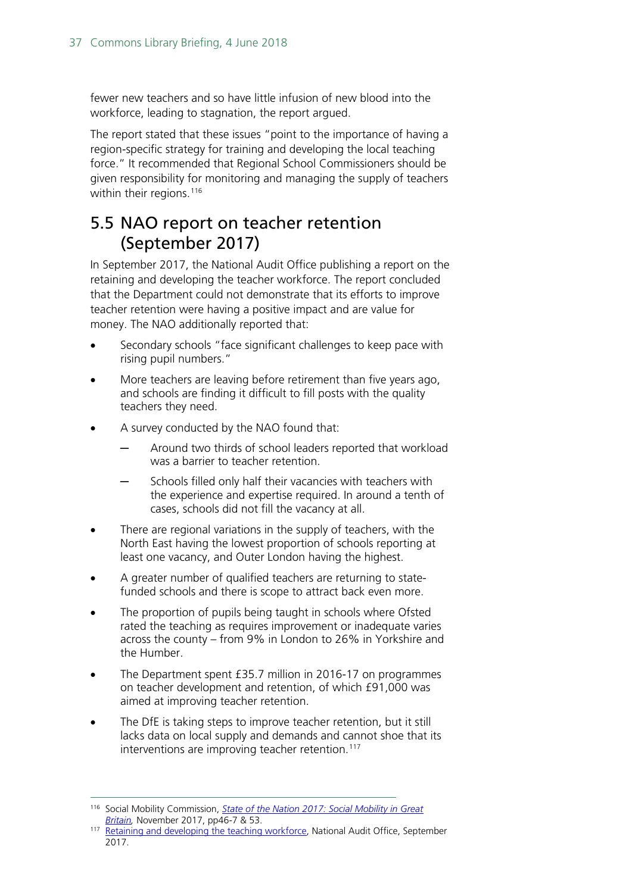fewer new teachers and so have little infusion of new blood into the workforce, leading to stagnation, the report argued.

The report stated that these issues "point to the importance of having a region-specific strategy for training and developing the local teaching force." It recommended that Regional School Commissioners should be given responsibility for monitoring and managing the supply of teachers within their regions.[116]

## 5.5 NAO report on teacher retention (September 2017)

In September 2017, the National Audit Office publishing a report on the retaining and developing the teacher workforce. The report concluded that the Department could not demonstrate that its efforts to improve teacher retention were having a positive impact and are value for money. The NAO additionally reported that:

- Secondary schools "face significant challenges to keep pace with rising pupil numbers."
- More teachers are leaving before retirement than five years ago, and schools are finding it difficult to fill posts with the quality teachers they need.
- A survey conducted by the NAO found that:
  - Around two thirds of school leaders reported that workload was a barrier to teacher retention.
  - Schools filled only half their vacancies with teachers with the experience and expertise required. In around a tenth of cases, schools did not fill the vacancy at all.
- There are regional variations in the supply of teachers, with the North East having the lowest proportion of schools reporting at least one vacancy, and Outer London having the highest.
- A greater number of qualified teachers are returning to state-funded schools and there is scope to attract back even more.
- The proportion of pupils being taught in schools where Ofsted rated the teaching as requires improvement or inadequate varies across the county – from 9% in London to 26% in Yorkshire and the Humber.
- The Department spent £35.7 million in 2016-17 on programmes on teacher development and retention, of which £91,000 was aimed at improving teacher retention.
- The DfE is taking steps to improve teacher retention, but it still lacks data on local supply and demands and cannot shoe that its interventions are improving teacher retention.[117]

---

[116] Social Mobility Commission, *State of the Nation 2017: Social Mobility in Great Britain*, November 2017, pp46-7 & 53.

[117] Retaining and developing the teaching workforce, National Audit Office, September 2017.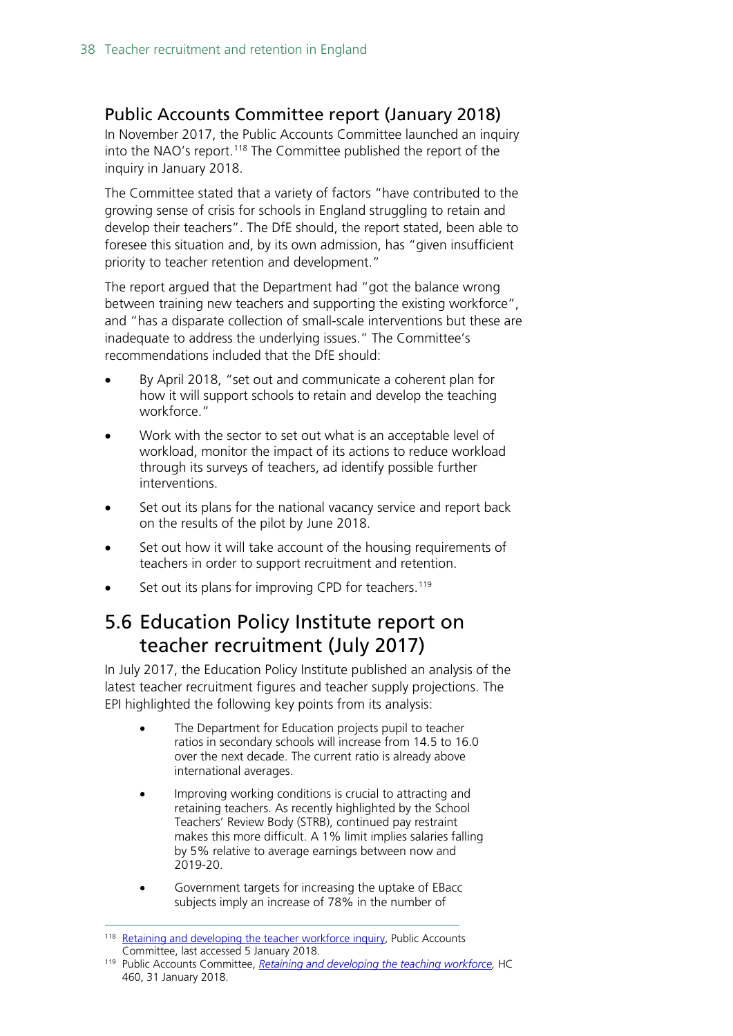### Public Accounts Committee report (January 2018)

In November 2017, the Public Accounts Committee launched an inquiry into the NAO's report.[118] The Committee published the report of the inquiry in January 2018.

The Committee stated that a variety of factors "have contributed to the growing sense of crisis for schools in England struggling to retain and develop their teachers". The DfE should, the report stated, been able to foresee this situation and, by its own admission, has "given insufficient priority to teacher retention and development."

The report argued that the Department had "got the balance wrong between training new teachers and supporting the existing workforce", and "has a disparate collection of small-scale interventions but these are inadequate to address the underlying issues." The Committee's recommendations included that the DfE should:

- By April 2018, "set out and communicate a coherent plan for how it will support schools to retain and develop the teaching workforce."
- Work with the sector to set out what is an acceptable level of workload, monitor the impact of its actions to reduce workload through its surveys of teachers, ad identify possible further interventions.
- Set out its plans for the national vacancy service and report back on the results of the pilot by June 2018.
- Set out how it will take account of the housing requirements of teachers in order to support recruitment and retention.
- Set out its plans for improving CPD for teachers.[119]

## 5.6 Education Policy Institute report on teacher recruitment (July 2017)

In July 2017, the Education Policy Institute published an analysis of the latest teacher recruitment figures and teacher supply projections. The EPI highlighted the following key points from its analysis:

- The Department for Education projects pupil to teacher ratios in secondary schools will increase from 14.5 to 16.0 over the next decade. The current ratio is already above international averages.
- Improving working conditions is crucial to attracting and retaining teachers. As recently highlighted by the School Teachers' Review Body (STRB), continued pay restraint makes this more difficult. A 1% limit implies salaries falling by 5% relative to average earnings between now and 2019-20.
- Government targets for increasing the uptake of EBacc subjects imply an increase of 78% in the number of

---

[118] [Retaining and developing the teacher workforce inquiry](), Public Accounts Committee, last accessed 5 January 2018.

[119] Public Accounts Committee, *[Retaining and developing the teaching workforce]()*, HC 460, 31 January 2018.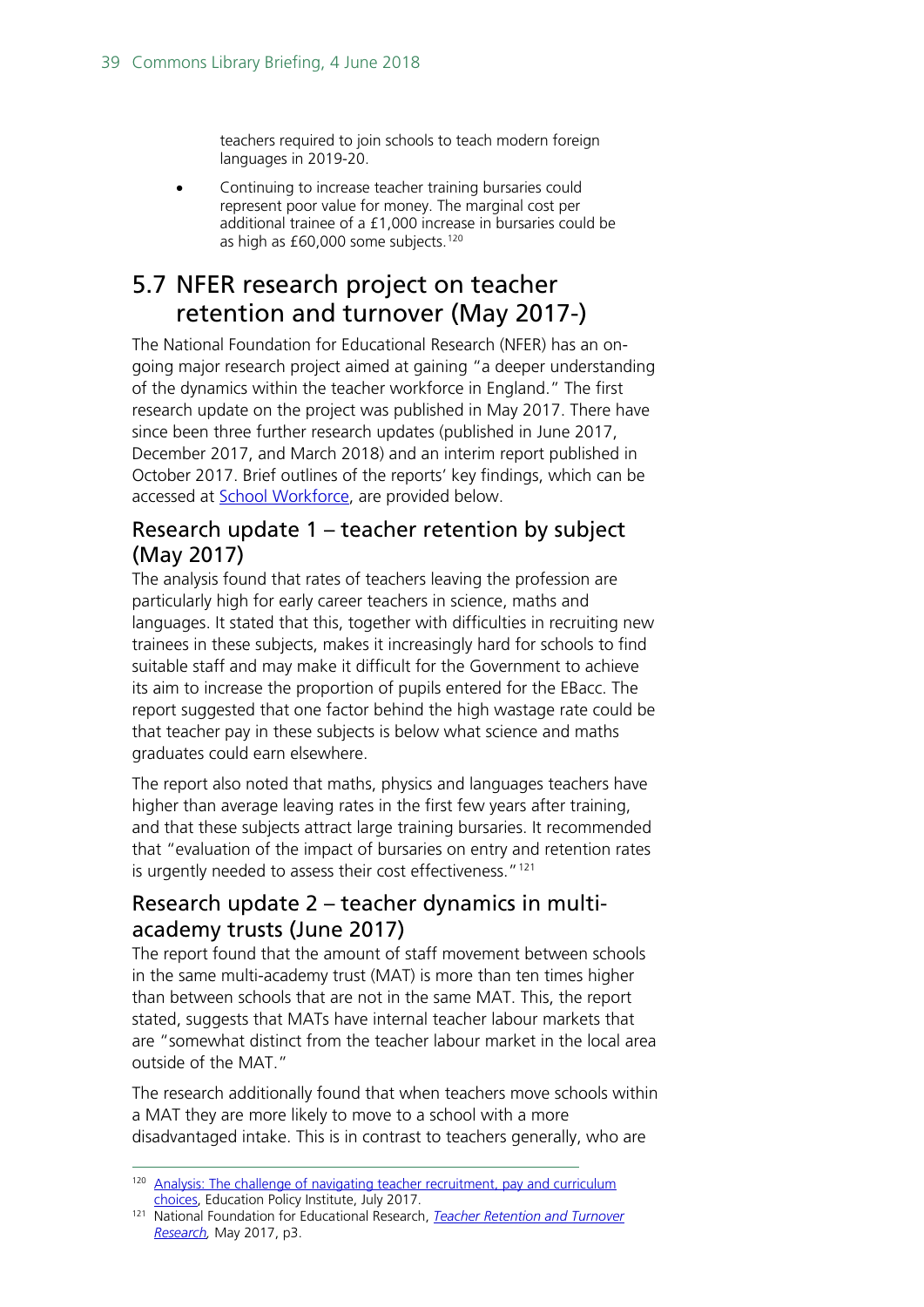teachers required to join schools to teach modern foreign languages in 2019-20.

- Continuing to increase teacher training bursaries could represent poor value for money. The marginal cost per additional trainee of a £1,000 increase in bursaries could be as high as £60,000 some subjects.[120]

## 5.7 NFER research project on teacher retention and turnover (May 2017-)

The National Foundation for Educational Research (NFER) has an on-going major research project aimed at gaining "a deeper understanding of the dynamics within the teacher workforce in England." The first research update on the project was published in May 2017. There have since been three further research updates (published in June 2017, December 2017, and March 2018) and an interim report published in October 2017. Brief outlines of the reports' key findings, which can be accessed at [School Workforce], are provided below.

### Research update 1 – teacher retention by subject (May 2017)

The analysis found that rates of teachers leaving the profession are particularly high for early career teachers in science, maths and languages. It stated that this, together with difficulties in recruiting new trainees in these subjects, makes it increasingly hard for schools to find suitable staff and may make it difficult for the Government to achieve its aim to increase the proportion of pupils entered for the EBacc. The report suggested that one factor behind the high wastage rate could be that teacher pay in these subjects is below what science and maths graduates could earn elsewhere.

The report also noted that maths, physics and languages teachers have higher than average leaving rates in the first few years after training, and that these subjects attract large training bursaries. It recommended that "evaluation of the impact of bursaries on entry and retention rates is urgently needed to assess their cost effectiveness."[121]

### Research update 2 – teacher dynamics in multi-academy trusts (June 2017)

The report found that the amount of staff movement between schools in the same multi-academy trust (MAT) is more than ten times higher than between schools that are not in the same MAT. This, the report stated, suggests that MATs have internal teacher labour markets that are "somewhat distinct from the teacher labour market in the local area outside of the MAT."

The research additionally found that when teachers move schools within a MAT they are more likely to move to a school with a more disadvantaged intake. This is in contrast to teachers generally, who are

---

[120] Analysis: The challenge of navigating teacher recruitment, pay and curriculum choices, Education Policy Institute, July 2017.

[121] National Foundation for Educational Research, *Teacher Retention and Turnover Research,* May 2017, p3.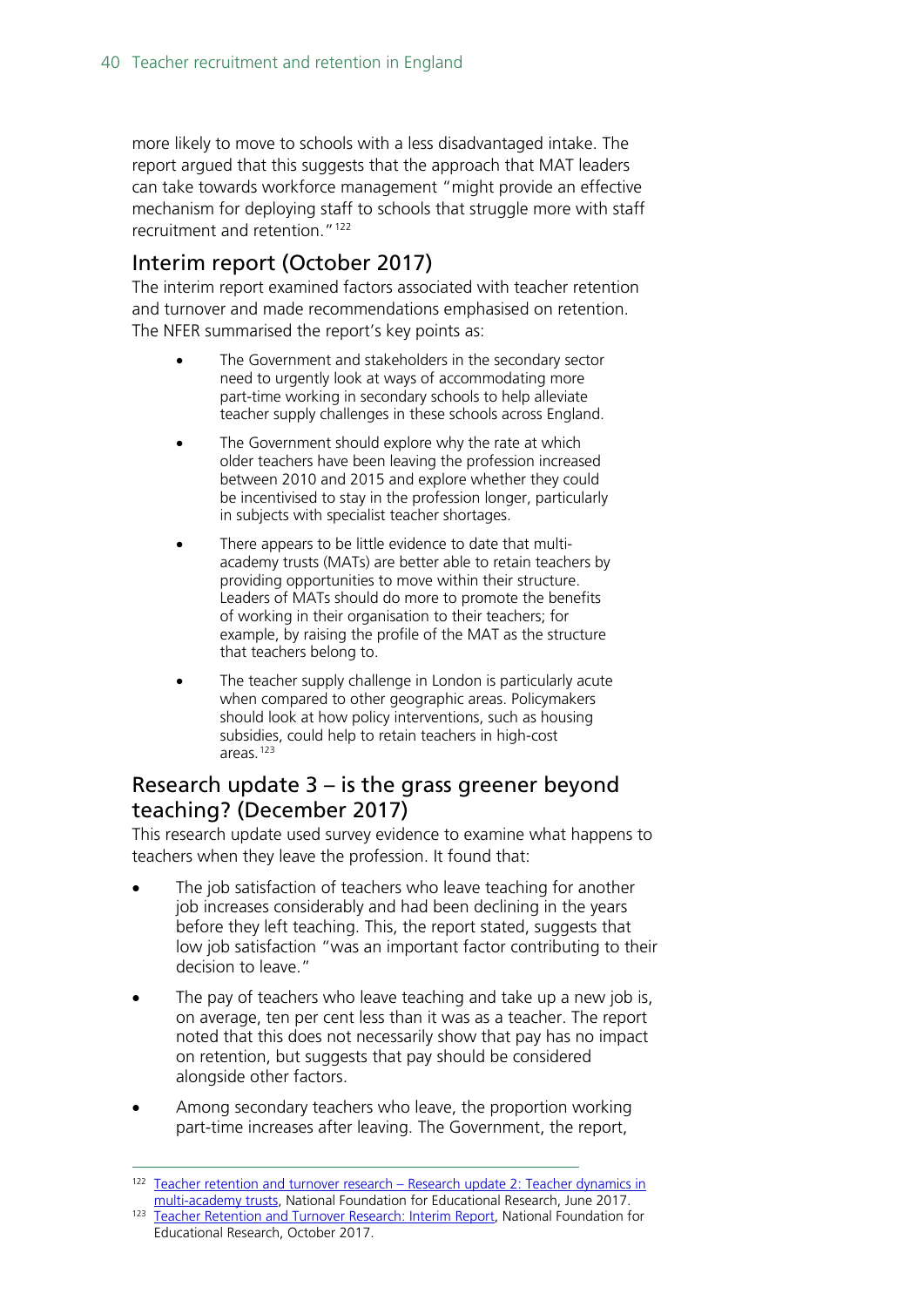more likely to move to schools with a less disadvantaged intake. The report argued that this suggests that the approach that MAT leaders can take towards workforce management "might provide an effective mechanism for deploying staff to schools that struggle more with staff recruitment and retention."[122]

## Interim report (October 2017)

The interim report examined factors associated with teacher retention and turnover and made recommendations emphasised on retention. The NFER summarised the report's key points as:

> - The Government and stakeholders in the secondary sector need to urgently look at ways of accommodating more part-time working in secondary schools to help alleviate teacher supply challenges in these schools across England.
> - The Government should explore why the rate at which older teachers have been leaving the profession increased between 2010 and 2015 and explore whether they could be incentivised to stay in the profession longer, particularly in subjects with specialist teacher shortages.
> - There appears to be little evidence to date that multi-academy trusts (MATs) are better able to retain teachers by providing opportunities to move within their structure. Leaders of MATs should do more to promote the benefits of working in their organisation to their teachers; for example, by raising the profile of the MAT as the structure that teachers belong to.
> - The teacher supply challenge in London is particularly acute when compared to other geographic areas. Policymakers should look at how policy interventions, such as housing subsidies, could help to retain teachers in high-cost areas.[123]

## Research update 3 – is the grass greener beyond teaching? (December 2017)

This research update used survey evidence to examine what happens to teachers when they leave the profession. It found that:

- The job satisfaction of teachers who leave teaching for another job increases considerably and had been declining in the years before they left teaching. This, the report stated, suggests that low job satisfaction "was an important factor contributing to their decision to leave."
- The pay of teachers who leave teaching and take up a new job is, on average, ten per cent less than it was as a teacher. The report noted that this does not necessarily show that pay has no impact on retention, but suggests that pay should be considered alongside other factors.
- Among secondary teachers who leave, the proportion working part-time increases after leaving. The Government, the report,

---

[122] Teacher retention and turnover research – Research update 2: Teacher dynamics in multi-academy trusts, National Foundation for Educational Research, June 2017.

[123] Teacher Retention and Turnover Research: Interim Report, National Foundation for Educational Research, October 2017.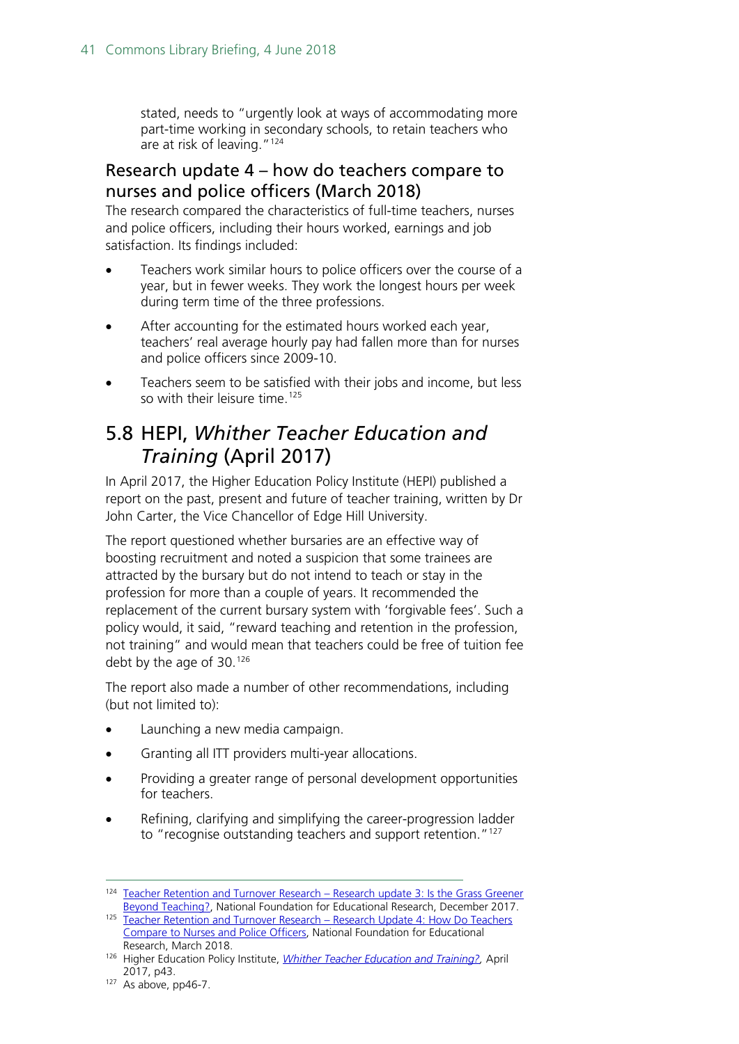stated, needs to "urgently look at ways of accommodating more part-time working in secondary schools, to retain teachers who are at risk of leaving."[124]

### Research update 4 – how do teachers compare to nurses and police officers (March 2018)

The research compared the characteristics of full-time teachers, nurses and police officers, including their hours worked, earnings and job satisfaction. Its findings included:

- Teachers work similar hours to police officers over the course of a year, but in fewer weeks. They work the longest hours per week during term time of the three professions.
- After accounting for the estimated hours worked each year, teachers' real average hourly pay had fallen more than for nurses and police officers since 2009-10.
- Teachers seem to be satisfied with their jobs and income, but less so with their leisure time.[125]

## 5.8 HEPI, *Whither Teacher Education and Training* (April 2017)

In April 2017, the Higher Education Policy Institute (HEPI) published a report on the past, present and future of teacher training, written by Dr John Carter, the Vice Chancellor of Edge Hill University.

The report questioned whether bursaries are an effective way of boosting recruitment and noted a suspicion that some trainees are attracted by the bursary but do not intend to teach or stay in the profession for more than a couple of years. It recommended the replacement of the current bursary system with 'forgivable fees'. Such a policy would, it said, "reward teaching and retention in the profession, not training" and would mean that teachers could be free of tuition fee debt by the age of 30.[126]

The report also made a number of other recommendations, including (but not limited to):

- Launching a new media campaign.
- Granting all ITT providers multi-year allocations.
- Providing a greater range of personal development opportunities for teachers.
- Refining, clarifying and simplifying the career-progression ladder to "recognise outstanding teachers and support retention."[127]

---

[124] Teacher Retention and Turnover Research – Research update 3: Is the Grass Greener Beyond Teaching?, National Foundation for Educational Research, December 2017.

[125] Teacher Retention and Turnover Research – Research Update 4: How Do Teachers Compare to Nurses and Police Officers, National Foundation for Educational Research, March 2018.

[126] Higher Education Policy Institute, *Whither Teacher Education and Training?,* April 2017, p43.

[127] As above, pp46-7.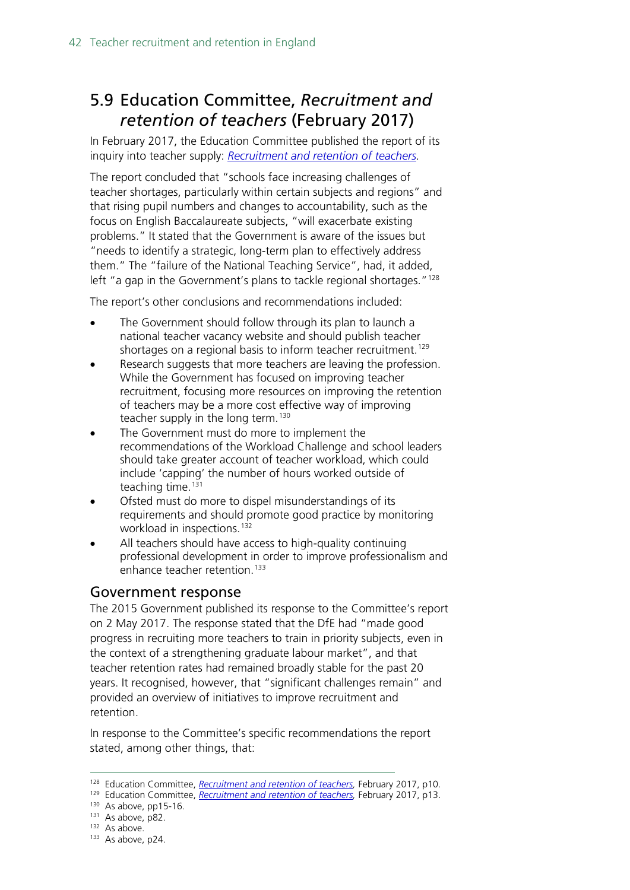## 5.9 Education Committee, *Recruitment and retention of teachers* (February 2017)

In February 2017, the Education Committee published the report of its inquiry into teacher supply: *Recruitment and retention of teachers*.

The report concluded that "schools face increasing challenges of teacher shortages, particularly within certain subjects and regions" and that rising pupil numbers and changes to accountability, such as the focus on English Baccalaureate subjects, "will exacerbate existing problems." It stated that the Government is aware of the issues but "needs to identify a strategic, long-term plan to effectively address them." The "failure of the National Teaching Service", had, it added, left "a gap in the Government's plans to tackle regional shortages."[128]

The report's other conclusions and recommendations included:

- The Government should follow through its plan to launch a national teacher vacancy website and should publish teacher shortages on a regional basis to inform teacher recruitment.[129]
- Research suggests that more teachers are leaving the profession. While the Government has focused on improving teacher recruitment, focusing more resources on improving the retention of teachers may be a more cost effective way of improving teacher supply in the long term.[130]
- The Government must do more to implement the recommendations of the Workload Challenge and school leaders should take greater account of teacher workload, which could include 'capping' the number of hours worked outside of teaching time.[131]
- Ofsted must do more to dispel misunderstandings of its requirements and should promote good practice by monitoring workload in inspections.[132]
- All teachers should have access to high-quality continuing professional development in order to improve professionalism and enhance teacher retention.[133]

### Government response

The 2015 Government published its response to the Committee's report on 2 May 2017. The response stated that the DfE had "made good progress in recruiting more teachers to train in priority subjects, even in the context of a strengthening graduate labour market", and that teacher retention rates had remained broadly stable for the past 20 years. It recognised, however, that "significant challenges remain" and provided an overview of initiatives to improve recruitment and retention.

In response to the Committee's specific recommendations the report stated, among other things, that:

---

[128] Education Committee, *Recruitment and retention of teachers*, February 2017, p10.
[129] Education Committee, *Recruitment and retention of teachers*, February 2017, p13.
[130] As above, pp15-16.
[131] As above, p82.
[132] As above.
[133] As above, p24.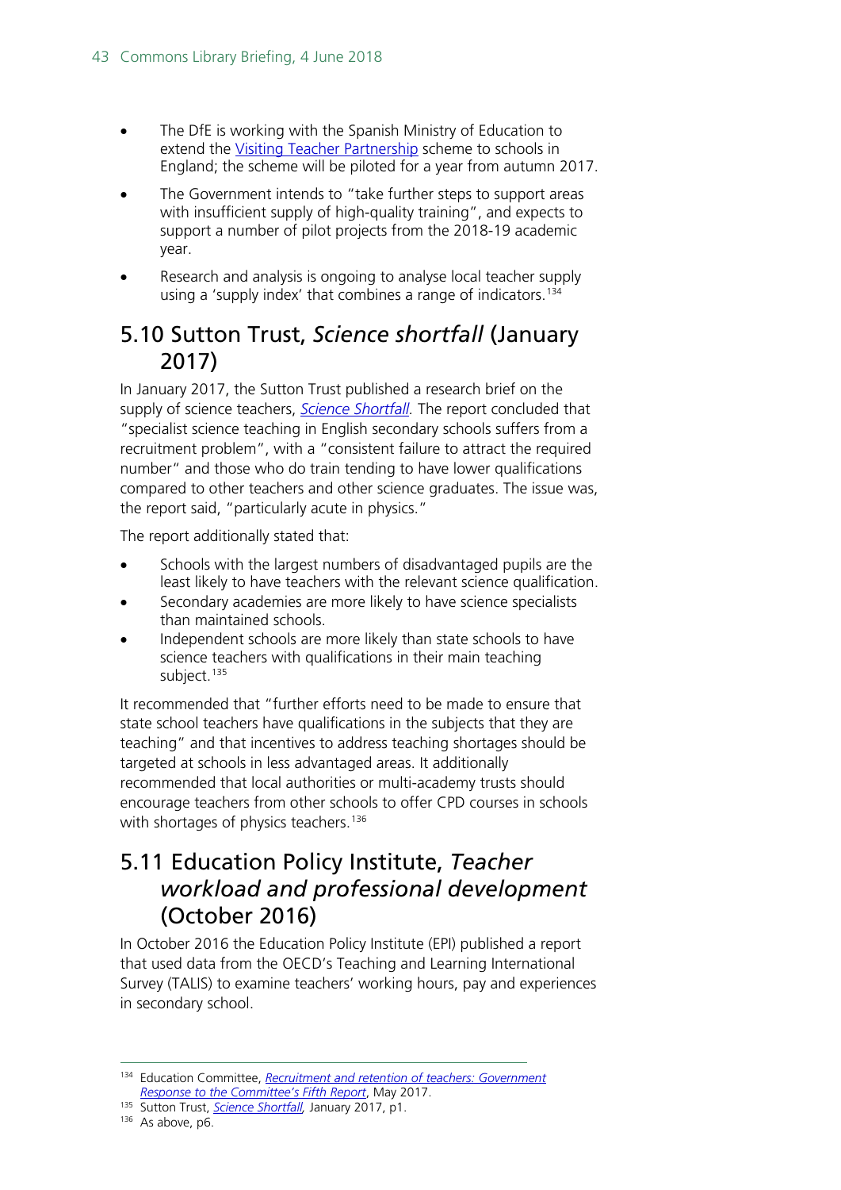- The DfE is working with the Spanish Ministry of Education to extend the Visiting Teacher Partnership scheme to schools in England; the scheme will be piloted for a year from autumn 2017.
- The Government intends to "take further steps to support areas with insufficient supply of high-quality training", and expects to support a number of pilot projects from the 2018-19 academic year.
- Research and analysis is ongoing to analyse local teacher supply using a 'supply index' that combines a range of indicators.[134]

## 5.10 Sutton Trust, *Science shortfall* (January 2017)

In January 2017, the Sutton Trust published a research brief on the supply of science teachers, *Science Shortfall*. The report concluded that "specialist science teaching in English secondary schools suffers from a recruitment problem", with a "consistent failure to attract the required number" and those who do train tending to have lower qualifications compared to other teachers and other science graduates. The issue was, the report said, "particularly acute in physics."

The report additionally stated that:

- Schools with the largest numbers of disadvantaged pupils are the least likely to have teachers with the relevant science qualification.
- Secondary academies are more likely to have science specialists than maintained schools.
- Independent schools are more likely than state schools to have science teachers with qualifications in their main teaching subject.[135]

It recommended that "further efforts need to be made to ensure that state school teachers have qualifications in the subjects that they are teaching" and that incentives to address teaching shortages should be targeted at schools in less advantaged areas. It additionally recommended that local authorities or multi-academy trusts should encourage teachers from other schools to offer CPD courses in schools with shortages of physics teachers.[136]

## 5.11 Education Policy Institute, *Teacher workload and professional development* (October 2016)

In October 2016 the Education Policy Institute (EPI) published a report that used data from the OECD's Teaching and Learning International Survey (TALIS) to examine teachers' working hours, pay and experiences in secondary school.

---

[134] Education Committee, *Recruitment and retention of teachers: Government Response to the Committee's Fifth Report*, May 2017.

[135] Sutton Trust, *Science Shortfall*, January 2017, p1.

[136] As above, p6.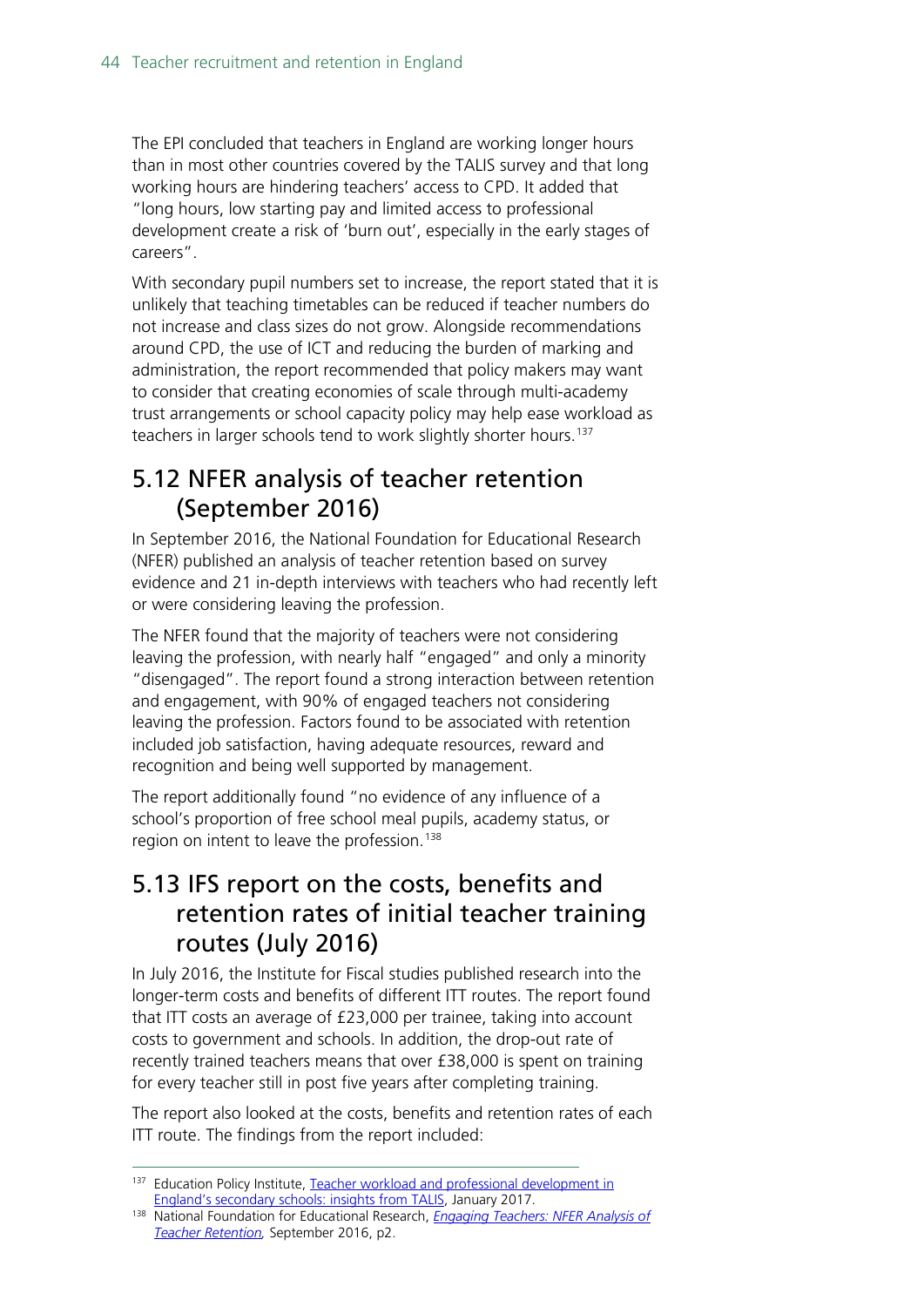The EPI concluded that teachers in England are working longer hours than in most other countries covered by the TALIS survey and that long working hours are hindering teachers' access to CPD. It added that "long hours, low starting pay and limited access to professional development create a risk of 'burn out', especially in the early stages of careers".

With secondary pupil numbers set to increase, the report stated that it is unlikely that teaching timetables can be reduced if teacher numbers do not increase and class sizes do not grow. Alongside recommendations around CPD, the use of ICT and reducing the burden of marking and administration, the report recommended that policy makers may want to consider that creating economies of scale through multi-academy trust arrangements or school capacity policy may help ease workload as teachers in larger schools tend to work slightly shorter hours.[137]

## 5.12 NFER analysis of teacher retention (September 2016)

In September 2016, the National Foundation for Educational Research (NFER) published an analysis of teacher retention based on survey evidence and 21 in-depth interviews with teachers who had recently left or were considering leaving the profession.

The NFER found that the majority of teachers were not considering leaving the profession, with nearly half "engaged" and only a minority "disengaged". The report found a strong interaction between retention and engagement, with 90% of engaged teachers not considering leaving the profession. Factors found to be associated with retention included job satisfaction, having adequate resources, reward and recognition and being well supported by management.

The report additionally found "no evidence of any influence of a school's proportion of free school meal pupils, academy status, or region on intent to leave the profession.[138]

## 5.13 IFS report on the costs, benefits and retention rates of initial teacher training routes (July 2016)

In July 2016, the Institute for Fiscal studies published research into the longer-term costs and benefits of different ITT routes. The report found that ITT costs an average of £23,000 per trainee, taking into account costs to government and schools. In addition, the drop-out rate of recently trained teachers means that over £38,000 is spent on training for every teacher still in post five years after completing training.

The report also looked at the costs, benefits and retention rates of each ITT route. The findings from the report included:

---

[137] Education Policy Institute, Teacher workload and professional development in England's secondary schools: insights from TALIS, January 2017.

[138] National Foundation for Educational Research, *Engaging Teachers: NFER Analysis of Teacher Retention,* September 2016, p2.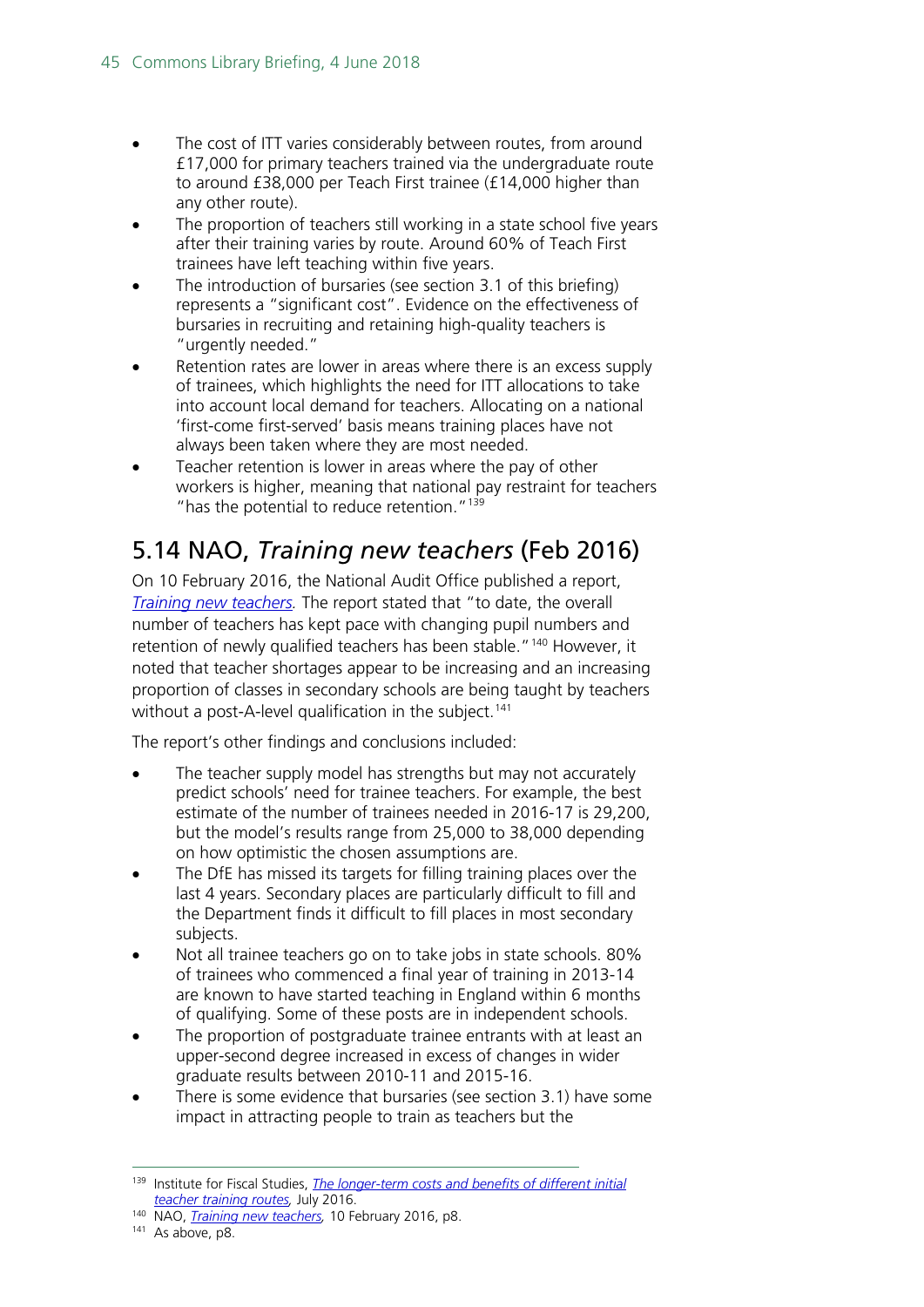- The cost of ITT varies considerably between routes, from around £17,000 for primary teachers trained via the undergraduate route to around £38,000 per Teach First trainee (£14,000 higher than any other route).
- The proportion of teachers still working in a state school five years after their training varies by route. Around 60% of Teach First trainees have left teaching within five years.
- The introduction of bursaries (see section 3.1 of this briefing) represents a "significant cost". Evidence on the effectiveness of bursaries in recruiting and retaining high-quality teachers is "urgently needed."
- Retention rates are lower in areas where there is an excess supply of trainees, which highlights the need for ITT allocations to take into account local demand for teachers. Allocating on a national 'first-come first-served' basis means training places have not always been taken where they are most needed.
- Teacher retention is lower in areas where the pay of other workers is higher, meaning that national pay restraint for teachers "has the potential to reduce retention."[139]

## 5.14 NAO, *Training new teachers* (Feb 2016)

On 10 February 2016, the National Audit Office published a report, *Training new teachers*. The report stated that "to date, the overall number of teachers has kept pace with changing pupil numbers and retention of newly qualified teachers has been stable."[140] However, it noted that teacher shortages appear to be increasing and an increasing proportion of classes in secondary schools are being taught by teachers without a post-A-level qualification in the subject.[141]

The report's other findings and conclusions included:

- The teacher supply model has strengths but may not accurately predict schools' need for trainee teachers. For example, the best estimate of the number of trainees needed in 2016-17 is 29,200, but the model's results range from 25,000 to 38,000 depending on how optimistic the chosen assumptions are.
- The DfE has missed its targets for filling training places over the last 4 years. Secondary places are particularly difficult to fill and the Department finds it difficult to fill places in most secondary subjects.
- Not all trainee teachers go on to take jobs in state schools. 80% of trainees who commenced a final year of training in 2013-14 are known to have started teaching in England within 6 months of qualifying. Some of these posts are in independent schools.
- The proportion of postgraduate trainee entrants with at least an upper-second degree increased in excess of changes in wider graduate results between 2010-11 and 2015-16.
- There is some evidence that bursaries (see section 3.1) have some impact in attracting people to train as teachers but the

---

[139] Institute for Fiscal Studies, *The longer-term costs and benefits of different initial teacher training routes*, July 2016.

[140] NAO, *Training new teachers*, 10 February 2016, p8.

[141] As above, p8.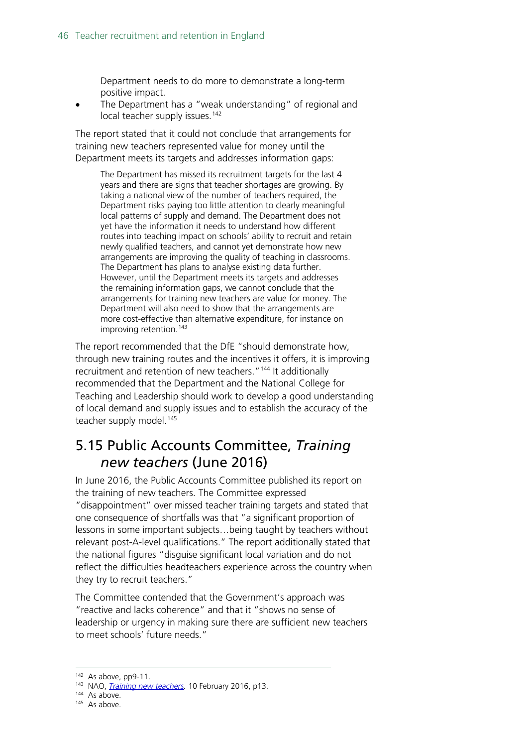Department needs to do more to demonstrate a long-term positive impact.

- The Department has a "weak understanding" of regional and local teacher supply issues.[142]

The report stated that it could not conclude that arrangements for training new teachers represented value for money until the Department meets its targets and addresses information gaps:

> The Department has missed its recruitment targets for the last 4 years and there are signs that teacher shortages are growing. By taking a national view of the number of teachers required, the Department risks paying too little attention to clearly meaningful local patterns of supply and demand. The Department does not yet have the information it needs to understand how different routes into teaching impact on schools' ability to recruit and retain newly qualified teachers, and cannot yet demonstrate how new arrangements are improving the quality of teaching in classrooms. The Department has plans to analyse existing data further. However, until the Department meets its targets and addresses the remaining information gaps, we cannot conclude that the arrangements for training new teachers are value for money. The Department will also need to show that the arrangements are more cost-effective than alternative expenditure, for instance on improving retention.[143]

The report recommended that the DfE "should demonstrate how, through new training routes and the incentives it offers, it is improving recruitment and retention of new teachers."[144] It additionally recommended that the Department and the National College for Teaching and Leadership should work to develop a good understanding of local demand and supply issues and to establish the accuracy of the teacher supply model.[145]

## 5.15 Public Accounts Committee, *Training new teachers* (June 2016)

In June 2016, the Public Accounts Committee published its report on the training of new teachers. The Committee expressed "disappointment" over missed teacher training targets and stated that one consequence of shortfalls was that "a significant proportion of lessons in some important subjects…being taught by teachers without relevant post-A-level qualifications." The report additionally stated that the national figures "disguise significant local variation and do not reflect the difficulties headteachers experience across the country when they try to recruit teachers."

The Committee contended that the Government's approach was "reactive and lacks coherence" and that it "shows no sense of leadership or urgency in making sure there are sufficient new teachers to meet schools' future needs."

---

[142] As above, pp9-11.

[143] NAO, *Training new teachers*, 10 February 2016, p13.

[144] As above.

[145] As above.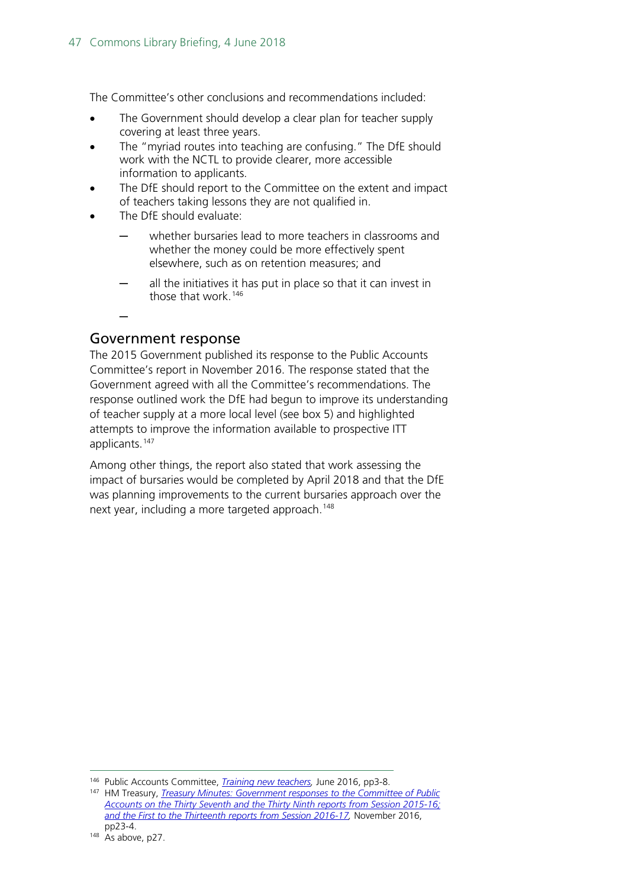The Committee's other conclusions and recommendations included:

- The Government should develop a clear plan for teacher supply covering at least three years.
- The "myriad routes into teaching are confusing." The DfE should work with the NCTL to provide clearer, more accessible information to applicants.
- The DfE should report to the Committee on the extent and impact of teachers taking lessons they are not qualified in.
- The DfE should evaluate:
  - whether bursaries lead to more teachers in classrooms and whether the money could be more effectively spent elsewhere, such as on retention measures; and
  - all the initiatives it has put in place so that it can invest in those that work.[146]

## Government response

The 2015 Government published its response to the Public Accounts Committee's report in November 2016. The response stated that the Government agreed with all the Committee's recommendations. The response outlined work the DfE had begun to improve its understanding of teacher supply at a more local level (see box 5) and highlighted attempts to improve the information available to prospective ITT applicants.[147]

Among other things, the report also stated that work assessing the impact of bursaries would be completed by April 2018 and that the DfE was planning improvements to the current bursaries approach over the next year, including a more targeted approach.[148]

---

[146] Public Accounts Committee, *Training new teachers,* June 2016, pp3-8.

[147] HM Treasury, *Treasury Minutes: Government responses to the Committee of Public Accounts on the Thirty Seventh and the Thirty Ninth reports from Session 2015-16; and the First to the Thirteenth reports from Session 2016-17,* November 2016, pp23-4.

[148] As above, p27.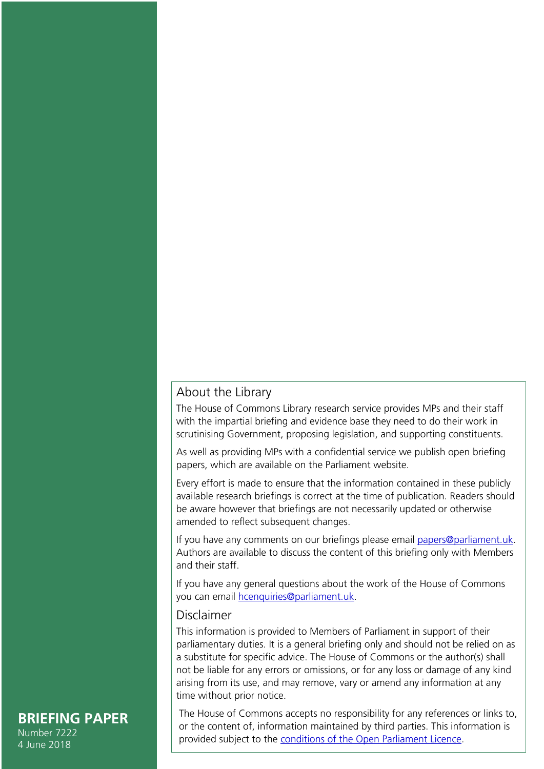**BRIEFING PAPER**

Number 7222
4 June 2018

## About the Library

The House of Commons Library research service provides MPs and their staff with the impartial briefing and evidence base they need to do their work in scrutinising Government, proposing legislation, and supporting constituents.

As well as providing MPs with a confidential service we publish open briefing papers, which are available on the Parliament website.

Every effort is made to ensure that the information contained in these publicly available research briefings is correct at the time of publication. Readers should be aware however that briefings are not necessarily updated or otherwise amended to reflect subsequent changes.

If you have any comments on our briefings please email papers@parliament.uk. Authors are available to discuss the content of this briefing only with Members and their staff.

If you have any general questions about the work of the House of Commons you can email hcenquiries@parliament.uk.

## Disclaimer

This information is provided to Members of Parliament in support of their parliamentary duties. It is a general briefing only and should not be relied on as a substitute for specific advice. The House of Commons or the author(s) shall not be liable for any errors or omissions, or for any loss or damage of any kind arising from its use, and may remove, vary or amend any information at any time without prior notice.

The House of Commons accepts no responsibility for any references or links to, or the content of, information maintained by third parties. This information is provided subject to the conditions of the Open Parliament Licence.